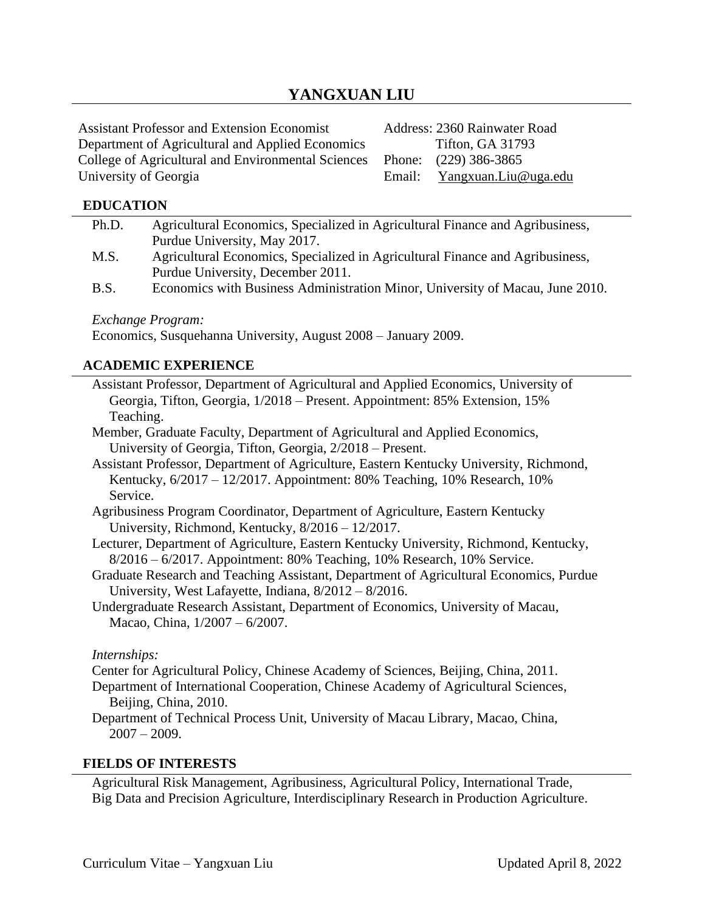# YANGXUAN LIU

Assistant Professor and Extension Economist
Department of Agricultural and Applied Economics
College of Agricultural and Environmental Sciences
University of Georgia

Address: 2360 Rainwater Road
Tifton, GA 31793
Phone: (229) 386-3865
Email: Yangxuan.Liu@uga.edu

## EDUCATION

Ph.D. Agricultural Economics, Specialized in Agricultural Finance and Agribusiness, Purdue University, May 2017.

M.S. Agricultural Economics, Specialized in Agricultural Finance and Agribusiness, Purdue University, December 2011.

B.S. Economics with Business Administration Minor, University of Macau, June 2010.

*Exchange Program:*
Economics, Susquehanna University, August 2008 – January 2009.

## ACADEMIC EXPERIENCE

Assistant Professor, Department of Agricultural and Applied Economics, University of Georgia, Tifton, Georgia, 1/2018 – Present. Appointment: 85% Extension, 15% Teaching.

Member, Graduate Faculty, Department of Agricultural and Applied Economics, University of Georgia, Tifton, Georgia, 2/2018 – Present.

Assistant Professor, Department of Agriculture, Eastern Kentucky University, Richmond, Kentucky, 6/2017 – 12/2017. Appointment: 80% Teaching, 10% Research, 10% Service.

Agribusiness Program Coordinator, Department of Agriculture, Eastern Kentucky University, Richmond, Kentucky, 8/2016 – 12/2017.

Lecturer, Department of Agriculture, Eastern Kentucky University, Richmond, Kentucky, 8/2016 – 6/2017. Appointment: 80% Teaching, 10% Research, 10% Service.

Graduate Research and Teaching Assistant, Department of Agricultural Economics, Purdue University, West Lafayette, Indiana, 8/2012 – 8/2016.

Undergraduate Research Assistant, Department of Economics, University of Macau, Macao, China, 1/2007 – 6/2007.

*Internships:*

Center for Agricultural Policy, Chinese Academy of Sciences, Beijing, China, 2011.

Department of International Cooperation, Chinese Academy of Agricultural Sciences, Beijing, China, 2010.

Department of Technical Process Unit, University of Macau Library, Macao, China, 2007 – 2009.

## FIELDS OF INTERESTS

Agricultural Risk Management, Agribusiness, Agricultural Policy, International Trade, Big Data and Precision Agriculture, Interdisciplinary Research in Production Agriculture.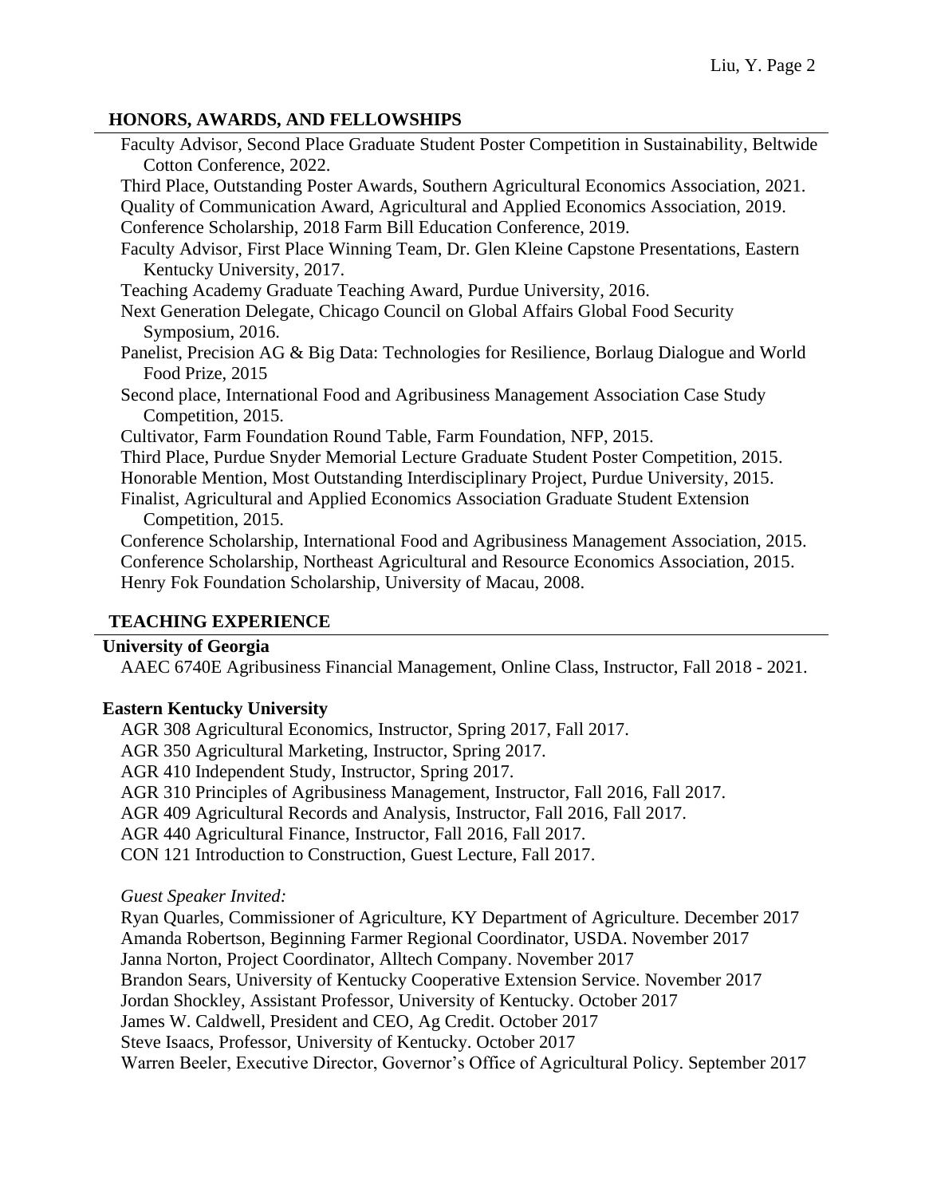## HONORS, AWARDS, AND FELLOWSHIPS

Faculty Advisor, Second Place Graduate Student Poster Competition in Sustainability, Beltwide Cotton Conference, 2022.

Third Place, Outstanding Poster Awards, Southern Agricultural Economics Association, 2021.

Quality of Communication Award, Agricultural and Applied Economics Association, 2019.

Conference Scholarship, 2018 Farm Bill Education Conference, 2019.

Faculty Advisor, First Place Winning Team, Dr. Glen Kleine Capstone Presentations, Eastern Kentucky University, 2017.

Teaching Academy Graduate Teaching Award, Purdue University, 2016.

Next Generation Delegate, Chicago Council on Global Affairs Global Food Security Symposium, 2016.

Panelist, Precision AG & Big Data: Technologies for Resilience, Borlaug Dialogue and World Food Prize, 2015

Second place, International Food and Agribusiness Management Association Case Study Competition, 2015.

Cultivator, Farm Foundation Round Table, Farm Foundation, NFP, 2015.

Third Place, Purdue Snyder Memorial Lecture Graduate Student Poster Competition, 2015.

Honorable Mention, Most Outstanding Interdisciplinary Project, Purdue University, 2015.

Finalist, Agricultural and Applied Economics Association Graduate Student Extension Competition, 2015.

Conference Scholarship, International Food and Agribusiness Management Association, 2015.

Conference Scholarship, Northeast Agricultural and Resource Economics Association, 2015.

Henry Fok Foundation Scholarship, University of Macau, 2008.

## TEACHING EXPERIENCE

**University of Georgia**

AAEC 6740E Agribusiness Financial Management, Online Class, Instructor, Fall 2018 - 2021.

**Eastern Kentucky University**

AGR 308 Agricultural Economics, Instructor, Spring 2017, Fall 2017.

AGR 350 Agricultural Marketing, Instructor, Spring 2017.

AGR 410 Independent Study, Instructor, Spring 2017.

AGR 310 Principles of Agribusiness Management, Instructor, Fall 2016, Fall 2017.

AGR 409 Agricultural Records and Analysis, Instructor, Fall 2016, Fall 2017.

AGR 440 Agricultural Finance, Instructor, Fall 2016, Fall 2017.

CON 121 Introduction to Construction, Guest Lecture, Fall 2017.

*Guest Speaker Invited:*

Ryan Quarles, Commissioner of Agriculture, KY Department of Agriculture. December 2017

Amanda Robertson, Beginning Farmer Regional Coordinator, USDA. November 2017

Janna Norton, Project Coordinator, Alltech Company. November 2017

Brandon Sears, University of Kentucky Cooperative Extension Service. November 2017

Jordan Shockley, Assistant Professor, University of Kentucky. October 2017

James W. Caldwell, President and CEO, Ag Credit. October 2017

Steve Isaacs, Professor, University of Kentucky. October 2017

Warren Beeler, Executive Director, Governor's Office of Agricultural Policy. September 2017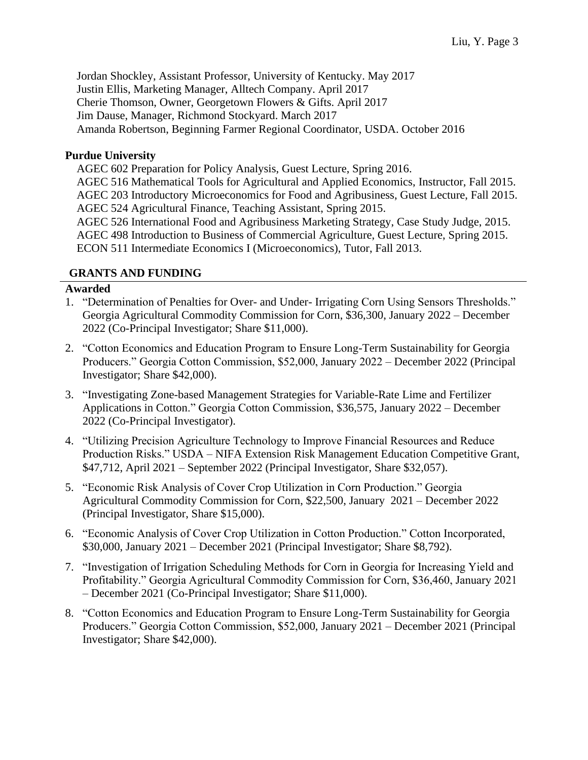Jordan Shockley, Assistant Professor, University of Kentucky. May 2017
Justin Ellis, Marketing Manager, Alltech Company. April 2017
Cherie Thomson, Owner, Georgetown Flowers & Gifts. April 2017
Jim Dause, Manager, Richmond Stockyard. March 2017
Amanda Robertson, Beginning Farmer Regional Coordinator, USDA. October 2016

**Purdue University**

AGEC 602 Preparation for Policy Analysis, Guest Lecture, Spring 2016.
AGEC 516 Mathematical Tools for Agricultural and Applied Economics, Instructor, Fall 2015.
AGEC 203 Introductory Microeconomics for Food and Agribusiness, Guest Lecture, Fall 2015.
AGEC 524 Agricultural Finance, Teaching Assistant, Spring 2015.
AGEC 526 International Food and Agribusiness Marketing Strategy, Case Study Judge, 2015.
AGEC 498 Introduction to Business of Commercial Agriculture, Guest Lecture, Spring 2015.
ECON 511 Intermediate Economics I (Microeconomics), Tutor, Fall 2013.

## GRANTS AND FUNDING

**Awarded**

1. "Determination of Penalties for Over- and Under- Irrigating Corn Using Sensors Thresholds." Georgia Agricultural Commodity Commission for Corn, $36,300, January 2022 – December 2022 (Co-Principal Investigator; Share $11,000).
2. "Cotton Economics and Education Program to Ensure Long-Term Sustainability for Georgia Producers." Georgia Cotton Commission, $52,000, January 2022 – December 2022 (Principal Investigator; Share $42,000).
3. "Investigating Zone-based Management Strategies for Variable-Rate Lime and Fertilizer Applications in Cotton." Georgia Cotton Commission, $36,575, January 2022 – December 2022 (Co-Principal Investigator).
4. "Utilizing Precision Agriculture Technology to Improve Financial Resources and Reduce Production Risks." USDA – NIFA Extension Risk Management Education Competitive Grant, $47,712, April 2021 – September 2022 (Principal Investigator, Share $32,057).
5. "Economic Risk Analysis of Cover Crop Utilization in Corn Production." Georgia Agricultural Commodity Commission for Corn, $22,500, January 2021 – December 2022 (Principal Investigator, Share $15,000).
6. "Economic Analysis of Cover Crop Utilization in Cotton Production." Cotton Incorporated, $30,000, January 2021 – December 2021 (Principal Investigator; Share $8,792).
7. "Investigation of Irrigation Scheduling Methods for Corn in Georgia for Increasing Yield and Profitability." Georgia Agricultural Commodity Commission for Corn, $36,460, January 2021 – December 2021 (Co-Principal Investigator; Share $11,000).
8. "Cotton Economics and Education Program to Ensure Long-Term Sustainability for Georgia Producers." Georgia Cotton Commission, $52,000, January 2021 – December 2021 (Principal Investigator; Share $42,000).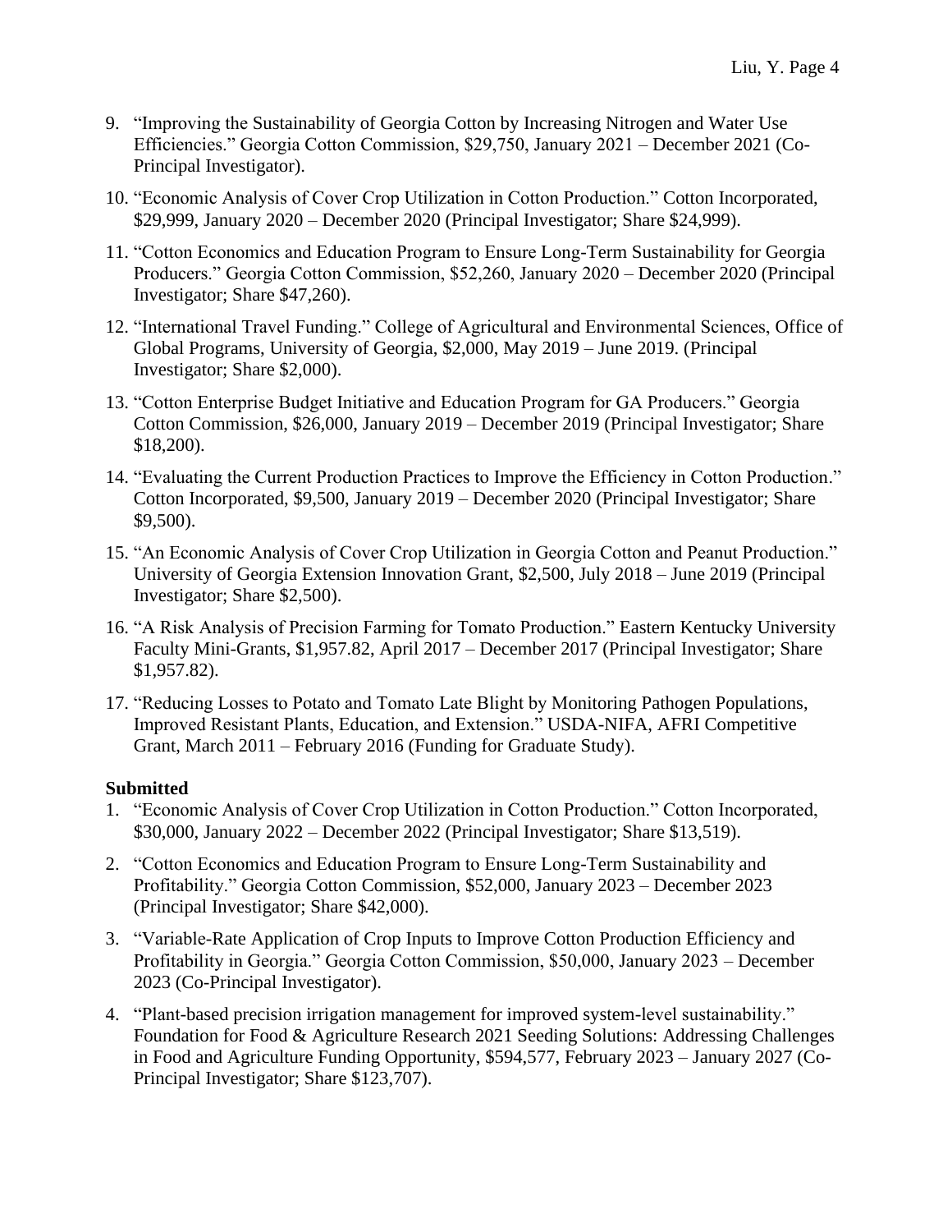9. "Improving the Sustainability of Georgia Cotton by Increasing Nitrogen and Water Use Efficiencies." Georgia Cotton Commission, $29,750, January 2021 – December 2021 (Co-Principal Investigator).
10. "Economic Analysis of Cover Crop Utilization in Cotton Production." Cotton Incorporated, $29,999, January 2020 – December 2020 (Principal Investigator; Share $24,999).
11. "Cotton Economics and Education Program to Ensure Long-Term Sustainability for Georgia Producers." Georgia Cotton Commission, $52,260, January 2020 – December 2020 (Principal Investigator; Share $47,260).
12. "International Travel Funding." College of Agricultural and Environmental Sciences, Office of Global Programs, University of Georgia, $2,000, May 2019 – June 2019. (Principal Investigator; Share $2,000).
13. "Cotton Enterprise Budget Initiative and Education Program for GA Producers." Georgia Cotton Commission, $26,000, January 2019 – December 2019 (Principal Investigator; Share $18,200).
14. "Evaluating the Current Production Practices to Improve the Efficiency in Cotton Production." Cotton Incorporated, $9,500, January 2019 – December 2020 (Principal Investigator; Share $9,500).
15. "An Economic Analysis of Cover Crop Utilization in Georgia Cotton and Peanut Production." University of Georgia Extension Innovation Grant, $2,500, July 2018 – June 2019 (Principal Investigator; Share $2,500).
16. "A Risk Analysis of Precision Farming for Tomato Production." Eastern Kentucky University Faculty Mini-Grants, $1,957.82, April 2017 – December 2017 (Principal Investigator; Share $1,957.82).
17. "Reducing Losses to Potato and Tomato Late Blight by Monitoring Pathogen Populations, Improved Resistant Plants, Education, and Extension." USDA-NIFA, AFRI Competitive Grant, March 2011 – February 2016 (Funding for Graduate Study).

**Submitted**

1. "Economic Analysis of Cover Crop Utilization in Cotton Production." Cotton Incorporated, $30,000, January 2022 – December 2022 (Principal Investigator; Share $13,519).
2. "Cotton Economics and Education Program to Ensure Long-Term Sustainability and Profitability." Georgia Cotton Commission, $52,000, January 2023 – December 2023 (Principal Investigator; Share $42,000).
3. "Variable-Rate Application of Crop Inputs to Improve Cotton Production Efficiency and Profitability in Georgia." Georgia Cotton Commission, $50,000, January 2023 – December 2023 (Co-Principal Investigator).
4. "Plant-based precision irrigation management for improved system-level sustainability." Foundation for Food & Agriculture Research 2021 Seeding Solutions: Addressing Challenges in Food and Agriculture Funding Opportunity, $594,577, February 2023 – January 2027 (Co-Principal Investigator; Share $123,707).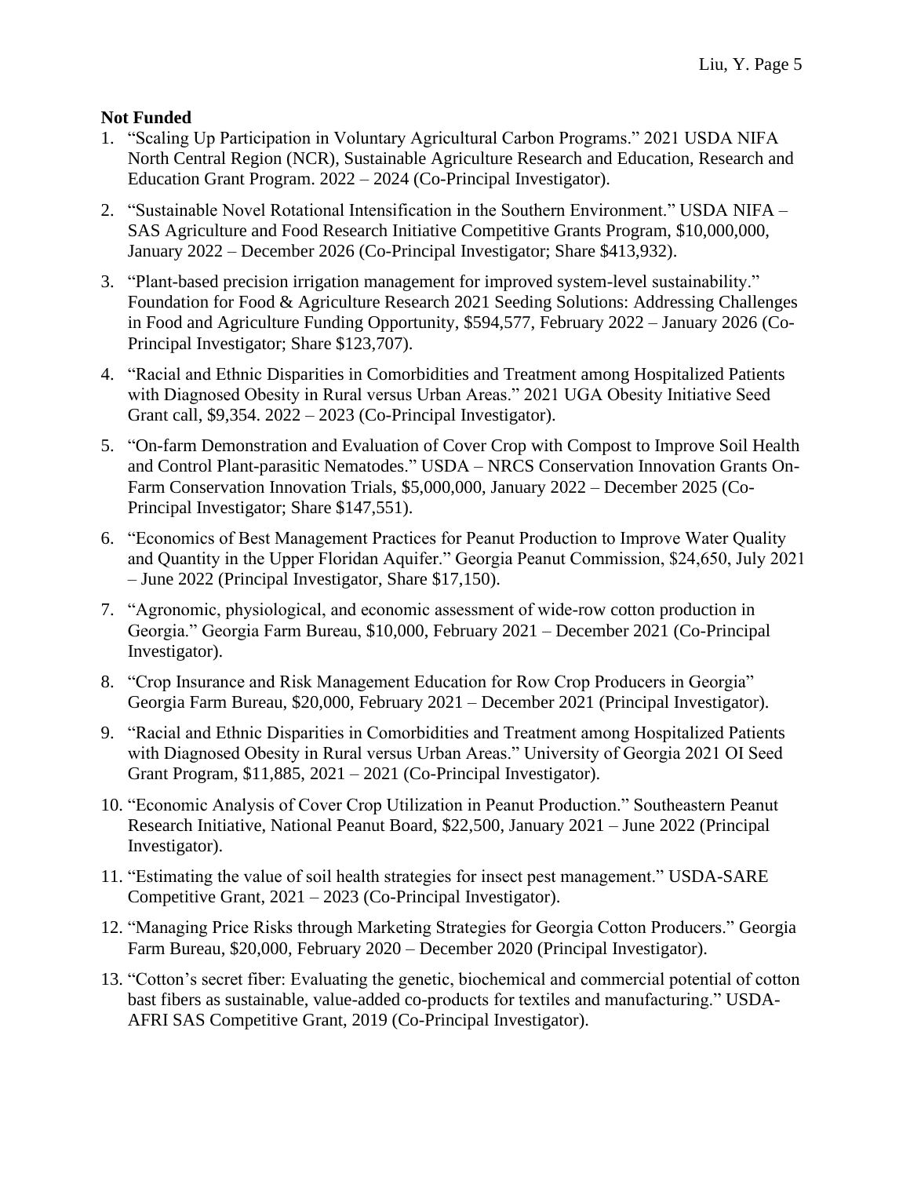**Not Funded**

1. "Scaling Up Participation in Voluntary Agricultural Carbon Programs." 2021 USDA NIFA North Central Region (NCR), Sustainable Agriculture Research and Education, Research and Education Grant Program. 2022 – 2024 (Co-Principal Investigator).
2. "Sustainable Novel Rotational Intensification in the Southern Environment." USDA NIFA – SAS Agriculture and Food Research Initiative Competitive Grants Program, $10,000,000, January 2022 – December 2026 (Co-Principal Investigator; Share $413,932).
3. "Plant-based precision irrigation management for improved system-level sustainability." Foundation for Food & Agriculture Research 2021 Seeding Solutions: Addressing Challenges in Food and Agriculture Funding Opportunity, $594,577, February 2022 – January 2026 (Co-Principal Investigator; Share $123,707).
4. "Racial and Ethnic Disparities in Comorbidities and Treatment among Hospitalized Patients with Diagnosed Obesity in Rural versus Urban Areas." 2021 UGA Obesity Initiative Seed Grant call, $9,354. 2022 – 2023 (Co-Principal Investigator).
5. "On-farm Demonstration and Evaluation of Cover Crop with Compost to Improve Soil Health and Control Plant-parasitic Nematodes." USDA – NRCS Conservation Innovation Grants On-Farm Conservation Innovation Trials, $5,000,000, January 2022 – December 2025 (Co-Principal Investigator; Share $147,551).
6. "Economics of Best Management Practices for Peanut Production to Improve Water Quality and Quantity in the Upper Floridan Aquifer." Georgia Peanut Commission, $24,650, July 2021 – June 2022 (Principal Investigator, Share $17,150).
7. "Agronomic, physiological, and economic assessment of wide-row cotton production in Georgia." Georgia Farm Bureau, $10,000, February 2021 – December 2021 (Co-Principal Investigator).
8. "Crop Insurance and Risk Management Education for Row Crop Producers in Georgia" Georgia Farm Bureau, $20,000, February 2021 – December 2021 (Principal Investigator).
9. "Racial and Ethnic Disparities in Comorbidities and Treatment among Hospitalized Patients with Diagnosed Obesity in Rural versus Urban Areas." University of Georgia 2021 OI Seed Grant Program, $11,885, 2021 – 2021 (Co-Principal Investigator).
10. "Economic Analysis of Cover Crop Utilization in Peanut Production." Southeastern Peanut Research Initiative, National Peanut Board, $22,500, January 2021 – June 2022 (Principal Investigator).
11. "Estimating the value of soil health strategies for insect pest management." USDA-SARE Competitive Grant, 2021 – 2023 (Co-Principal Investigator).
12. "Managing Price Risks through Marketing Strategies for Georgia Cotton Producers." Georgia Farm Bureau, $20,000, February 2020 – December 2020 (Principal Investigator).
13. "Cotton's secret fiber: Evaluating the genetic, biochemical and commercial potential of cotton bast fibers as sustainable, value-added co-products for textiles and manufacturing." USDA-AFRI SAS Competitive Grant, 2019 (Co-Principal Investigator).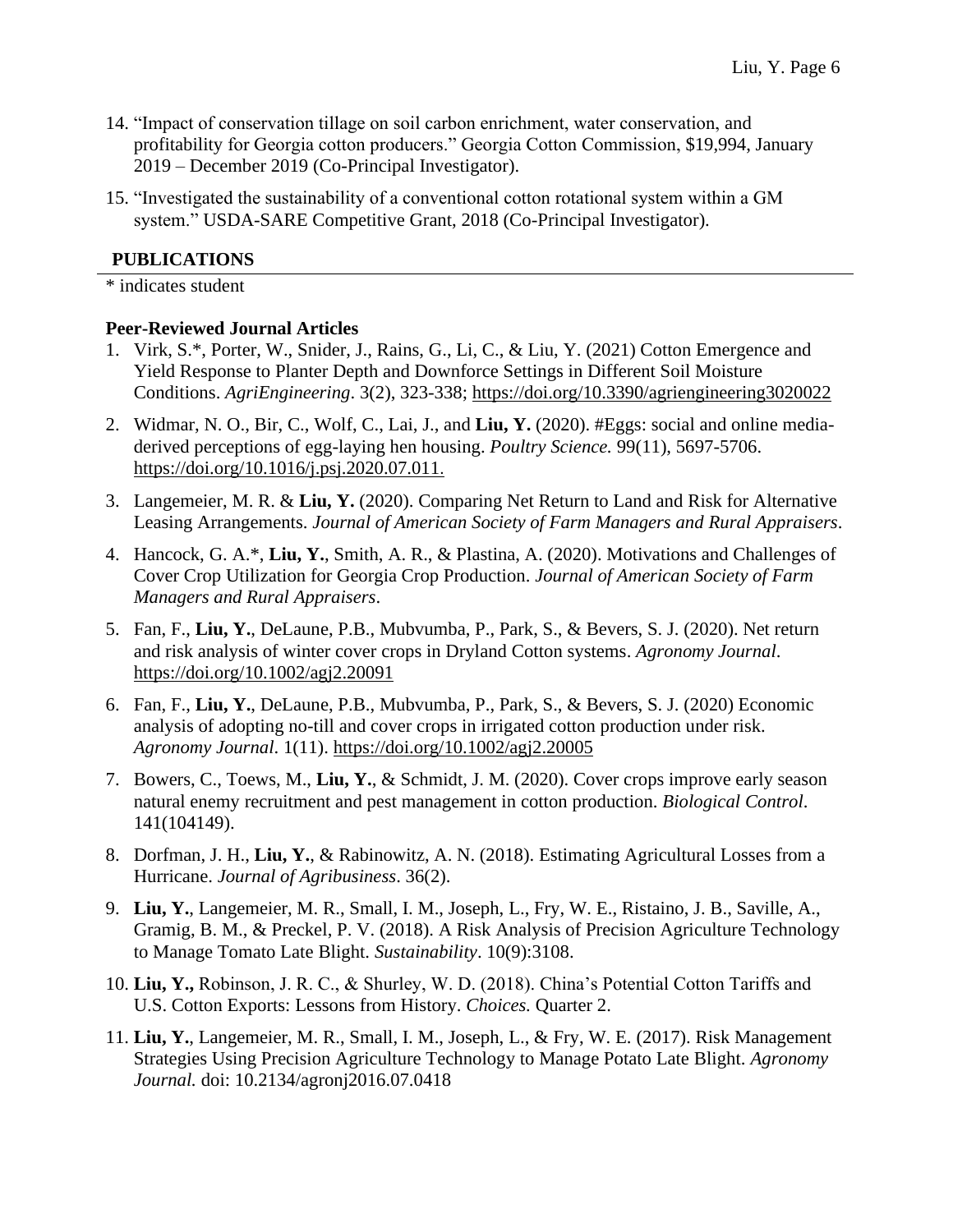14. "Impact of conservation tillage on soil carbon enrichment, water conservation, and profitability for Georgia cotton producers." Georgia Cotton Commission, $19,994, January 2019 – December 2019 (Co-Principal Investigator).

15. "Investigated the sustainability of a conventional cotton rotational system within a GM system." USDA-SARE Competitive Grant, 2018 (Co-Principal Investigator).

## PUBLICATIONS

\* indicates student

### Peer-Reviewed Journal Articles

1. Virk, S.*, Porter, W., Snider, J., Rains, G., Li, C., & Liu, Y. (2021) Cotton Emergence and Yield Response to Planter Depth and Downforce Settings in Different Soil Moisture Conditions. *AgriEngineering*. 3(2), 323-338; https://doi.org/10.3390/agriengineering3020022

2. Widmar, N. O., Bir, C., Wolf, C., Lai, J., and **Liu, Y.** (2020). #Eggs: social and online media-derived perceptions of egg-laying hen housing. *Poultry Science.* 99(11), 5697-5706. https://doi.org/10.1016/j.psj.2020.07.011.

3. Langemeier, M. R. & **Liu, Y.** (2020). Comparing Net Return to Land and Risk for Alternative Leasing Arrangements. *Journal of American Society of Farm Managers and Rural Appraisers*.

4. Hancock, G. A.*, **Liu, Y.**, Smith, A. R., & Plastina, A. (2020). Motivations and Challenges of Cover Crop Utilization for Georgia Crop Production. *Journal of American Society of Farm Managers and Rural Appraisers*.

5. Fan, F., **Liu, Y.**, DeLaune, P.B., Mubvumba, P., Park, S., & Bevers, S. J. (2020). Net return and risk analysis of winter cover crops in Dryland Cotton systems. *Agronomy Journal*. https://doi.org/10.1002/agj2.20091

6. Fan, F., **Liu, Y.**, DeLaune, P.B., Mubvumba, P., Park, S., & Bevers, S. J. (2020) Economic analysis of adopting no-till and cover crops in irrigated cotton production under risk. *Agronomy Journal*. 1(11). https://doi.org/10.1002/agj2.20005

7. Bowers, C., Toews, M., **Liu, Y.**, & Schmidt, J. M. (2020). Cover crops improve early season natural enemy recruitment and pest management in cotton production. *Biological Control*. 141(104149).

8. Dorfman, J. H., **Liu, Y.**, & Rabinowitz, A. N. (2018). Estimating Agricultural Losses from a Hurricane. *Journal of Agribusiness*. 36(2).

9. **Liu, Y.**, Langemeier, M. R., Small, I. M., Joseph, L., Fry, W. E., Ristaino, J. B., Saville, A., Gramig, B. M., & Preckel, P. V. (2018). A Risk Analysis of Precision Agriculture Technology to Manage Tomato Late Blight. *Sustainability*. 10(9):3108.

10. **Liu, Y.,** Robinson, J. R. C., & Shurley, W. D. (2018). China's Potential Cotton Tariffs and U.S. Cotton Exports: Lessons from History. *Choices.* Quarter 2.

11. **Liu, Y.**, Langemeier, M. R., Small, I. M., Joseph, L., & Fry, W. E. (2017). Risk Management Strategies Using Precision Agriculture Technology to Manage Potato Late Blight. *Agronomy Journal.* doi: 10.2134/agronj2016.07.0418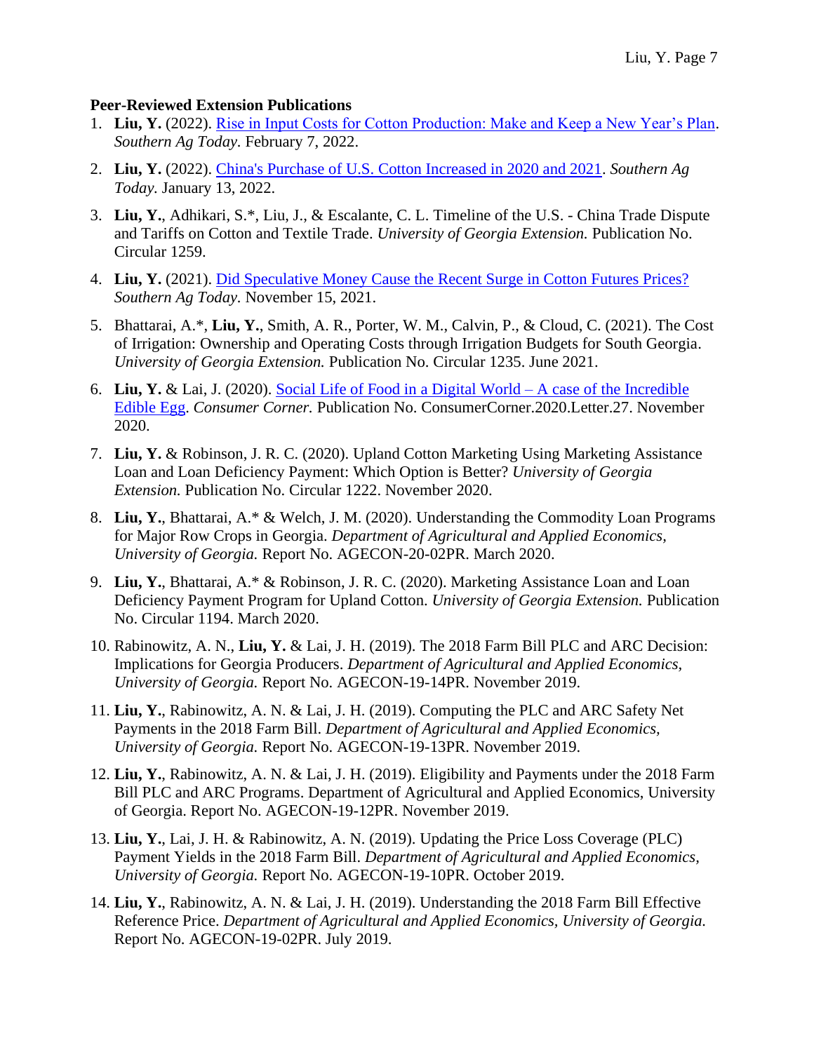**Peer-Reviewed Extension Publications**

1. **Liu, Y.** (2022). Rise in Input Costs for Cotton Production: Make and Keep a New Year's Plan. *Southern Ag Today.* February 7, 2022.

2. **Liu, Y.** (2022). China's Purchase of U.S. Cotton Increased in 2020 and 2021. *Southern Ag Today.* January 13, 2022.

3. **Liu, Y.**, Adhikari, S.*, Liu, J., & Escalante, C. L. Timeline of the U.S. - China Trade Dispute and Tariffs on Cotton and Textile Trade. *University of Georgia Extension.* Publication No. Circular 1259.

4. **Liu, Y.** (2021). Did Speculative Money Cause the Recent Surge in Cotton Futures Prices? *Southern Ag Today.* November 15, 2021.

5. Bhattarai, A.*, **Liu, Y.**, Smith, A. R., Porter, W. M., Calvin, P., & Cloud, C. (2021). The Cost of Irrigation: Ownership and Operating Costs through Irrigation Budgets for South Georgia. *University of Georgia Extension.* Publication No. Circular 1235. June 2021.

6. **Liu, Y.** & Lai, J. (2020). Social Life of Food in a Digital World – A case of the Incredible Edible Egg. *Consumer Corner.* Publication No. ConsumerCorner.2020.Letter.27. November 2020.

7. **Liu, Y.** & Robinson, J. R. C. (2020). Upland Cotton Marketing Using Marketing Assistance Loan and Loan Deficiency Payment: Which Option is Better? *University of Georgia Extension.* Publication No. Circular 1222. November 2020.

8. **Liu, Y.**, Bhattarai, A.* & Welch, J. M. (2020). Understanding the Commodity Loan Programs for Major Row Crops in Georgia. *Department of Agricultural and Applied Economics, University of Georgia.* Report No. AGECON-20-02PR. March 2020.

9. **Liu, Y.**, Bhattarai, A.* & Robinson, J. R. C. (2020). Marketing Assistance Loan and Loan Deficiency Payment Program for Upland Cotton. *University of Georgia Extension.* Publication No. Circular 1194. March 2020.

10. Rabinowitz, A. N., **Liu, Y.** & Lai, J. H. (2019). The 2018 Farm Bill PLC and ARC Decision: Implications for Georgia Producers. *Department of Agricultural and Applied Economics, University of Georgia.* Report No. AGECON-19-14PR. November 2019.

11. **Liu, Y.**, Rabinowitz, A. N. & Lai, J. H. (2019). Computing the PLC and ARC Safety Net Payments in the 2018 Farm Bill. *Department of Agricultural and Applied Economics, University of Georgia.* Report No. AGECON-19-13PR. November 2019.

12. **Liu, Y.**, Rabinowitz, A. N. & Lai, J. H. (2019). Eligibility and Payments under the 2018 Farm Bill PLC and ARC Programs. Department of Agricultural and Applied Economics, University of Georgia. Report No. AGECON-19-12PR. November 2019.

13. **Liu, Y.**, Lai, J. H. & Rabinowitz, A. N. (2019). Updating the Price Loss Coverage (PLC) Payment Yields in the 2018 Farm Bill. *Department of Agricultural and Applied Economics, University of Georgia.* Report No. AGECON-19-10PR. October 2019.

14. **Liu, Y.**, Rabinowitz, A. N. & Lai, J. H. (2019). Understanding the 2018 Farm Bill Effective Reference Price. *Department of Agricultural and Applied Economics, University of Georgia.* Report No. AGECON-19-02PR. July 2019.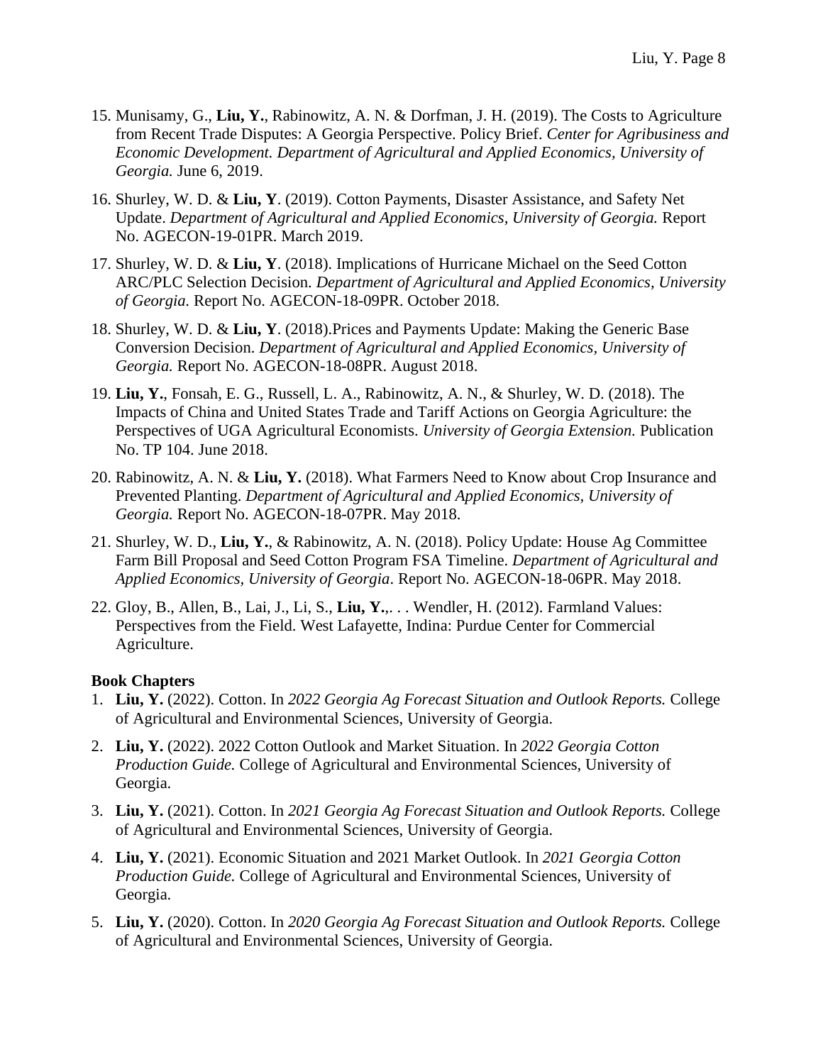15. Munisamy, G., **Liu, Y.**, Rabinowitz, A. N. & Dorfman, J. H. (2019). The Costs to Agriculture from Recent Trade Disputes: A Georgia Perspective. Policy Brief. *Center for Agribusiness and Economic Development. Department of Agricultural and Applied Economics, University of Georgia.* June 6, 2019.

16. Shurley, W. D. & **Liu, Y**. (2019). Cotton Payments, Disaster Assistance, and Safety Net Update. *Department of Agricultural and Applied Economics, University of Georgia.* Report No. AGECON-19-01PR. March 2019.

17. Shurley, W. D. & **Liu, Y**. (2018). Implications of Hurricane Michael on the Seed Cotton ARC/PLC Selection Decision. *Department of Agricultural and Applied Economics, University of Georgia.* Report No. AGECON-18-09PR. October 2018.

18. Shurley, W. D. & **Liu, Y**. (2018).Prices and Payments Update: Making the Generic Base Conversion Decision. *Department of Agricultural and Applied Economics, University of Georgia.* Report No. AGECON-18-08PR. August 2018.

19. **Liu, Y.**, Fonsah, E. G., Russell, L. A., Rabinowitz, A. N., & Shurley, W. D. (2018). The Impacts of China and United States Trade and Tariff Actions on Georgia Agriculture: the Perspectives of UGA Agricultural Economists. *University of Georgia Extension.* Publication No. TP 104. June 2018.

20. Rabinowitz, A. N. & **Liu, Y.** (2018). What Farmers Need to Know about Crop Insurance and Prevented Planting. *Department of Agricultural and Applied Economics, University of Georgia.* Report No. AGECON-18-07PR. May 2018.

21. Shurley, W. D., **Liu, Y.**, & Rabinowitz, A. N. (2018). Policy Update: House Ag Committee Farm Bill Proposal and Seed Cotton Program FSA Timeline. *Department of Agricultural and Applied Economics, University of Georgia*. Report No. AGECON-18-06PR. May 2018.

22. Gloy, B., Allen, B., Lai, J., Li, S., **Liu, Y.**,. . . Wendler, H. (2012). Farmland Values: Perspectives from the Field. West Lafayette, Indina: Purdue Center for Commercial Agriculture.

**Book Chapters**

1. **Liu, Y.** (2022). Cotton. In *2022 Georgia Ag Forecast Situation and Outlook Reports.* College of Agricultural and Environmental Sciences, University of Georgia.

2. **Liu, Y.** (2022). 2022 Cotton Outlook and Market Situation. In *2022 Georgia Cotton Production Guide.* College of Agricultural and Environmental Sciences, University of Georgia.

3. **Liu, Y.** (2021). Cotton. In *2021 Georgia Ag Forecast Situation and Outlook Reports.* College of Agricultural and Environmental Sciences, University of Georgia.

4. **Liu, Y.** (2021). Economic Situation and 2021 Market Outlook. In *2021 Georgia Cotton Production Guide.* College of Agricultural and Environmental Sciences, University of Georgia.

5. **Liu, Y.** (2020). Cotton. In *2020 Georgia Ag Forecast Situation and Outlook Reports.* College of Agricultural and Environmental Sciences, University of Georgia.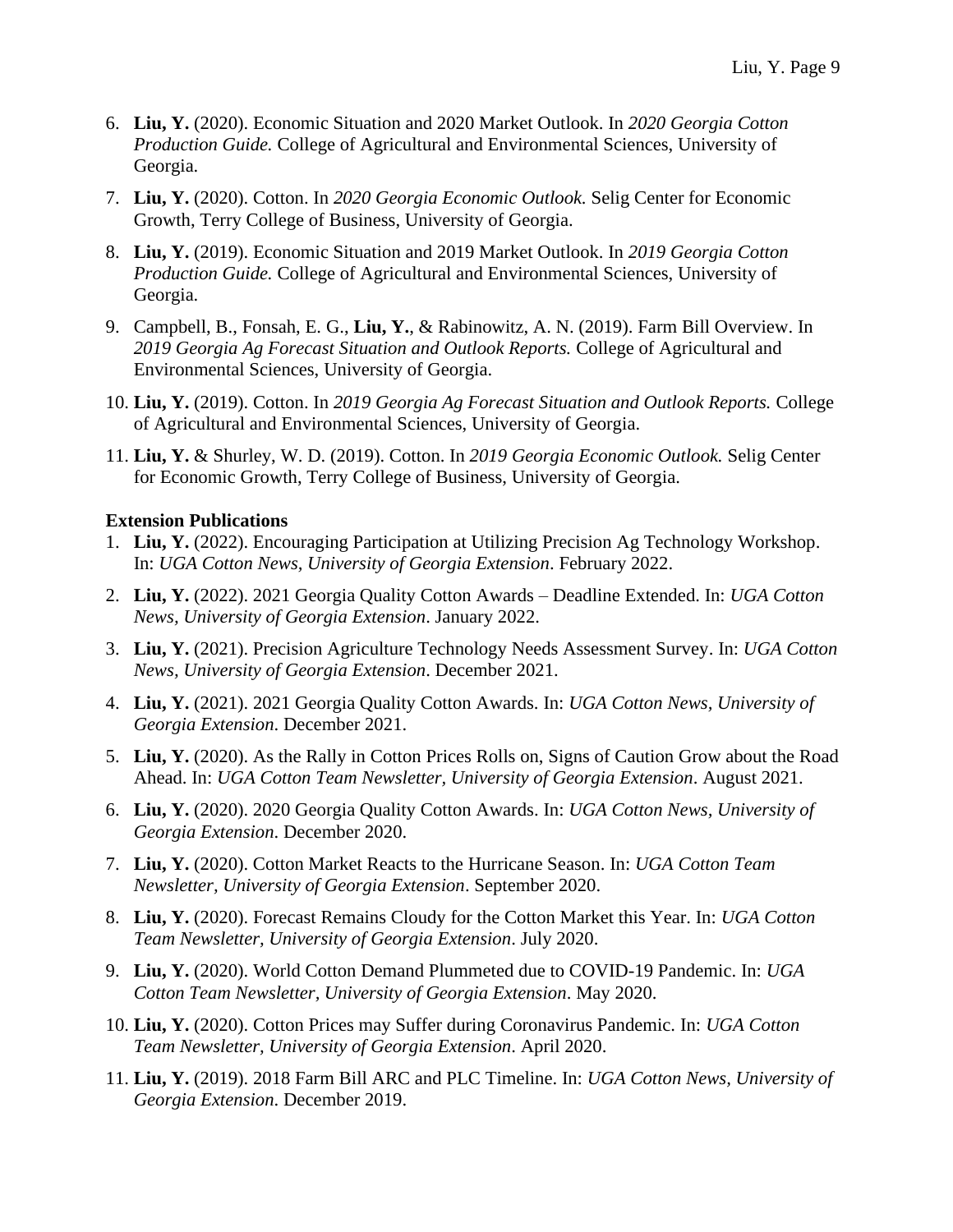6. **Liu, Y.** (2020). Economic Situation and 2020 Market Outlook. In *2020 Georgia Cotton Production Guide.* College of Agricultural and Environmental Sciences, University of Georgia.

7. **Liu, Y.** (2020). Cotton. In *2020 Georgia Economic Outlook.* Selig Center for Economic Growth, Terry College of Business, University of Georgia.

8. **Liu, Y.** (2019). Economic Situation and 2019 Market Outlook. In *2019 Georgia Cotton Production Guide.* College of Agricultural and Environmental Sciences, University of Georgia.

9. Campbell, B., Fonsah, E. G., **Liu, Y.**, & Rabinowitz, A. N. (2019). Farm Bill Overview. In *2019 Georgia Ag Forecast Situation and Outlook Reports.* College of Agricultural and Environmental Sciences, University of Georgia.

10. **Liu, Y.** (2019). Cotton. In *2019 Georgia Ag Forecast Situation and Outlook Reports.* College of Agricultural and Environmental Sciences, University of Georgia.

11. **Liu, Y.** & Shurley, W. D. (2019). Cotton. In *2019 Georgia Economic Outlook.* Selig Center for Economic Growth, Terry College of Business, University of Georgia.

**Extension Publications**

1. **Liu, Y.** (2022). Encouraging Participation at Utilizing Precision Ag Technology Workshop. In: *UGA Cotton News, University of Georgia Extension*. February 2022.

2. **Liu, Y.** (2022). 2021 Georgia Quality Cotton Awards – Deadline Extended. In: *UGA Cotton News, University of Georgia Extension*. January 2022.

3. **Liu, Y.** (2021). Precision Agriculture Technology Needs Assessment Survey. In: *UGA Cotton News, University of Georgia Extension*. December 2021.

4. **Liu, Y.** (2021). 2021 Georgia Quality Cotton Awards. In: *UGA Cotton News, University of Georgia Extension*. December 2021.

5. **Liu, Y.** (2020). As the Rally in Cotton Prices Rolls on, Signs of Caution Grow about the Road Ahead. In: *UGA Cotton Team Newsletter, University of Georgia Extension*. August 2021.

6. **Liu, Y.** (2020). 2020 Georgia Quality Cotton Awards. In: *UGA Cotton News, University of Georgia Extension*. December 2020.

7. **Liu, Y.** (2020). Cotton Market Reacts to the Hurricane Season. In: *UGA Cotton Team Newsletter, University of Georgia Extension*. September 2020.

8. **Liu, Y.** (2020). Forecast Remains Cloudy for the Cotton Market this Year. In: *UGA Cotton Team Newsletter, University of Georgia Extension*. July 2020.

9. **Liu, Y.** (2020). World Cotton Demand Plummeted due to COVID-19 Pandemic. In: *UGA Cotton Team Newsletter, University of Georgia Extension*. May 2020.

10. **Liu, Y.** (2020). Cotton Prices may Suffer during Coronavirus Pandemic. In: *UGA Cotton Team Newsletter, University of Georgia Extension*. April 2020.

11. **Liu, Y.** (2019). 2018 Farm Bill ARC and PLC Timeline. In: *UGA Cotton News, University of Georgia Extension*. December 2019.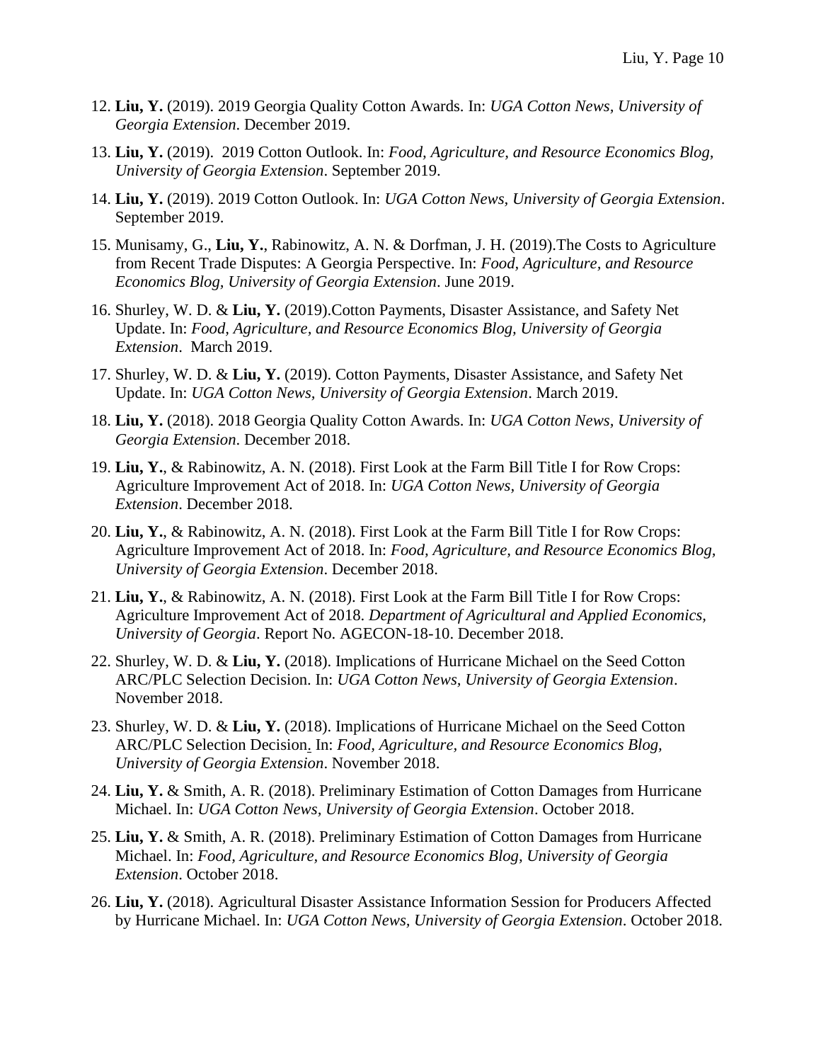12. **Liu, Y.** (2019). 2019 Georgia Quality Cotton Awards. In: *UGA Cotton News, University of Georgia Extension*. December 2019.

13. **Liu, Y.** (2019). 2019 Cotton Outlook. In: *Food, Agriculture, and Resource Economics Blog, University of Georgia Extension*. September 2019.

14. **Liu, Y.** (2019). 2019 Cotton Outlook. In: *UGA Cotton News, University of Georgia Extension*. September 2019.

15. Munisamy, G., **Liu, Y.**, Rabinowitz, A. N. & Dorfman, J. H. (2019).The Costs to Agriculture from Recent Trade Disputes: A Georgia Perspective. In: *Food, Agriculture, and Resource Economics Blog, University of Georgia Extension*. June 2019.

16. Shurley, W. D. & **Liu, Y.** (2019).Cotton Payments, Disaster Assistance, and Safety Net Update. In: *Food, Agriculture, and Resource Economics Blog, University of Georgia Extension*. March 2019.

17. Shurley, W. D. & **Liu, Y.** (2019). Cotton Payments, Disaster Assistance, and Safety Net Update. In: *UGA Cotton News, University of Georgia Extension*. March 2019.

18. **Liu, Y.** (2018). 2018 Georgia Quality Cotton Awards. In: *UGA Cotton News, University of Georgia Extension*. December 2018.

19. **Liu, Y.**, & Rabinowitz, A. N. (2018). First Look at the Farm Bill Title I for Row Crops: Agriculture Improvement Act of 2018. In: *UGA Cotton News, University of Georgia Extension*. December 2018.

20. **Liu, Y.**, & Rabinowitz, A. N. (2018). First Look at the Farm Bill Title I for Row Crops: Agriculture Improvement Act of 2018. In: *Food, Agriculture, and Resource Economics Blog, University of Georgia Extension*. December 2018.

21. **Liu, Y.**, & Rabinowitz, A. N. (2018). First Look at the Farm Bill Title I for Row Crops: Agriculture Improvement Act of 2018. *Department of Agricultural and Applied Economics, University of Georgia*. Report No. AGECON-18-10. December 2018.

22. Shurley, W. D. & **Liu, Y.** (2018). Implications of Hurricane Michael on the Seed Cotton ARC/PLC Selection Decision. In: *UGA Cotton News, University of Georgia Extension*. November 2018.

23. Shurley, W. D. & **Liu, Y.** (2018). Implications of Hurricane Michael on the Seed Cotton ARC/PLC Selection Decision. In: *Food, Agriculture, and Resource Economics Blog, University of Georgia Extension*. November 2018.

24. **Liu, Y.** & Smith, A. R. (2018). Preliminary Estimation of Cotton Damages from Hurricane Michael. In: *UGA Cotton News, University of Georgia Extension*. October 2018.

25. **Liu, Y.** & Smith, A. R. (2018). Preliminary Estimation of Cotton Damages from Hurricane Michael. In: *Food, Agriculture, and Resource Economics Blog, University of Georgia Extension*. October 2018.

26. **Liu, Y.** (2018). Agricultural Disaster Assistance Information Session for Producers Affected by Hurricane Michael. In: *UGA Cotton News, University of Georgia Extension*. October 2018.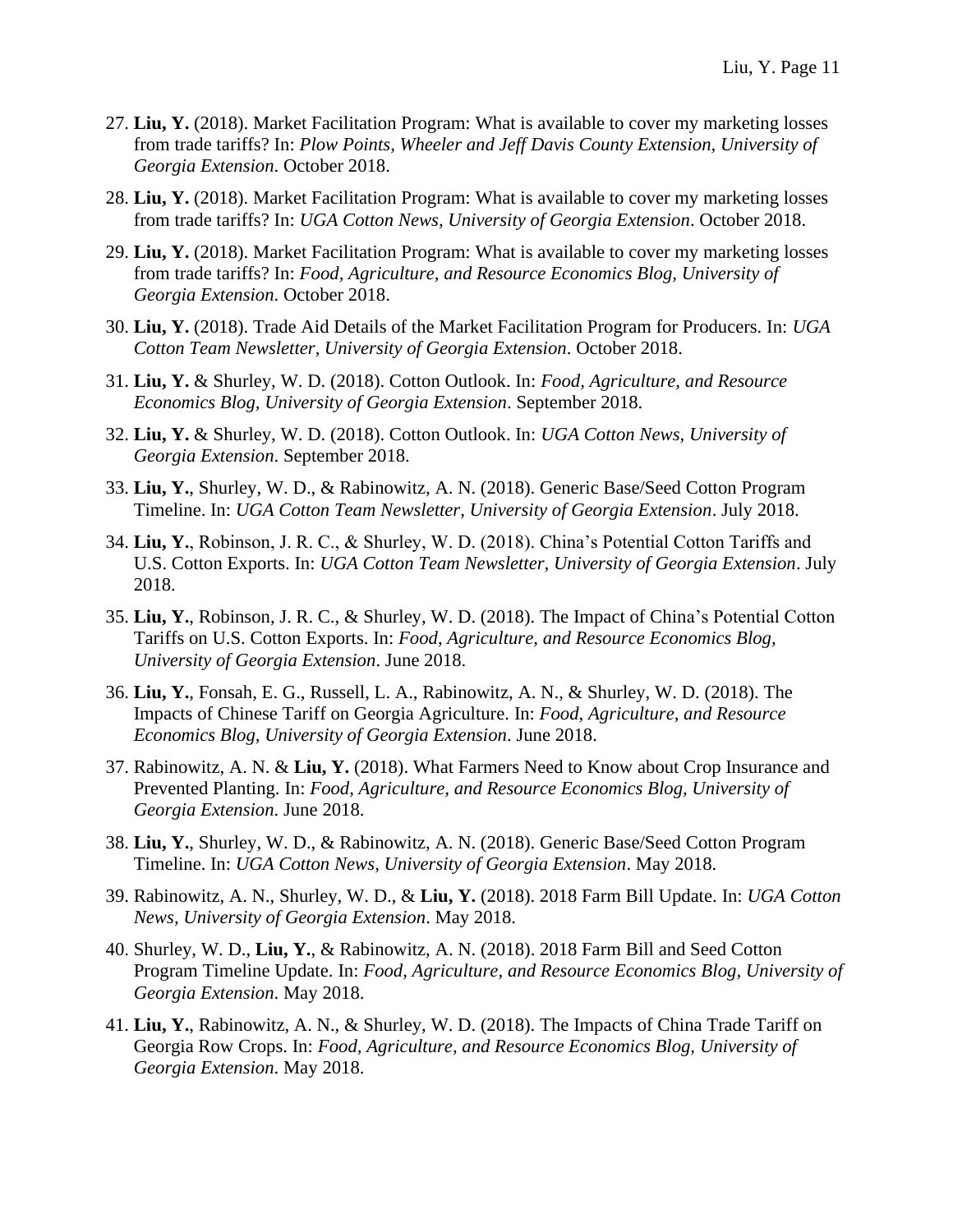27. **Liu, Y.** (2018). Market Facilitation Program: What is available to cover my marketing losses from trade tariffs? In: *Plow Points, Wheeler and Jeff Davis County Extension, University of Georgia Extension*. October 2018.
28. **Liu, Y.** (2018). Market Facilitation Program: What is available to cover my marketing losses from trade tariffs? In: *UGA Cotton News, University of Georgia Extension*. October 2018.
29. **Liu, Y.** (2018). Market Facilitation Program: What is available to cover my marketing losses from trade tariffs? In: *Food, Agriculture, and Resource Economics Blog, University of Georgia Extension*. October 2018.
30. **Liu, Y.** (2018). Trade Aid Details of the Market Facilitation Program for Producers. In: *UGA Cotton Team Newsletter, University of Georgia Extension*. October 2018.
31. **Liu, Y.** & Shurley, W. D. (2018). Cotton Outlook. In: *Food, Agriculture, and Resource Economics Blog, University of Georgia Extension*. September 2018.
32. **Liu, Y.** & Shurley, W. D. (2018). Cotton Outlook. In: *UGA Cotton News, University of Georgia Extension*. September 2018.
33. **Liu, Y.**, Shurley, W. D., & Rabinowitz, A. N. (2018). Generic Base/Seed Cotton Program Timeline. In: *UGA Cotton Team Newsletter, University of Georgia Extension*. July 2018.
34. **Liu, Y.**, Robinson, J. R. C., & Shurley, W. D. (2018). China's Potential Cotton Tariffs and U.S. Cotton Exports. In: *UGA Cotton Team Newsletter, University of Georgia Extension*. July 2018.
35. **Liu, Y.**, Robinson, J. R. C., & Shurley, W. D. (2018). The Impact of China's Potential Cotton Tariffs on U.S. Cotton Exports. In: *Food, Agriculture, and Resource Economics Blog, University of Georgia Extension*. June 2018.
36. **Liu, Y.**, Fonsah, E. G., Russell, L. A., Rabinowitz, A. N., & Shurley, W. D. (2018). The Impacts of Chinese Tariff on Georgia Agriculture. In: *Food, Agriculture, and Resource Economics Blog, University of Georgia Extension*. June 2018.
37. Rabinowitz, A. N. & **Liu, Y.** (2018). What Farmers Need to Know about Crop Insurance and Prevented Planting. In: *Food, Agriculture, and Resource Economics Blog, University of Georgia Extension*. June 2018.
38. **Liu, Y.**, Shurley, W. D., & Rabinowitz, A. N. (2018). Generic Base/Seed Cotton Program Timeline. In: *UGA Cotton News, University of Georgia Extension*. May 2018.
39. Rabinowitz, A. N., Shurley, W. D., & **Liu, Y.** (2018). 2018 Farm Bill Update. In: *UGA Cotton News, University of Georgia Extension*. May 2018.
40. Shurley, W. D., **Liu, Y.**, & Rabinowitz, A. N. (2018). 2018 Farm Bill and Seed Cotton Program Timeline Update. In: *Food, Agriculture, and Resource Economics Blog, University of Georgia Extension*. May 2018.
41. **Liu, Y.**, Rabinowitz, A. N., & Shurley, W. D. (2018). The Impacts of China Trade Tariff on Georgia Row Crops. In: *Food, Agriculture, and Resource Economics Blog, University of Georgia Extension*. May 2018.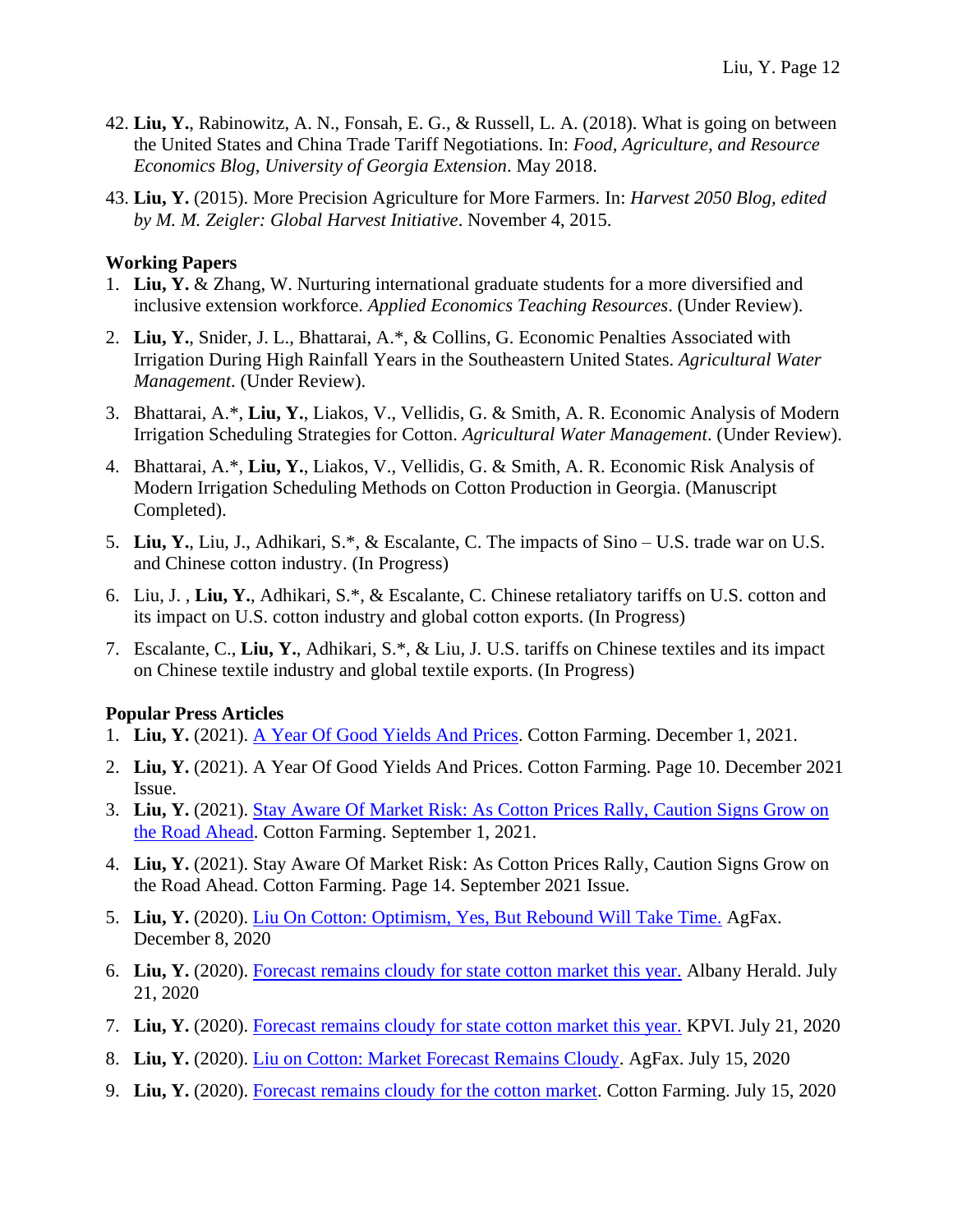42. **Liu, Y.**, Rabinowitz, A. N., Fonsah, E. G., & Russell, L. A. (2018). What is going on between the United States and China Trade Tariff Negotiations. In: *Food, Agriculture, and Resource Economics Blog, University of Georgia Extension*. May 2018.

43. **Liu, Y.** (2015). More Precision Agriculture for More Farmers. In: *Harvest 2050 Blog, edited by M. M. Zeigler: Global Harvest Initiative*. November 4, 2015.

**Working Papers**

1. **Liu, Y.** & Zhang, W. Nurturing international graduate students for a more diversified and inclusive extension workforce. *Applied Economics Teaching Resources*. (Under Review).

2. **Liu, Y.**, Snider, J. L., Bhattarai, A.*, & Collins, G. Economic Penalties Associated with Irrigation During High Rainfall Years in the Southeastern United States. *Agricultural Water Management*. (Under Review).

3. Bhattarai, A.*, **Liu, Y.**, Liakos, V., Vellidis, G. & Smith, A. R. Economic Analysis of Modern Irrigation Scheduling Strategies for Cotton. *Agricultural Water Management*. (Under Review).

4. Bhattarai, A.*, **Liu, Y.**, Liakos, V., Vellidis, G. & Smith, A. R. Economic Risk Analysis of Modern Irrigation Scheduling Methods on Cotton Production in Georgia. (Manuscript Completed).

5. **Liu, Y.**, Liu, J., Adhikari, S.*, & Escalante, C. The impacts of Sino – U.S. trade war on U.S. and Chinese cotton industry. (In Progress)

6. Liu, J. , **Liu, Y.**, Adhikari, S.*, & Escalante, C. Chinese retaliatory tariffs on U.S. cotton and its impact on U.S. cotton industry and global cotton exports. (In Progress)

7. Escalante, C., **Liu, Y.**, Adhikari, S.*, & Liu, J. U.S. tariffs on Chinese textiles and its impact on Chinese textile industry and global textile exports. (In Progress)

**Popular Press Articles**

1. **Liu, Y.** (2021). A Year Of Good Yields And Prices. Cotton Farming. December 1, 2021.

2. **Liu, Y.** (2021). A Year Of Good Yields And Prices. Cotton Farming. Page 10. December 2021 Issue.

3. **Liu, Y.** (2021). Stay Aware Of Market Risk: As Cotton Prices Rally, Caution Signs Grow on the Road Ahead. Cotton Farming. September 1, 2021.

4. **Liu, Y.** (2021). Stay Aware Of Market Risk: As Cotton Prices Rally, Caution Signs Grow on the Road Ahead. Cotton Farming. Page 14. September 2021 Issue.

5. **Liu, Y.** (2020). Liu On Cotton: Optimism, Yes, But Rebound Will Take Time. AgFax. December 8, 2020

6. **Liu, Y.** (2020). Forecast remains cloudy for state cotton market this year. Albany Herald. July 21, 2020

7. **Liu, Y.** (2020). Forecast remains cloudy for state cotton market this year. KPVI. July 21, 2020

8. **Liu, Y.** (2020). Liu on Cotton: Market Forecast Remains Cloudy. AgFax. July 15, 2020

9. **Liu, Y.** (2020). Forecast remains cloudy for the cotton market. Cotton Farming. July 15, 2020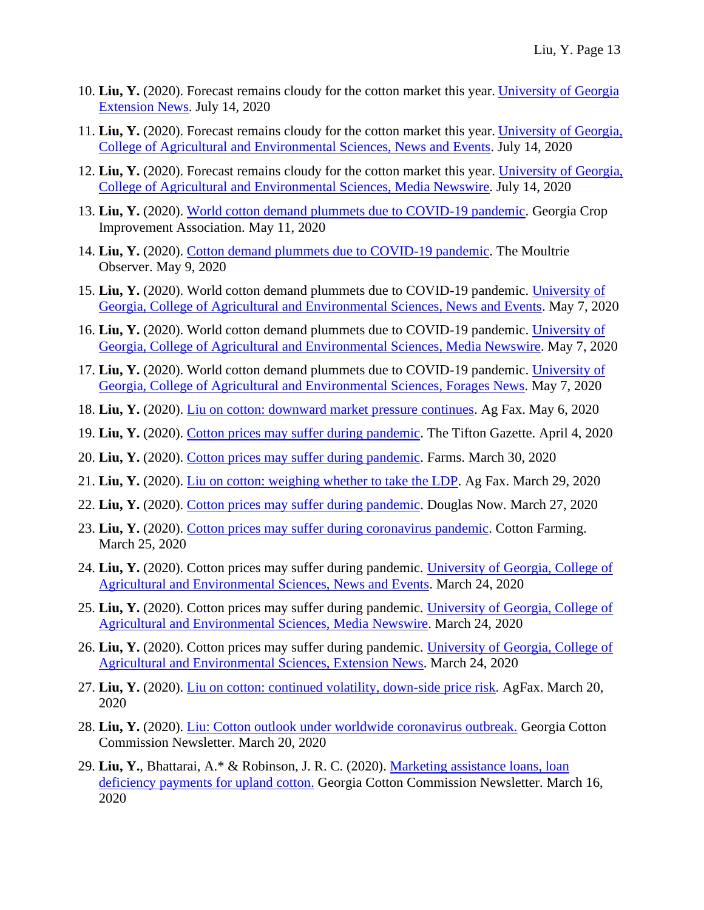10. **Liu, Y.** (2020). Forecast remains cloudy for the cotton market this year. University of Georgia Extension News. July 14, 2020
11. **Liu, Y.** (2020). Forecast remains cloudy for the cotton market this year. University of Georgia, College of Agricultural and Environmental Sciences, News and Events. July 14, 2020
12. **Liu, Y.** (2020). Forecast remains cloudy for the cotton market this year. University of Georgia, College of Agricultural and Environmental Sciences, Media Newswire. July 14, 2020
13. **Liu, Y.** (2020). World cotton demand plummets due to COVID-19 pandemic. Georgia Crop Improvement Association. May 11, 2020
14. **Liu, Y.** (2020). Cotton demand plummets due to COVID-19 pandemic. The Moultrie Observer. May 9, 2020
15. **Liu, Y.** (2020). World cotton demand plummets due to COVID-19 pandemic. University of Georgia, College of Agricultural and Environmental Sciences, News and Events. May 7, 2020
16. **Liu, Y.** (2020). World cotton demand plummets due to COVID-19 pandemic. University of Georgia, College of Agricultural and Environmental Sciences, Media Newswire. May 7, 2020
17. **Liu, Y.** (2020). World cotton demand plummets due to COVID-19 pandemic. University of Georgia, College of Agricultural and Environmental Sciences, Forages News. May 7, 2020
18. **Liu, Y.** (2020). Liu on cotton: downward market pressure continues. Ag Fax. May 6, 2020
19. **Liu, Y.** (2020). Cotton prices may suffer during pandemic. The Tifton Gazette. April 4, 2020
20. **Liu, Y.** (2020). Cotton prices may suffer during pandemic. Farms. March 30, 2020
21. **Liu, Y.** (2020). Liu on cotton: weighing whether to take the LDP. Ag Fax. March 29, 2020
22. **Liu, Y.** (2020). Cotton prices may suffer during pandemic. Douglas Now. March 27, 2020
23. **Liu, Y.** (2020). Cotton prices may suffer during coronavirus pandemic. Cotton Farming. March 25, 2020
24. **Liu, Y.** (2020). Cotton prices may suffer during pandemic. University of Georgia, College of Agricultural and Environmental Sciences, News and Events. March 24, 2020
25. **Liu, Y.** (2020). Cotton prices may suffer during pandemic. University of Georgia, College of Agricultural and Environmental Sciences, Media Newswire. March 24, 2020
26. **Liu, Y.** (2020). Cotton prices may suffer during pandemic. University of Georgia, College of Agricultural and Environmental Sciences, Extension News. March 24, 2020
27. **Liu, Y.** (2020). Liu on cotton: continued volatility, down-side price risk. AgFax. March 20, 2020
28. **Liu, Y.** (2020). Liu: Cotton outlook under worldwide coronavirus outbreak. Georgia Cotton Commission Newsletter. March 20, 2020
29. **Liu, Y.**, Bhattarai, A.* & Robinson, J. R. C. (2020). Marketing assistance loans, loan deficiency payments for upland cotton. Georgia Cotton Commission Newsletter. March 16, 2020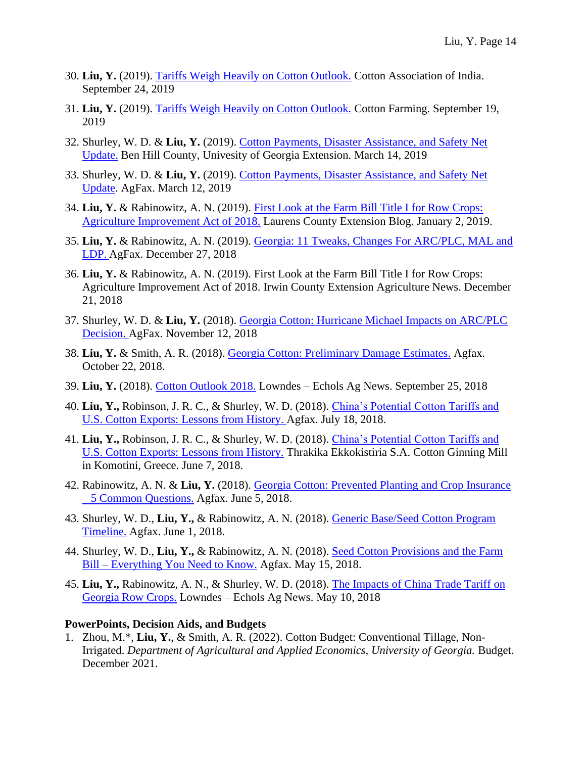30. **Liu, Y.** (2019). Tariffs Weigh Heavily on Cotton Outlook. Cotton Association of India. September 24, 2019
31. **Liu, Y.** (2019). Tariffs Weigh Heavily on Cotton Outlook. Cotton Farming. September 19, 2019
32. Shurley, W. D. & **Liu, Y.** (2019). Cotton Payments, Disaster Assistance, and Safety Net Update. Ben Hill County, Univesity of Georgia Extension. March 14, 2019
33. Shurley, W. D. & **Liu, Y.** (2019). Cotton Payments, Disaster Assistance, and Safety Net Update. AgFax. March 12, 2019
34. **Liu, Y.** & Rabinowitz, A. N. (2019). First Look at the Farm Bill Title I for Row Crops: Agriculture Improvement Act of 2018. Laurens County Extension Blog. January 2, 2019.
35. **Liu, Y.** & Rabinowitz, A. N. (2019). Georgia: 11 Tweaks, Changes For ARC/PLC, MAL and LDP. AgFax. December 27, 2018
36. **Liu, Y.** & Rabinowitz, A. N. (2019). First Look at the Farm Bill Title I for Row Crops: Agriculture Improvement Act of 2018. Irwin County Extension Agriculture News. December 21, 2018
37. Shurley, W. D. & **Liu, Y.** (2018). Georgia Cotton: Hurricane Michael Impacts on ARC/PLC Decision. AgFax. November 12, 2018
38. **Liu, Y.** & Smith, A. R. (2018). Georgia Cotton: Preliminary Damage Estimates. Agfax. October 22, 2018.
39. **Liu, Y.** (2018). Cotton Outlook 2018. Lowndes – Echols Ag News. September 25, 2018
40. **Liu, Y.,** Robinson, J. R. C., & Shurley, W. D. (2018). China's Potential Cotton Tariffs and U.S. Cotton Exports: Lessons from History. Agfax. July 18, 2018.
41. **Liu, Y.,** Robinson, J. R. C., & Shurley, W. D. (2018). China's Potential Cotton Tariffs and U.S. Cotton Exports: Lessons from History. Thrakika Ekkokistiria S.A. Cotton Ginning Mill in Komotini, Greece. June 7, 2018.
42. Rabinowitz, A. N. & **Liu, Y.** (2018). Georgia Cotton: Prevented Planting and Crop Insurance – 5 Common Questions. Agfax. June 5, 2018.
43. Shurley, W. D., **Liu, Y.,** & Rabinowitz, A. N. (2018). Generic Base/Seed Cotton Program Timeline. Agfax. June 1, 2018.
44. Shurley, W. D., **Liu, Y.,** & Rabinowitz, A. N. (2018). Seed Cotton Provisions and the Farm Bill – Everything You Need to Know. Agfax. May 15, 2018.
45. **Liu, Y.,** Rabinowitz, A. N., & Shurley, W. D. (2018). The Impacts of China Trade Tariff on Georgia Row Crops. Lowndes – Echols Ag News. May 10, 2018

**PowerPoints, Decision Aids, and Budgets**

1. Zhou, M.*, **Liu, Y.**, & Smith, A. R. (2022). Cotton Budget: Conventional Tillage, Non-Irrigated. *Department of Agricultural and Applied Economics, University of Georgia.* Budget. December 2021.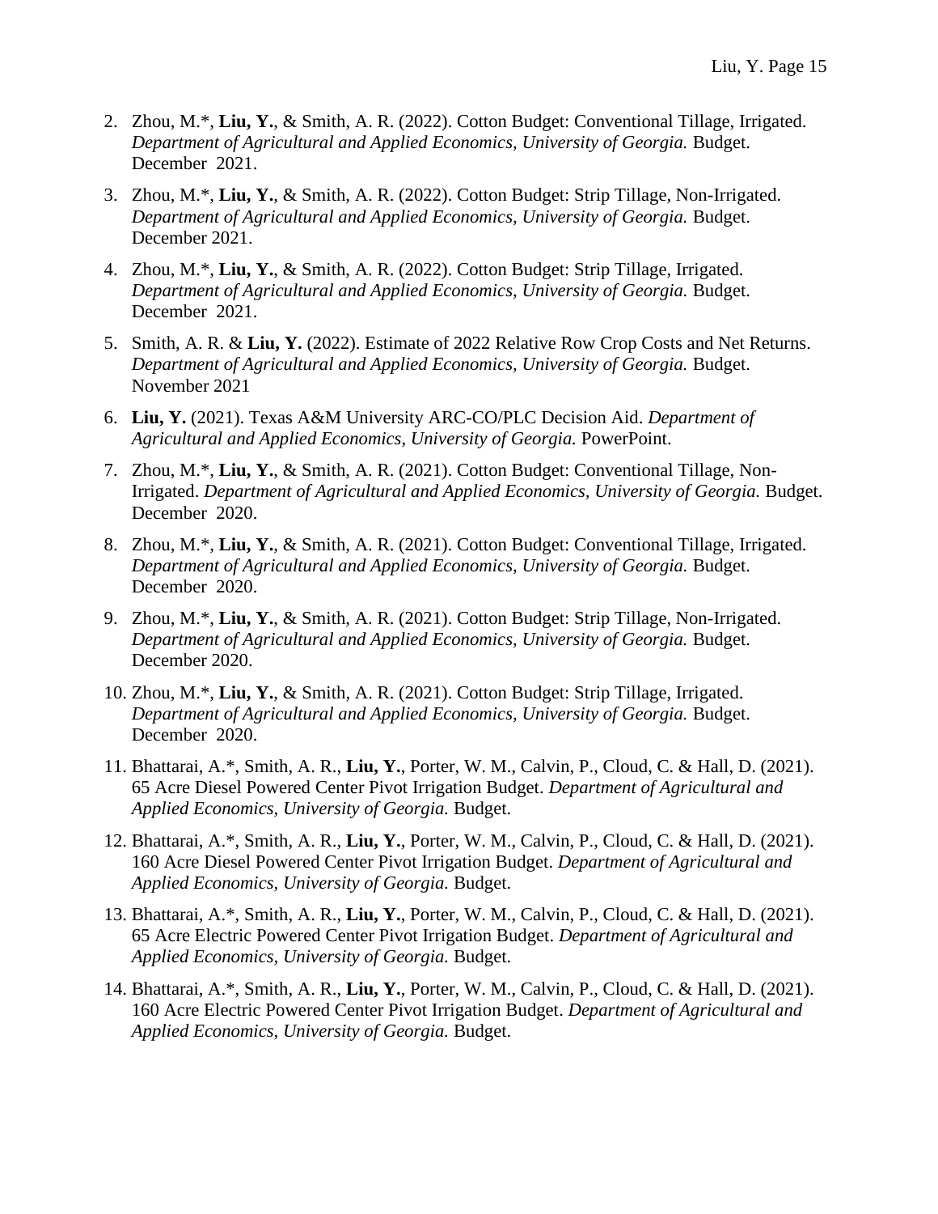2. Zhou, M.*, **Liu, Y.**, & Smith, A. R. (2022). Cotton Budget: Conventional Tillage, Irrigated. *Department of Agricultural and Applied Economics, University of Georgia.* Budget. December 2021.
3. Zhou, M.*, **Liu, Y.**, & Smith, A. R. (2022). Cotton Budget: Strip Tillage, Non-Irrigated. *Department of Agricultural and Applied Economics, University of Georgia.* Budget. December 2021.
4. Zhou, M.*, **Liu, Y.**, & Smith, A. R. (2022). Cotton Budget: Strip Tillage, Irrigated. *Department of Agricultural and Applied Economics, University of Georgia.* Budget. December 2021.
5. Smith, A. R. & **Liu, Y.** (2022). Estimate of 2022 Relative Row Crop Costs and Net Returns. *Department of Agricultural and Applied Economics, University of Georgia.* Budget. November 2021
6. **Liu, Y.** (2021). Texas A&M University ARC-CO/PLC Decision Aid. *Department of Agricultural and Applied Economics, University of Georgia.* PowerPoint.
7. Zhou, M.*, **Liu, Y.**, & Smith, A. R. (2021). Cotton Budget: Conventional Tillage, Non-Irrigated. *Department of Agricultural and Applied Economics, University of Georgia.* Budget. December 2020.
8. Zhou, M.*, **Liu, Y.**, & Smith, A. R. (2021). Cotton Budget: Conventional Tillage, Irrigated. *Department of Agricultural and Applied Economics, University of Georgia.* Budget. December 2020.
9. Zhou, M.*, **Liu, Y.**, & Smith, A. R. (2021). Cotton Budget: Strip Tillage, Non-Irrigated. *Department of Agricultural and Applied Economics, University of Georgia.* Budget. December 2020.
10. Zhou, M.*, **Liu, Y.**, & Smith, A. R. (2021). Cotton Budget: Strip Tillage, Irrigated. *Department of Agricultural and Applied Economics, University of Georgia.* Budget. December 2020.
11. Bhattarai, A.*, Smith, A. R., **Liu, Y.**, Porter, W. M., Calvin, P., Cloud, C. & Hall, D. (2021). 65 Acre Diesel Powered Center Pivot Irrigation Budget. *Department of Agricultural and Applied Economics, University of Georgia.* Budget.
12. Bhattarai, A.*, Smith, A. R., **Liu, Y.**, Porter, W. M., Calvin, P., Cloud, C. & Hall, D. (2021). 160 Acre Diesel Powered Center Pivot Irrigation Budget. *Department of Agricultural and Applied Economics, University of Georgia.* Budget.
13. Bhattarai, A.*, Smith, A. R., **Liu, Y.**, Porter, W. M., Calvin, P., Cloud, C. & Hall, D. (2021). 65 Acre Electric Powered Center Pivot Irrigation Budget. *Department of Agricultural and Applied Economics, University of Georgia.* Budget.
14. Bhattarai, A.*, Smith, A. R., **Liu, Y.**, Porter, W. M., Calvin, P., Cloud, C. & Hall, D. (2021). 160 Acre Electric Powered Center Pivot Irrigation Budget. *Department of Agricultural and Applied Economics, University of Georgia.* Budget.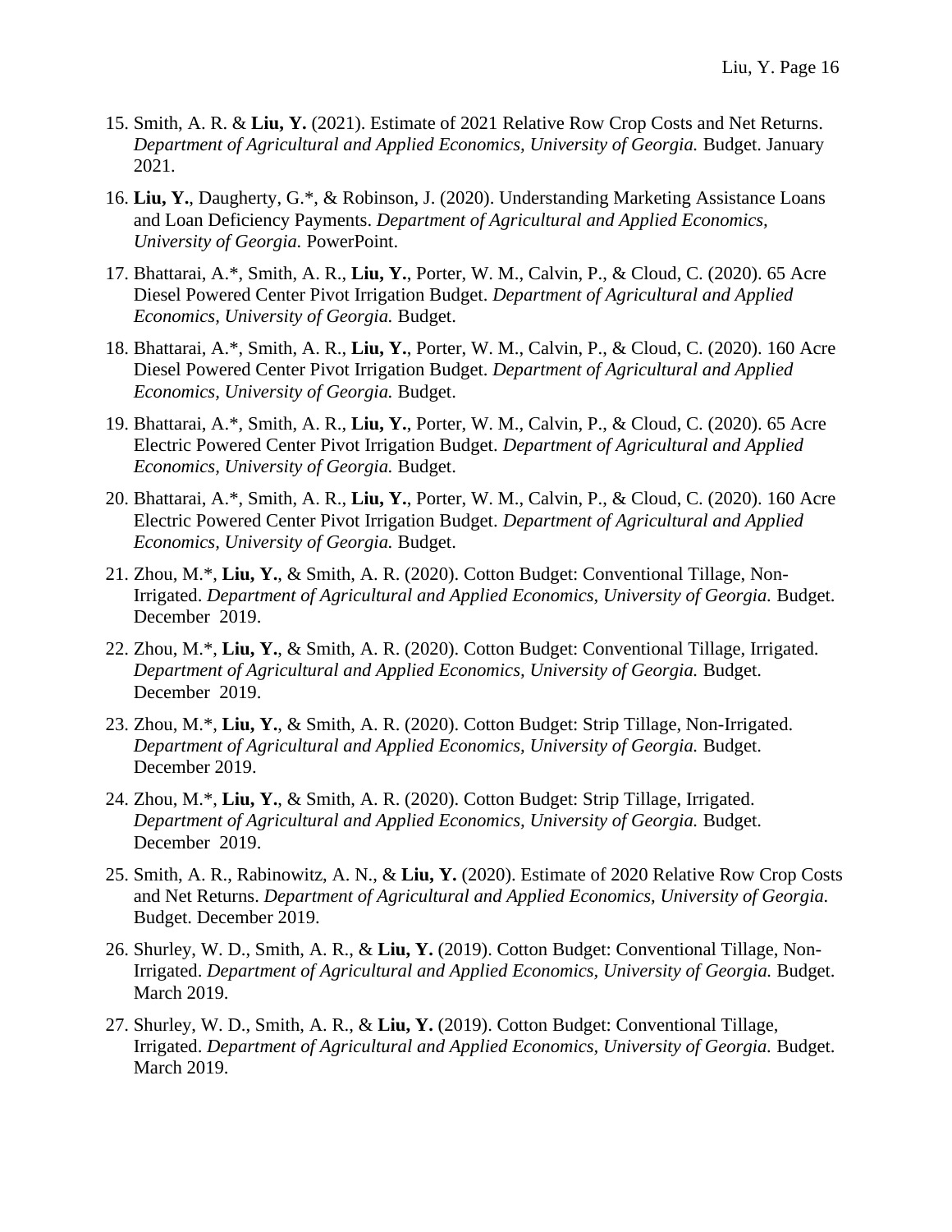15. Smith, A. R. & **Liu, Y.** (2021). Estimate of 2021 Relative Row Crop Costs and Net Returns. *Department of Agricultural and Applied Economics, University of Georgia.* Budget. January 2021.
16. **Liu, Y.**, Daugherty, G.*, & Robinson, J. (2020). Understanding Marketing Assistance Loans and Loan Deficiency Payments. *Department of Agricultural and Applied Economics, University of Georgia.* PowerPoint.
17. Bhattarai, A.*, Smith, A. R., **Liu, Y.**, Porter, W. M., Calvin, P., & Cloud, C. (2020). 65 Acre Diesel Powered Center Pivot Irrigation Budget. *Department of Agricultural and Applied Economics, University of Georgia.* Budget.
18. Bhattarai, A.*, Smith, A. R., **Liu, Y.**, Porter, W. M., Calvin, P., & Cloud, C. (2020). 160 Acre Diesel Powered Center Pivot Irrigation Budget. *Department of Agricultural and Applied Economics, University of Georgia.* Budget.
19. Bhattarai, A.*, Smith, A. R., **Liu, Y.**, Porter, W. M., Calvin, P., & Cloud, C. (2020). 65 Acre Electric Powered Center Pivot Irrigation Budget. *Department of Agricultural and Applied Economics, University of Georgia.* Budget.
20. Bhattarai, A.*, Smith, A. R., **Liu, Y.**, Porter, W. M., Calvin, P., & Cloud, C. (2020). 160 Acre Electric Powered Center Pivot Irrigation Budget. *Department of Agricultural and Applied Economics, University of Georgia.* Budget.
21. Zhou, M.*, **Liu, Y.**, & Smith, A. R. (2020). Cotton Budget: Conventional Tillage, Non-Irrigated. *Department of Agricultural and Applied Economics, University of Georgia.* Budget. December 2019.
22. Zhou, M.*, **Liu, Y.**, & Smith, A. R. (2020). Cotton Budget: Conventional Tillage, Irrigated. *Department of Agricultural and Applied Economics, University of Georgia.* Budget. December 2019.
23. Zhou, M.*, **Liu, Y.**, & Smith, A. R. (2020). Cotton Budget: Strip Tillage, Non-Irrigated. *Department of Agricultural and Applied Economics, University of Georgia.* Budget. December 2019.
24. Zhou, M.*, **Liu, Y.**, & Smith, A. R. (2020). Cotton Budget: Strip Tillage, Irrigated. *Department of Agricultural and Applied Economics, University of Georgia.* Budget. December 2019.
25. Smith, A. R., Rabinowitz, A. N., & **Liu, Y.** (2020). Estimate of 2020 Relative Row Crop Costs and Net Returns. *Department of Agricultural and Applied Economics, University of Georgia.* Budget. December 2019.
26. Shurley, W. D., Smith, A. R., & **Liu, Y.** (2019). Cotton Budget: Conventional Tillage, Non-Irrigated. *Department of Agricultural and Applied Economics, University of Georgia.* Budget. March 2019.
27. Shurley, W. D., Smith, A. R., & **Liu, Y.** (2019). Cotton Budget: Conventional Tillage, Irrigated. *Department of Agricultural and Applied Economics, University of Georgia.* Budget. March 2019.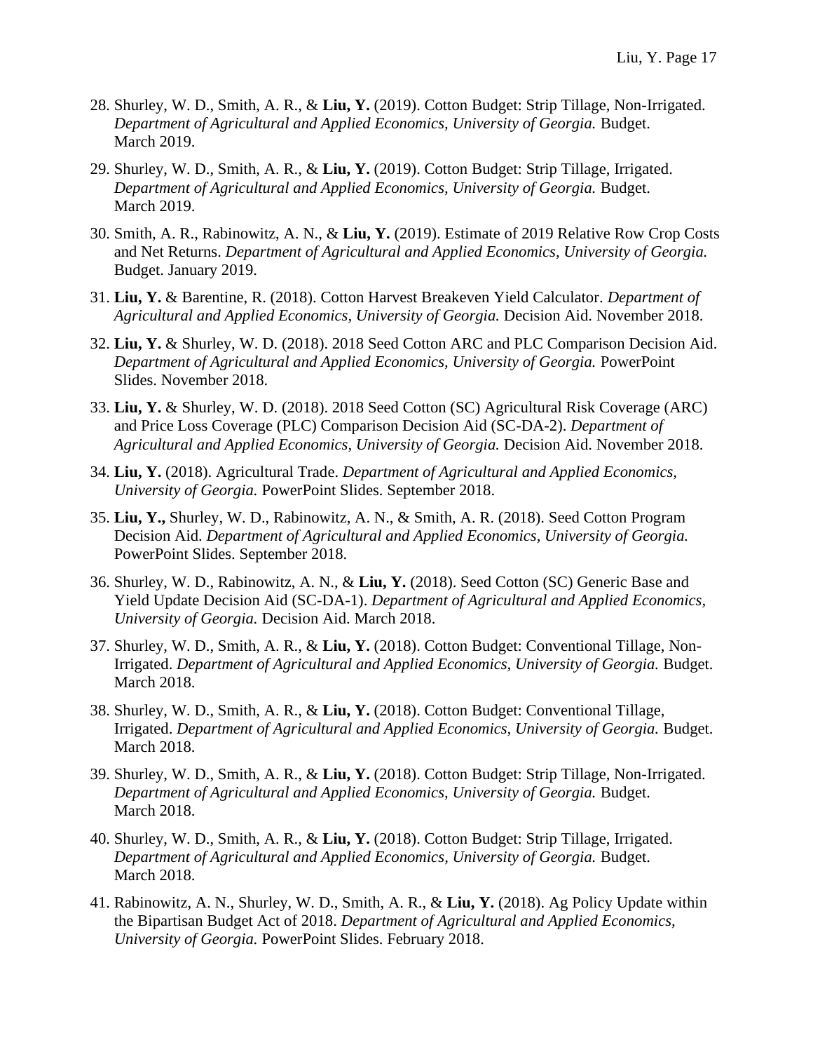28. Shurley, W. D., Smith, A. R., & **Liu, Y.** (2019). Cotton Budget: Strip Tillage, Non-Irrigated. *Department of Agricultural and Applied Economics, University of Georgia.* Budget. March 2019.

29. Shurley, W. D., Smith, A. R., & **Liu, Y.** (2019). Cotton Budget: Strip Tillage, Irrigated. *Department of Agricultural and Applied Economics, University of Georgia.* Budget. March 2019.

30. Smith, A. R., Rabinowitz, A. N., & **Liu, Y.** (2019). Estimate of 2019 Relative Row Crop Costs and Net Returns. *Department of Agricultural and Applied Economics, University of Georgia.* Budget. January 2019.

31. **Liu, Y.** & Barentine, R. (2018). Cotton Harvest Breakeven Yield Calculator. *Department of Agricultural and Applied Economics, University of Georgia.* Decision Aid. November 2018.

32. **Liu, Y.** & Shurley, W. D. (2018). 2018 Seed Cotton ARC and PLC Comparison Decision Aid. *Department of Agricultural and Applied Economics, University of Georgia.* PowerPoint Slides. November 2018.

33. **Liu, Y.** & Shurley, W. D. (2018). 2018 Seed Cotton (SC) Agricultural Risk Coverage (ARC) and Price Loss Coverage (PLC) Comparison Decision Aid (SC-DA-2). *Department of Agricultural and Applied Economics, University of Georgia.* Decision Aid. November 2018.

34. **Liu, Y.** (2018). Agricultural Trade. *Department of Agricultural and Applied Economics, University of Georgia.* PowerPoint Slides. September 2018.

35. **Liu, Y.,** Shurley, W. D., Rabinowitz, A. N., & Smith, A. R. (2018). Seed Cotton Program Decision Aid. *Department of Agricultural and Applied Economics, University of Georgia.* PowerPoint Slides. September 2018.

36. Shurley, W. D., Rabinowitz, A. N., & **Liu, Y.** (2018). Seed Cotton (SC) Generic Base and Yield Update Decision Aid (SC-DA-1). *Department of Agricultural and Applied Economics, University of Georgia.* Decision Aid. March 2018.

37. Shurley, W. D., Smith, A. R., & **Liu, Y.** (2018). Cotton Budget: Conventional Tillage, Non-Irrigated. *Department of Agricultural and Applied Economics, University of Georgia.* Budget. March 2018.

38. Shurley, W. D., Smith, A. R., & **Liu, Y.** (2018). Cotton Budget: Conventional Tillage, Irrigated. *Department of Agricultural and Applied Economics, University of Georgia.* Budget. March 2018.

39. Shurley, W. D., Smith, A. R., & **Liu, Y.** (2018). Cotton Budget: Strip Tillage, Non-Irrigated. *Department of Agricultural and Applied Economics, University of Georgia.* Budget. March 2018.

40. Shurley, W. D., Smith, A. R., & **Liu, Y.** (2018). Cotton Budget: Strip Tillage, Irrigated. *Department of Agricultural and Applied Economics, University of Georgia.* Budget. March 2018.

41. Rabinowitz, A. N., Shurley, W. D., Smith, A. R., & **Liu, Y.** (2018). Ag Policy Update within the Bipartisan Budget Act of 2018. *Department of Agricultural and Applied Economics, University of Georgia.* PowerPoint Slides. February 2018.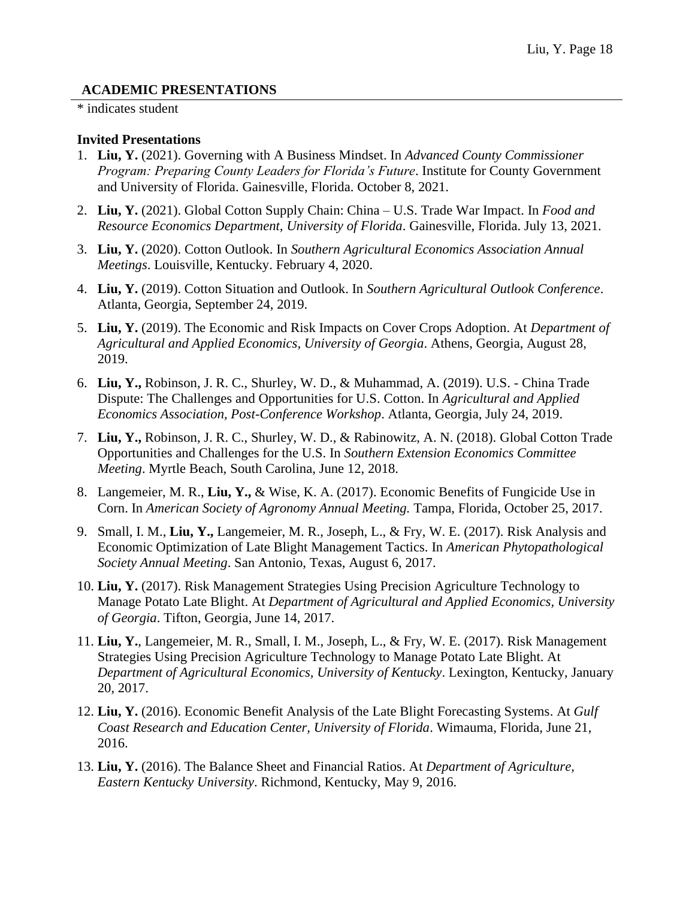## ACADEMIC PRESENTATIONS

* indicates student

### Invited Presentations

1. **Liu, Y.** (2021). Governing with A Business Mindset. In *Advanced County Commissioner Program: Preparing County Leaders for Florida's Future*. Institute for County Government and University of Florida. Gainesville, Florida. October 8, 2021.
2. **Liu, Y.** (2021). Global Cotton Supply Chain: China – U.S. Trade War Impact. In *Food and Resource Economics Department, University of Florida*. Gainesville, Florida. July 13, 2021.
3. **Liu, Y.** (2020). Cotton Outlook. In *Southern Agricultural Economics Association Annual Meetings*. Louisville, Kentucky. February 4, 2020.
4. **Liu, Y.** (2019). Cotton Situation and Outlook. In *Southern Agricultural Outlook Conference*. Atlanta, Georgia, September 24, 2019.
5. **Liu, Y.** (2019). The Economic and Risk Impacts on Cover Crops Adoption. At *Department of Agricultural and Applied Economics, University of Georgia*. Athens, Georgia, August 28, 2019.
6. **Liu, Y.,** Robinson, J. R. C., Shurley, W. D., & Muhammad, A. (2019). U.S. - China Trade Dispute: The Challenges and Opportunities for U.S. Cotton. In *Agricultural and Applied Economics Association, Post-Conference Workshop*. Atlanta, Georgia, July 24, 2019.
7. **Liu, Y.,** Robinson, J. R. C., Shurley, W. D., & Rabinowitz, A. N. (2018). Global Cotton Trade Opportunities and Challenges for the U.S. In *Southern Extension Economics Committee Meeting*. Myrtle Beach, South Carolina, June 12, 2018.
8. Langemeier, M. R., **Liu, Y.,** & Wise, K. A. (2017). Economic Benefits of Fungicide Use in Corn. In *American Society of Agronomy Annual Meeting.* Tampa, Florida, October 25, 2017.
9. Small, I. M., **Liu, Y.,** Langemeier, M. R., Joseph, L., & Fry, W. E. (2017). Risk Analysis and Economic Optimization of Late Blight Management Tactics. In *American Phytopathological Society Annual Meeting*. San Antonio, Texas, August 6, 2017.
10. **Liu, Y.** (2017). Risk Management Strategies Using Precision Agriculture Technology to Manage Potato Late Blight. At *Department of Agricultural and Applied Economics, University of Georgia*. Tifton, Georgia, June 14, 2017.
11. **Liu, Y.**, Langemeier, M. R., Small, I. M., Joseph, L., & Fry, W. E. (2017). Risk Management Strategies Using Precision Agriculture Technology to Manage Potato Late Blight. At *Department of Agricultural Economics, University of Kentucky*. Lexington, Kentucky, January 20, 2017.
12. **Liu, Y.** (2016). Economic Benefit Analysis of the Late Blight Forecasting Systems. At *Gulf Coast Research and Education Center, University of Florida*. Wimauma, Florida, June 21, 2016.
13. **Liu, Y.** (2016). The Balance Sheet and Financial Ratios. At *Department of Agriculture, Eastern Kentucky University*. Richmond, Kentucky, May 9, 2016.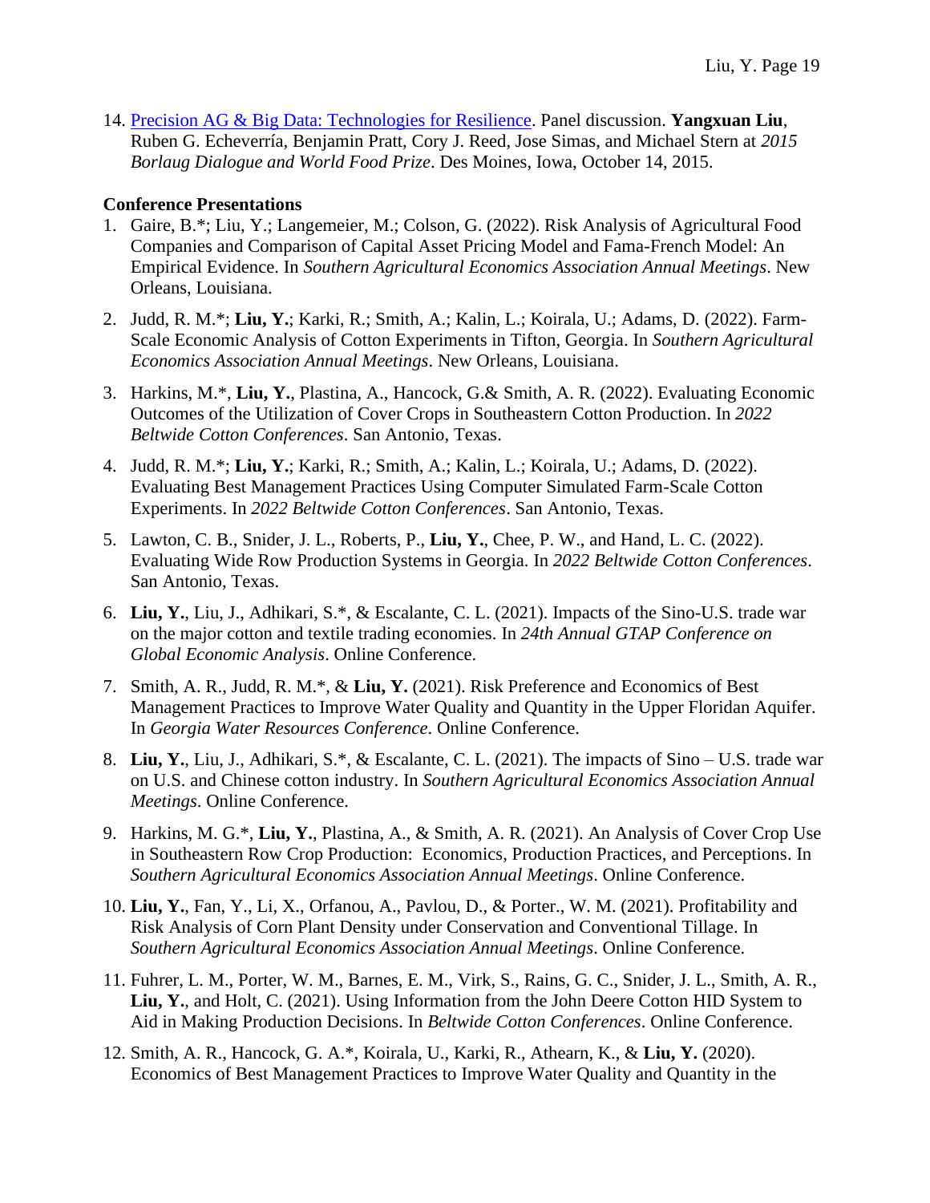14. [Precision AG & Big Data: Technologies for Resilience](). Panel discussion. **Yangxuan Liu**, Ruben G. Echeverría, Benjamin Pratt, Cory J. Reed, Jose Simas, and Michael Stern at *2015 Borlaug Dialogue and World Food Prize*. Des Moines, Iowa, October 14, 2015.

**Conference Presentations**

1. Gaire, B.*; Liu, Y.; Langemeier, M.; Colson, G. (2022). Risk Analysis of Agricultural Food Companies and Comparison of Capital Asset Pricing Model and Fama-French Model: An Empirical Evidence. In *Southern Agricultural Economics Association Annual Meetings*. New Orleans, Louisiana.

2. Judd, R. M.*; **Liu, Y.**; Karki, R.; Smith, A.; Kalin, L.; Koirala, U.; Adams, D. (2022). Farm-Scale Economic Analysis of Cotton Experiments in Tifton, Georgia. In *Southern Agricultural Economics Association Annual Meetings*. New Orleans, Louisiana.

3. Harkins, M.*, **Liu, Y.**, Plastina, A., Hancock, G.& Smith, A. R. (2022). Evaluating Economic Outcomes of the Utilization of Cover Crops in Southeastern Cotton Production. In *2022 Beltwide Cotton Conferences*. San Antonio, Texas.

4. Judd, R. M.*; **Liu, Y.**; Karki, R.; Smith, A.; Kalin, L.; Koirala, U.; Adams, D. (2022). Evaluating Best Management Practices Using Computer Simulated Farm-Scale Cotton Experiments. In *2022 Beltwide Cotton Conferences*. San Antonio, Texas.

5. Lawton, C. B., Snider, J. L., Roberts, P., **Liu, Y.**, Chee, P. W., and Hand, L. C. (2022). Evaluating Wide Row Production Systems in Georgia. In *2022 Beltwide Cotton Conferences*. San Antonio, Texas.

6. **Liu, Y.**, Liu, J., Adhikari, S.*, & Escalante, C. L. (2021). Impacts of the Sino-U.S. trade war on the major cotton and textile trading economies. In *24th Annual GTAP Conference on Global Economic Analysis*. Online Conference.

7. Smith, A. R., Judd, R. M.*, & **Liu, Y.** (2021). Risk Preference and Economics of Best Management Practices to Improve Water Quality and Quantity in the Upper Floridan Aquifer. In *Georgia Water Resources Conference*. Online Conference.

8. **Liu, Y.**, Liu, J., Adhikari, S.*, & Escalante, C. L. (2021). The impacts of Sino – U.S. trade war on U.S. and Chinese cotton industry. In *Southern Agricultural Economics Association Annual Meetings*. Online Conference.

9. Harkins, M. G.*, **Liu, Y.**, Plastina, A., & Smith, A. R. (2021). An Analysis of Cover Crop Use in Southeastern Row Crop Production: Economics, Production Practices, and Perceptions. In *Southern Agricultural Economics Association Annual Meetings*. Online Conference.

10. **Liu, Y.**, Fan, Y., Li, X., Orfanou, A., Pavlou, D., & Porter., W. M. (2021). Profitability and Risk Analysis of Corn Plant Density under Conservation and Conventional Tillage. In *Southern Agricultural Economics Association Annual Meetings*. Online Conference.

11. Fuhrer, L. M., Porter, W. M., Barnes, E. M., Virk, S., Rains, G. C., Snider, J. L., Smith, A. R., **Liu, Y.**, and Holt, C. (2021). Using Information from the John Deere Cotton HID System to Aid in Making Production Decisions. In *Beltwide Cotton Conferences*. Online Conference.

12. Smith, A. R., Hancock, G. A.*, Koirala, U., Karki, R., Athearn, K., & **Liu, Y.** (2020). Economics of Best Management Practices to Improve Water Quality and Quantity in the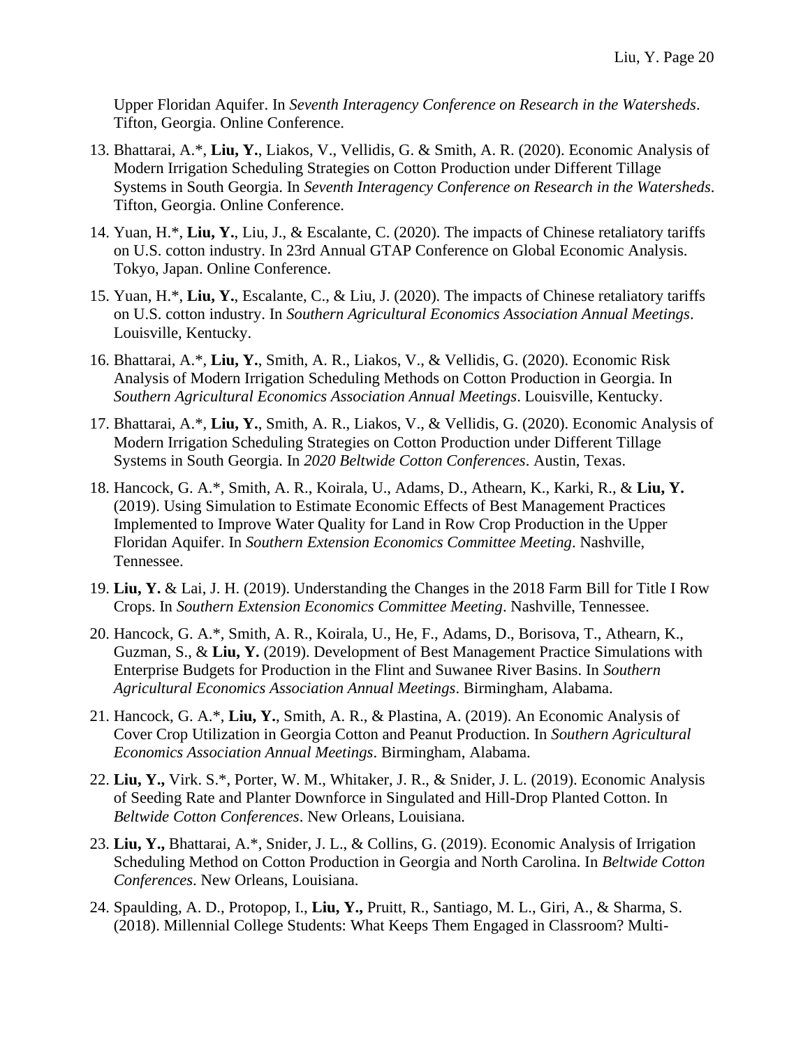Upper Floridan Aquifer. In *Seventh Interagency Conference on Research in the Watersheds*. Tifton, Georgia. Online Conference.

13. Bhattarai, A.*, **Liu, Y.**, Liakos, V., Vellidis, G. & Smith, A. R. (2020). Economic Analysis of Modern Irrigation Scheduling Strategies on Cotton Production under Different Tillage Systems in South Georgia. In *Seventh Interagency Conference on Research in the Watersheds*. Tifton, Georgia. Online Conference.

14. Yuan, H.*, **Liu, Y.**, Liu, J., & Escalante, C. (2020). The impacts of Chinese retaliatory tariffs on U.S. cotton industry. In 23rd Annual GTAP Conference on Global Economic Analysis. Tokyo, Japan. Online Conference.

15. Yuan, H.*, **Liu, Y.**, Escalante, C., & Liu, J. (2020). The impacts of Chinese retaliatory tariffs on U.S. cotton industry. In *Southern Agricultural Economics Association Annual Meetings*. Louisville, Kentucky.

16. Bhattarai, A.*, **Liu, Y.**, Smith, A. R., Liakos, V., & Vellidis, G. (2020). Economic Risk Analysis of Modern Irrigation Scheduling Methods on Cotton Production in Georgia. In *Southern Agricultural Economics Association Annual Meetings*. Louisville, Kentucky.

17. Bhattarai, A.*, **Liu, Y.**, Smith, A. R., Liakos, V., & Vellidis, G. (2020). Economic Analysis of Modern Irrigation Scheduling Strategies on Cotton Production under Different Tillage Systems in South Georgia. In *2020 Beltwide Cotton Conferences*. Austin, Texas.

18. Hancock, G. A.*, Smith, A. R., Koirala, U., Adams, D., Athearn, K., Karki, R., & **Liu, Y.** (2019). Using Simulation to Estimate Economic Effects of Best Management Practices Implemented to Improve Water Quality for Land in Row Crop Production in the Upper Floridan Aquifer. In *Southern Extension Economics Committee Meeting*. Nashville, Tennessee.

19. **Liu, Y.** & Lai, J. H. (2019). Understanding the Changes in the 2018 Farm Bill for Title I Row Crops. In *Southern Extension Economics Committee Meeting*. Nashville, Tennessee.

20. Hancock, G. A.*, Smith, A. R., Koirala, U., He, F., Adams, D., Borisova, T., Athearn, K., Guzman, S., & **Liu, Y.** (2019). Development of Best Management Practice Simulations with Enterprise Budgets for Production in the Flint and Suwanee River Basins. In *Southern Agricultural Economics Association Annual Meetings*. Birmingham, Alabama.

21. Hancock, G. A.*, **Liu, Y.**, Smith, A. R., & Plastina, A. (2019). An Economic Analysis of Cover Crop Utilization in Georgia Cotton and Peanut Production. In *Southern Agricultural Economics Association Annual Meetings*. Birmingham, Alabama.

22. **Liu, Y.,** Virk. S.*, Porter, W. M., Whitaker, J. R., & Snider, J. L. (2019). Economic Analysis of Seeding Rate and Planter Downforce in Singulated and Hill-Drop Planted Cotton. In *Beltwide Cotton Conferences*. New Orleans, Louisiana.

23. **Liu, Y.,** Bhattarai, A.*, Snider, J. L., & Collins, G. (2019). Economic Analysis of Irrigation Scheduling Method on Cotton Production in Georgia and North Carolina. In *Beltwide Cotton Conferences*. New Orleans, Louisiana.

24. Spaulding, A. D., Protopop, I., **Liu, Y.,** Pruitt, R., Santiago, M. L., Giri, A., & Sharma, S. (2018). Millennial College Students: What Keeps Them Engaged in Classroom? Multi-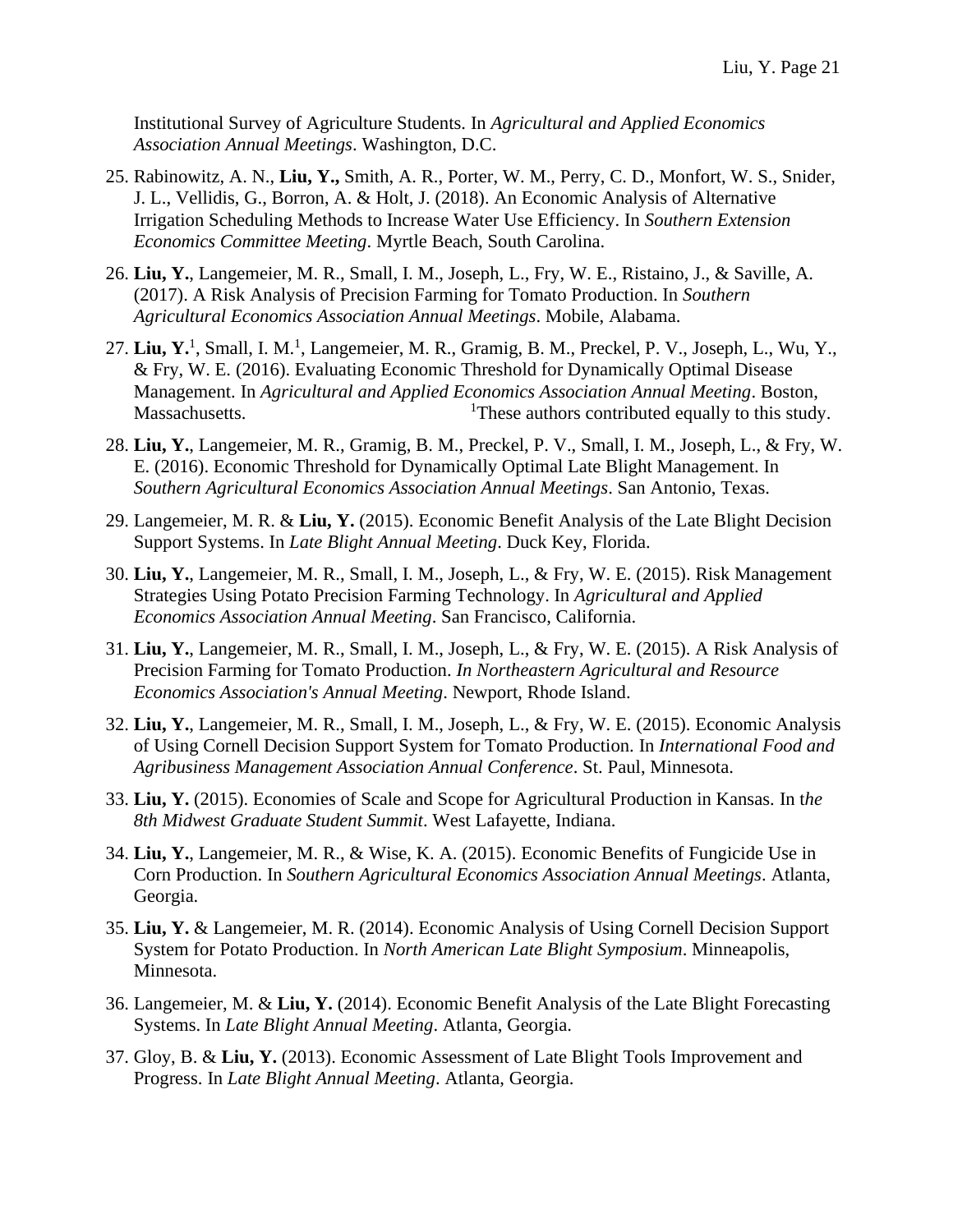Institutional Survey of Agriculture Students. In *Agricultural and Applied Economics Association Annual Meetings*. Washington, D.C.

25. Rabinowitz, A. N., **Liu, Y.,** Smith, A. R., Porter, W. M., Perry, C. D., Monfort, W. S., Snider, J. L., Vellidis, G., Borron, A. & Holt, J. (2018). An Economic Analysis of Alternative Irrigation Scheduling Methods to Increase Water Use Efficiency. In *Southern Extension Economics Committee Meeting*. Myrtle Beach, South Carolina.

26. **Liu, Y.**, Langemeier, M. R., Small, I. M., Joseph, L., Fry, W. E., Ristaino, J., & Saville, A. (2017). A Risk Analysis of Precision Farming for Tomato Production. In *Southern Agricultural Economics Association Annual Meetings*. Mobile, Alabama.

27. **Liu, Y.**[1], Small, I. M.[1], Langemeier, M. R., Gramig, B. M., Preckel, P. V., Joseph, L., Wu, Y., & Fry, W. E. (2016). Evaluating Economic Threshold for Dynamically Optimal Disease Management. In *Agricultural and Applied Economics Association Annual Meeting*. Boston, Massachusetts. [1]These authors contributed equally to this study.

28. **Liu, Y.**, Langemeier, M. R., Gramig, B. M., Preckel, P. V., Small, I. M., Joseph, L., & Fry, W. E. (2016). Economic Threshold for Dynamically Optimal Late Blight Management. In *Southern Agricultural Economics Association Annual Meetings*. San Antonio, Texas.

29. Langemeier, M. R. & **Liu, Y.** (2015). Economic Benefit Analysis of the Late Blight Decision Support Systems. In *Late Blight Annual Meeting*. Duck Key, Florida.

30. **Liu, Y.**, Langemeier, M. R., Small, I. M., Joseph, L., & Fry, W. E. (2015). Risk Management Strategies Using Potato Precision Farming Technology. In *Agricultural and Applied Economics Association Annual Meeting*. San Francisco, California.

31. **Liu, Y.**, Langemeier, M. R., Small, I. M., Joseph, L., & Fry, W. E. (2015). A Risk Analysis of Precision Farming for Tomato Production. *In Northeastern Agricultural and Resource Economics Association's Annual Meeting*. Newport, Rhode Island.

32. **Liu, Y.**, Langemeier, M. R., Small, I. M., Joseph, L., & Fry, W. E. (2015). Economic Analysis of Using Cornell Decision Support System for Tomato Production. In *International Food and Agribusiness Management Association Annual Conference*. St. Paul, Minnesota.

33. **Liu, Y.** (2015). Economies of Scale and Scope for Agricultural Production in Kansas. In t*he 8th Midwest Graduate Student Summit*. West Lafayette, Indiana.

34. **Liu, Y.**, Langemeier, M. R., & Wise, K. A. (2015). Economic Benefits of Fungicide Use in Corn Production. In *Southern Agricultural Economics Association Annual Meetings*. Atlanta, Georgia.

35. **Liu, Y.** & Langemeier, M. R. (2014). Economic Analysis of Using Cornell Decision Support System for Potato Production. In *North American Late Blight Symposium*. Minneapolis, Minnesota.

36. Langemeier, M. & **Liu, Y.** (2014). Economic Benefit Analysis of the Late Blight Forecasting Systems. In *Late Blight Annual Meeting*. Atlanta, Georgia.

37. Gloy, B. & **Liu, Y.** (2013). Economic Assessment of Late Blight Tools Improvement and Progress. In *Late Blight Annual Meeting*. Atlanta, Georgia.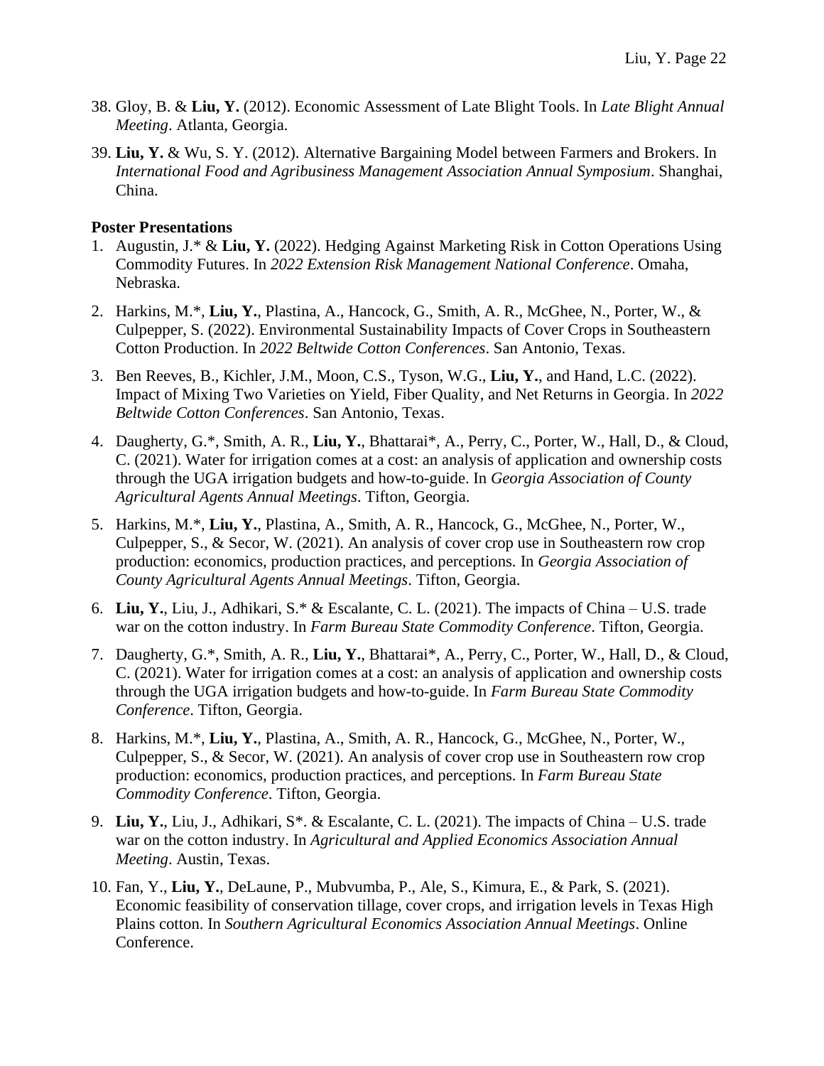38. Gloy, B. & **Liu, Y.** (2012). Economic Assessment of Late Blight Tools. In *Late Blight Annual Meeting*. Atlanta, Georgia.

39. **Liu, Y.** & Wu, S. Y. (2012). Alternative Bargaining Model between Farmers and Brokers. In *International Food and Agribusiness Management Association Annual Symposium*. Shanghai, China.

**Poster Presentations**

1. Augustin, J.* & **Liu, Y.** (2022). Hedging Against Marketing Risk in Cotton Operations Using Commodity Futures. In *2022 Extension Risk Management National Conference*. Omaha, Nebraska.

2. Harkins, M.*, **Liu, Y.**, Plastina, A., Hancock, G., Smith, A. R., McGhee, N., Porter, W., & Culpepper, S. (2022). Environmental Sustainability Impacts of Cover Crops in Southeastern Cotton Production. In *2022 Beltwide Cotton Conferences*. San Antonio, Texas.

3. Ben Reeves, B., Kichler, J.M., Moon, C.S., Tyson, W.G., **Liu, Y.**, and Hand, L.C. (2022). Impact of Mixing Two Varieties on Yield, Fiber Quality, and Net Returns in Georgia. In *2022 Beltwide Cotton Conferences*. San Antonio, Texas.

4. Daugherty, G.*, Smith, A. R., **Liu, Y.**, Bhattarai*, A., Perry, C., Porter, W., Hall, D., & Cloud, C. (2021). Water for irrigation comes at a cost: an analysis of application and ownership costs through the UGA irrigation budgets and how-to-guide. In *Georgia Association of County Agricultural Agents Annual Meetings*. Tifton, Georgia.

5. Harkins, M.*, **Liu, Y.**, Plastina, A., Smith, A. R., Hancock, G., McGhee, N., Porter, W., Culpepper, S., & Secor, W. (2021). An analysis of cover crop use in Southeastern row crop production: economics, production practices, and perceptions. In *Georgia Association of County Agricultural Agents Annual Meetings*. Tifton, Georgia.

6. **Liu, Y.**, Liu, J., Adhikari, S.* & Escalante, C. L. (2021). The impacts of China – U.S. trade war on the cotton industry. In *Farm Bureau State Commodity Conference*. Tifton, Georgia.

7. Daugherty, G.*, Smith, A. R., **Liu, Y.**, Bhattarai*, A., Perry, C., Porter, W., Hall, D., & Cloud, C. (2021). Water for irrigation comes at a cost: an analysis of application and ownership costs through the UGA irrigation budgets and how-to-guide. In *Farm Bureau State Commodity Conference*. Tifton, Georgia.

8. Harkins, M.*, **Liu, Y.**, Plastina, A., Smith, A. R., Hancock, G., McGhee, N., Porter, W., Culpepper, S., & Secor, W. (2021). An analysis of cover crop use in Southeastern row crop production: economics, production practices, and perceptions. In *Farm Bureau State Commodity Conference*. Tifton, Georgia.

9. **Liu, Y.**, Liu, J., Adhikari, S*. & Escalante, C. L. (2021). The impacts of China – U.S. trade war on the cotton industry. In *Agricultural and Applied Economics Association Annual Meeting*. Austin, Texas.

10. Fan, Y., **Liu, Y.**, DeLaune, P., Mubvumba, P., Ale, S., Kimura, E., & Park, S. (2021). Economic feasibility of conservation tillage, cover crops, and irrigation levels in Texas High Plains cotton. In *Southern Agricultural Economics Association Annual Meetings*. Online Conference.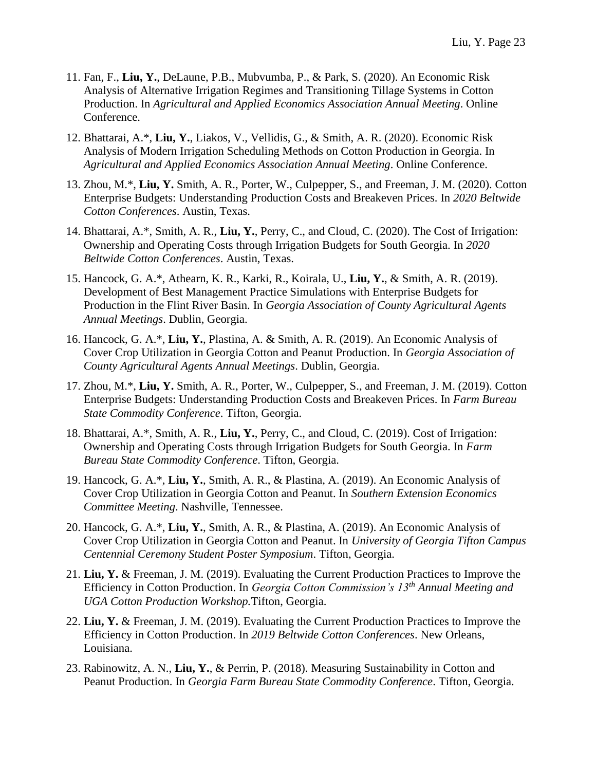11. Fan, F., **Liu, Y.**, DeLaune, P.B., Mubvumba, P., & Park, S. (2020). An Economic Risk Analysis of Alternative Irrigation Regimes and Transitioning Tillage Systems in Cotton Production. In *Agricultural and Applied Economics Association Annual Meeting*. Online Conference.

12. Bhattarai, A.*, **Liu, Y.**, Liakos, V., Vellidis, G., & Smith, A. R. (2020). Economic Risk Analysis of Modern Irrigation Scheduling Methods on Cotton Production in Georgia. In *Agricultural and Applied Economics Association Annual Meeting*. Online Conference.

13. Zhou, M.*, **Liu, Y.** Smith, A. R., Porter, W., Culpepper, S., and Freeman, J. M. (2020). Cotton Enterprise Budgets: Understanding Production Costs and Breakeven Prices. In *2020 Beltwide Cotton Conferences*. Austin, Texas.

14. Bhattarai, A.*, Smith, A. R., **Liu, Y.**, Perry, C., and Cloud, C. (2020). The Cost of Irrigation: Ownership and Operating Costs through Irrigation Budgets for South Georgia. In *2020 Beltwide Cotton Conferences*. Austin, Texas.

15. Hancock, G. A.*, Athearn, K. R., Karki, R., Koirala, U., **Liu, Y.**, & Smith, A. R. (2019). Development of Best Management Practice Simulations with Enterprise Budgets for Production in the Flint River Basin. In *Georgia Association of County Agricultural Agents Annual Meetings*. Dublin, Georgia.

16. Hancock, G. A.*, **Liu, Y.**, Plastina, A. & Smith, A. R. (2019). An Economic Analysis of Cover Crop Utilization in Georgia Cotton and Peanut Production. In *Georgia Association of County Agricultural Agents Annual Meetings*. Dublin, Georgia.

17. Zhou, M.*, **Liu, Y.** Smith, A. R., Porter, W., Culpepper, S., and Freeman, J. M. (2019). Cotton Enterprise Budgets: Understanding Production Costs and Breakeven Prices. In *Farm Bureau State Commodity Conference*. Tifton, Georgia.

18. Bhattarai, A.*, Smith, A. R., **Liu, Y.**, Perry, C., and Cloud, C. (2019). Cost of Irrigation: Ownership and Operating Costs through Irrigation Budgets for South Georgia. In *Farm Bureau State Commodity Conference*. Tifton, Georgia.

19. Hancock, G. A.*, **Liu, Y.**, Smith, A. R., & Plastina, A. (2019). An Economic Analysis of Cover Crop Utilization in Georgia Cotton and Peanut. In *Southern Extension Economics Committee Meeting*. Nashville, Tennessee.

20. Hancock, G. A.*, **Liu, Y.**, Smith, A. R., & Plastina, A. (2019). An Economic Analysis of Cover Crop Utilization in Georgia Cotton and Peanut. In *University of Georgia Tifton Campus Centennial Ceremony Student Poster Symposium*. Tifton, Georgia.

21. **Liu, Y.** & Freeman, J. M. (2019). Evaluating the Current Production Practices to Improve the Efficiency in Cotton Production. In *Georgia Cotton Commission's 13th Annual Meeting and UGA Cotton Production Workshop.*Tifton, Georgia.

22. **Liu, Y.** & Freeman, J. M. (2019). Evaluating the Current Production Practices to Improve the Efficiency in Cotton Production. In *2019 Beltwide Cotton Conferences*. New Orleans, Louisiana.

23. Rabinowitz, A. N., **Liu, Y.**, & Perrin, P. (2018). Measuring Sustainability in Cotton and Peanut Production. In *Georgia Farm Bureau State Commodity Conference*. Tifton, Georgia.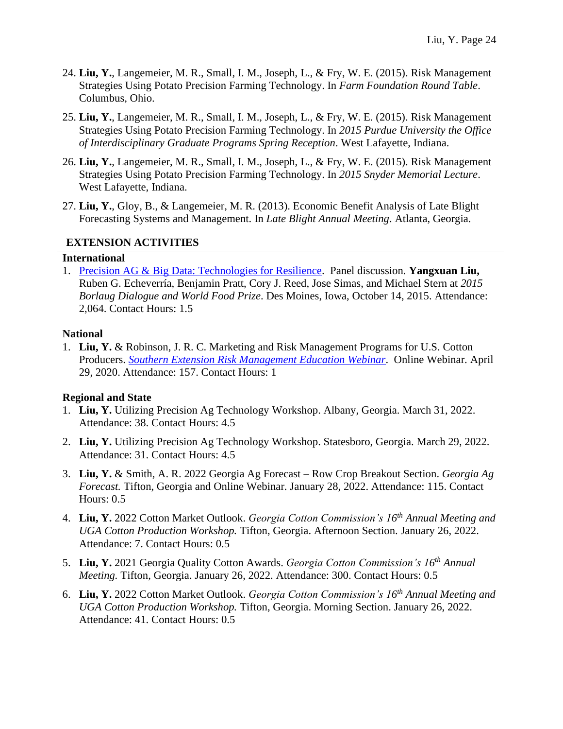24. **Liu, Y.**, Langemeier, M. R., Small, I. M., Joseph, L., & Fry, W. E. (2015). Risk Management Strategies Using Potato Precision Farming Technology. In *Farm Foundation Round Table*. Columbus, Ohio.

25. **Liu, Y.**, Langemeier, M. R., Small, I. M., Joseph, L., & Fry, W. E. (2015). Risk Management Strategies Using Potato Precision Farming Technology. In *2015 Purdue University the Office of Interdisciplinary Graduate Programs Spring Reception*. West Lafayette, Indiana.

26. **Liu, Y.**, Langemeier, M. R., Small, I. M., Joseph, L., & Fry, W. E. (2015). Risk Management Strategies Using Potato Precision Farming Technology. In *2015 Snyder Memorial Lecture*. West Lafayette, Indiana.

27. **Liu, Y.**, Gloy, B., & Langemeier, M. R. (2013). Economic Benefit Analysis of Late Blight Forecasting Systems and Management. In *Late Blight Annual Meeting*. Atlanta, Georgia.

## EXTENSION ACTIVITIES

### International

1. Precision AG & Big Data: Technologies for Resilience. Panel discussion. **Yangxuan Liu,** Ruben G. Echeverría, Benjamin Pratt, Cory J. Reed, Jose Simas, and Michael Stern at *2015 Borlaug Dialogue and World Food Prize*. Des Moines, Iowa, October 14, 2015. Attendance: 2,064. Contact Hours: 1.5

### National

1. **Liu, Y.** & Robinson, J. R. C. Marketing and Risk Management Programs for U.S. Cotton Producers. *Southern Extension Risk Management Education Webinar*. Online Webinar. April 29, 2020. Attendance: 157. Contact Hours: 1

### Regional and State

1. **Liu, Y.** Utilizing Precision Ag Technology Workshop. Albany, Georgia. March 31, 2022. Attendance: 38. Contact Hours: 4.5

2. **Liu, Y.** Utilizing Precision Ag Technology Workshop. Statesboro, Georgia. March 29, 2022. Attendance: 31. Contact Hours: 4.5

3. **Liu, Y.** & Smith, A. R. 2022 Georgia Ag Forecast – Row Crop Breakout Section. *Georgia Ag Forecast.* Tifton, Georgia and Online Webinar. January 28, 2022. Attendance: 115. Contact Hours: 0.5

4. **Liu, Y.** 2022 Cotton Market Outlook. *Georgia Cotton Commission's 16th Annual Meeting and UGA Cotton Production Workshop.* Tifton, Georgia. Afternoon Section. January 26, 2022. Attendance: 7. Contact Hours: 0.5

5. **Liu, Y.** 2021 Georgia Quality Cotton Awards. *Georgia Cotton Commission's 16th Annual Meeting.* Tifton, Georgia. January 26, 2022. Attendance: 300. Contact Hours: 0.5

6. **Liu, Y.** 2022 Cotton Market Outlook. *Georgia Cotton Commission's 16th Annual Meeting and UGA Cotton Production Workshop.* Tifton, Georgia. Morning Section. January 26, 2022. Attendance: 41. Contact Hours: 0.5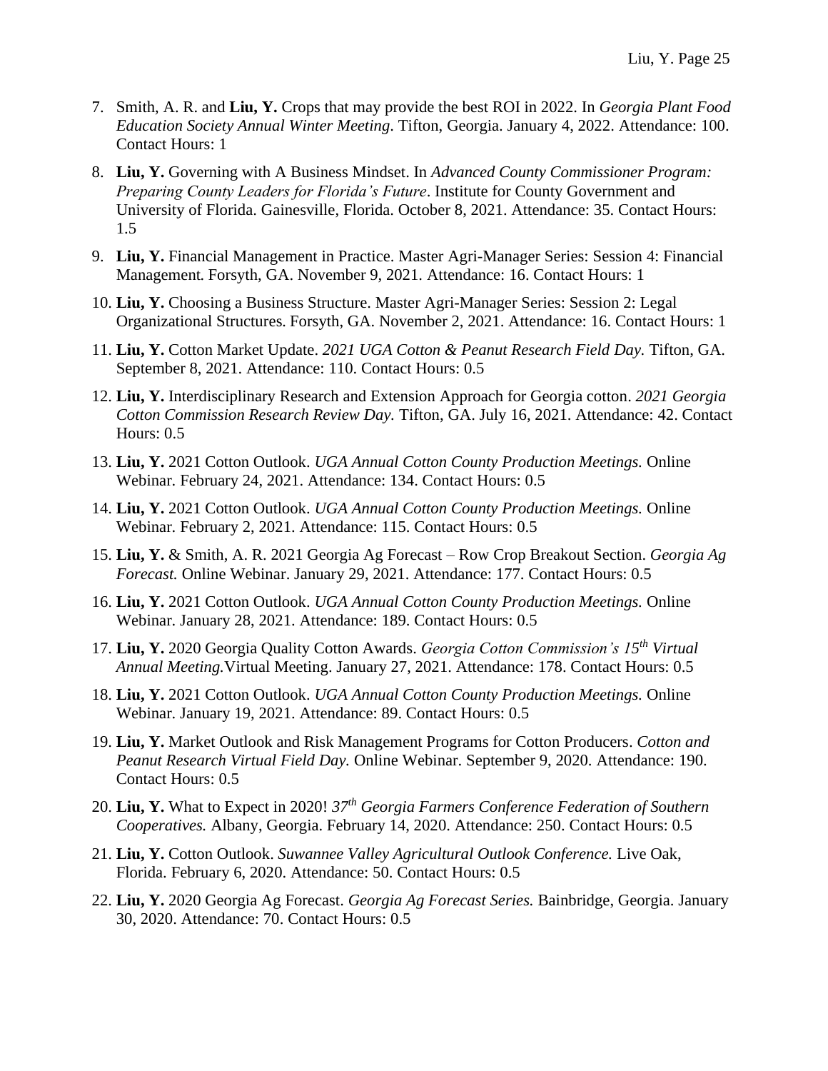7. Smith, A. R. and **Liu, Y.** Crops that may provide the best ROI in 2022. In *Georgia Plant Food Education Society Annual Winter Meeting*. Tifton, Georgia. January 4, 2022. Attendance: 100. Contact Hours: 1
8. **Liu, Y.** Governing with A Business Mindset. In *Advanced County Commissioner Program: Preparing County Leaders for Florida's Future*. Institute for County Government and University of Florida. Gainesville, Florida. October 8, 2021. Attendance: 35. Contact Hours: 1.5
9. **Liu, Y.** Financial Management in Practice. Master Agri-Manager Series: Session 4: Financial Management. Forsyth, GA. November 9, 2021. Attendance: 16. Contact Hours: 1
10. **Liu, Y.** Choosing a Business Structure. Master Agri-Manager Series: Session 2: Legal Organizational Structures. Forsyth, GA. November 2, 2021. Attendance: 16. Contact Hours: 1
11. **Liu, Y.** Cotton Market Update. *2021 UGA Cotton & Peanut Research Field Day.* Tifton, GA. September 8, 2021. Attendance: 110. Contact Hours: 0.5
12. **Liu, Y.** Interdisciplinary Research and Extension Approach for Georgia cotton. *2021 Georgia Cotton Commission Research Review Day.* Tifton, GA. July 16, 2021. Attendance: 42. Contact Hours: 0.5
13. **Liu, Y.** 2021 Cotton Outlook. *UGA Annual Cotton County Production Meetings.* Online Webinar. February 24, 2021. Attendance: 134. Contact Hours: 0.5
14. **Liu, Y.** 2021 Cotton Outlook. *UGA Annual Cotton County Production Meetings.* Online Webinar. February 2, 2021. Attendance: 115. Contact Hours: 0.5
15. **Liu, Y.** & Smith, A. R. 2021 Georgia Ag Forecast – Row Crop Breakout Section. *Georgia Ag Forecast.* Online Webinar. January 29, 2021. Attendance: 177. Contact Hours: 0.5
16. **Liu, Y.** 2021 Cotton Outlook. *UGA Annual Cotton County Production Meetings.* Online Webinar. January 28, 2021. Attendance: 189. Contact Hours: 0.5
17. **Liu, Y.** 2020 Georgia Quality Cotton Awards. *Georgia Cotton Commission's 15th Virtual Annual Meeting.* Virtual Meeting. January 27, 2021. Attendance: 178. Contact Hours: 0.5
18. **Liu, Y.** 2021 Cotton Outlook. *UGA Annual Cotton County Production Meetings.* Online Webinar. January 19, 2021. Attendance: 89. Contact Hours: 0.5
19. **Liu, Y.** Market Outlook and Risk Management Programs for Cotton Producers. *Cotton and Peanut Research Virtual Field Day.* Online Webinar. September 9, 2020. Attendance: 190. Contact Hours: 0.5
20. **Liu, Y.** What to Expect in 2020! *37th Georgia Farmers Conference Federation of Southern Cooperatives.* Albany, Georgia. February 14, 2020. Attendance: 250. Contact Hours: 0.5
21. **Liu, Y.** Cotton Outlook. *Suwannee Valley Agricultural Outlook Conference.* Live Oak, Florida. February 6, 2020. Attendance: 50. Contact Hours: 0.5
22. **Liu, Y.** 2020 Georgia Ag Forecast. *Georgia Ag Forecast Series.* Bainbridge, Georgia. January 30, 2020. Attendance: 70. Contact Hours: 0.5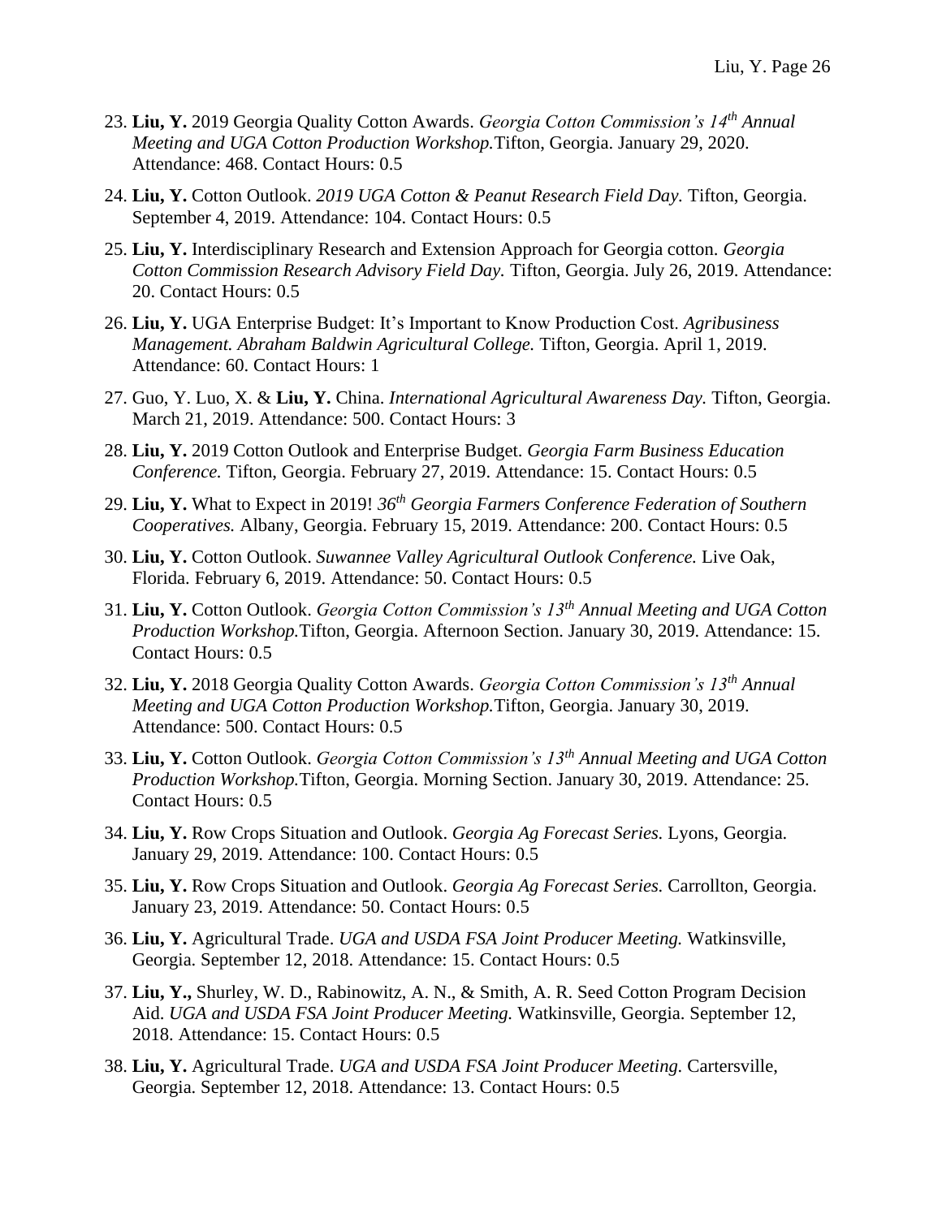23. **Liu, Y.** 2019 Georgia Quality Cotton Awards. *Georgia Cotton Commission's 14th Annual Meeting and UGA Cotton Production Workshop.* Tifton, Georgia. January 29, 2020. Attendance: 468. Contact Hours: 0.5

24. **Liu, Y.** Cotton Outlook. *2019 UGA Cotton & Peanut Research Field Day.* Tifton, Georgia. September 4, 2019. Attendance: 104. Contact Hours: 0.5

25. **Liu, Y.** Interdisciplinary Research and Extension Approach for Georgia cotton. *Georgia Cotton Commission Research Advisory Field Day.* Tifton, Georgia. July 26, 2019. Attendance: 20. Contact Hours: 0.5

26. **Liu, Y.** UGA Enterprise Budget: It's Important to Know Production Cost. *Agribusiness Management. Abraham Baldwin Agricultural College.* Tifton, Georgia. April 1, 2019. Attendance: 60. Contact Hours: 1

27. Guo, Y. Luo, X. & **Liu, Y.** China. *International Agricultural Awareness Day.* Tifton, Georgia. March 21, 2019. Attendance: 500. Contact Hours: 3

28. **Liu, Y.** 2019 Cotton Outlook and Enterprise Budget. *Georgia Farm Business Education Conference.* Tifton, Georgia. February 27, 2019. Attendance: 15. Contact Hours: 0.5

29. **Liu, Y.** What to Expect in 2019! *36th Georgia Farmers Conference Federation of Southern Cooperatives.* Albany, Georgia. February 15, 2019. Attendance: 200. Contact Hours: 0.5

30. **Liu, Y.** Cotton Outlook. *Suwannee Valley Agricultural Outlook Conference.* Live Oak, Florida. February 6, 2019. Attendance: 50. Contact Hours: 0.5

31. **Liu, Y.** Cotton Outlook. *Georgia Cotton Commission's 13th Annual Meeting and UGA Cotton Production Workshop.* Tifton, Georgia. Afternoon Section. January 30, 2019. Attendance: 15. Contact Hours: 0.5

32. **Liu, Y.** 2018 Georgia Quality Cotton Awards. *Georgia Cotton Commission's 13th Annual Meeting and UGA Cotton Production Workshop.* Tifton, Georgia. January 30, 2019. Attendance: 500. Contact Hours: 0.5

33. **Liu, Y.** Cotton Outlook. *Georgia Cotton Commission's 13th Annual Meeting and UGA Cotton Production Workshop.* Tifton, Georgia. Morning Section. January 30, 2019. Attendance: 25. Contact Hours: 0.5

34. **Liu, Y.** Row Crops Situation and Outlook. *Georgia Ag Forecast Series.* Lyons, Georgia. January 29, 2019. Attendance: 100. Contact Hours: 0.5

35. **Liu, Y.** Row Crops Situation and Outlook. *Georgia Ag Forecast Series.* Carrollton, Georgia. January 23, 2019. Attendance: 50. Contact Hours: 0.5

36. **Liu, Y.** Agricultural Trade. *UGA and USDA FSA Joint Producer Meeting.* Watkinsville, Georgia. September 12, 2018. Attendance: 15. Contact Hours: 0.5

37. **Liu, Y.,** Shurley, W. D., Rabinowitz, A. N., & Smith, A. R. Seed Cotton Program Decision Aid. *UGA and USDA FSA Joint Producer Meeting.* Watkinsville, Georgia. September 12, 2018. Attendance: 15. Contact Hours: 0.5

38. **Liu, Y.** Agricultural Trade. *UGA and USDA FSA Joint Producer Meeting.* Cartersville, Georgia. September 12, 2018. Attendance: 13. Contact Hours: 0.5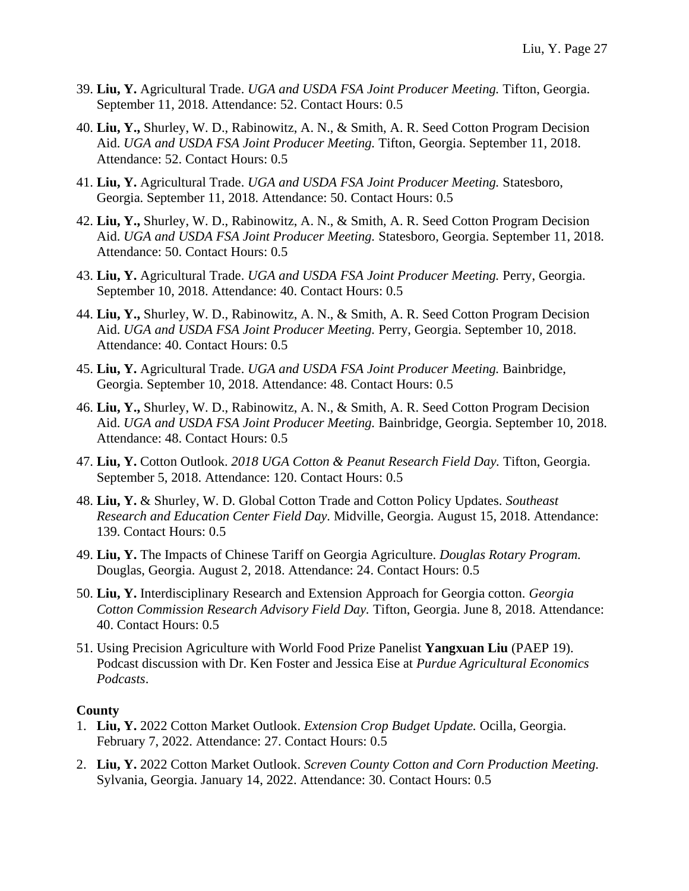39. **Liu, Y.** Agricultural Trade. *UGA and USDA FSA Joint Producer Meeting.* Tifton, Georgia. September 11, 2018. Attendance: 52. Contact Hours: 0.5

40. **Liu, Y.,** Shurley, W. D., Rabinowitz, A. N., & Smith, A. R. Seed Cotton Program Decision Aid. *UGA and USDA FSA Joint Producer Meeting.* Tifton, Georgia. September 11, 2018. Attendance: 52. Contact Hours: 0.5

41. **Liu, Y.** Agricultural Trade. *UGA and USDA FSA Joint Producer Meeting.* Statesboro, Georgia. September 11, 2018. Attendance: 50. Contact Hours: 0.5

42. **Liu, Y.,** Shurley, W. D., Rabinowitz, A. N., & Smith, A. R. Seed Cotton Program Decision Aid. *UGA and USDA FSA Joint Producer Meeting.* Statesboro, Georgia. September 11, 2018. Attendance: 50. Contact Hours: 0.5

43. **Liu, Y.** Agricultural Trade. *UGA and USDA FSA Joint Producer Meeting.* Perry, Georgia. September 10, 2018. Attendance: 40. Contact Hours: 0.5

44. **Liu, Y.,** Shurley, W. D., Rabinowitz, A. N., & Smith, A. R. Seed Cotton Program Decision Aid. *UGA and USDA FSA Joint Producer Meeting.* Perry, Georgia. September 10, 2018. Attendance: 40. Contact Hours: 0.5

45. **Liu, Y.** Agricultural Trade. *UGA and USDA FSA Joint Producer Meeting.* Bainbridge, Georgia. September 10, 2018. Attendance: 48. Contact Hours: 0.5

46. **Liu, Y.,** Shurley, W. D., Rabinowitz, A. N., & Smith, A. R. Seed Cotton Program Decision Aid. *UGA and USDA FSA Joint Producer Meeting.* Bainbridge, Georgia. September 10, 2018. Attendance: 48. Contact Hours: 0.5

47. **Liu, Y.** Cotton Outlook. *2018 UGA Cotton & Peanut Research Field Day.* Tifton, Georgia. September 5, 2018. Attendance: 120. Contact Hours: 0.5

48. **Liu, Y.** & Shurley, W. D. Global Cotton Trade and Cotton Policy Updates. *Southeast Research and Education Center Field Day.* Midville, Georgia. August 15, 2018. Attendance: 139. Contact Hours: 0.5

49. **Liu, Y.** The Impacts of Chinese Tariff on Georgia Agriculture. *Douglas Rotary Program.* Douglas, Georgia. August 2, 2018. Attendance: 24. Contact Hours: 0.5

50. **Liu, Y.** Interdisciplinary Research and Extension Approach for Georgia cotton. *Georgia Cotton Commission Research Advisory Field Day.* Tifton, Georgia. June 8, 2018. Attendance: 40. Contact Hours: 0.5

51. Using Precision Agriculture with World Food Prize Panelist **Yangxuan Liu** (PAEP 19). Podcast discussion with Dr. Ken Foster and Jessica Eise at *Purdue Agricultural Economics Podcasts*.

**County**

1. **Liu, Y.** 2022 Cotton Market Outlook. *Extension Crop Budget Update.* Ocilla, Georgia. February 7, 2022. Attendance: 27. Contact Hours: 0.5

2. **Liu, Y.** 2022 Cotton Market Outlook. *Screven County Cotton and Corn Production Meeting.* Sylvania, Georgia. January 14, 2022. Attendance: 30. Contact Hours: 0.5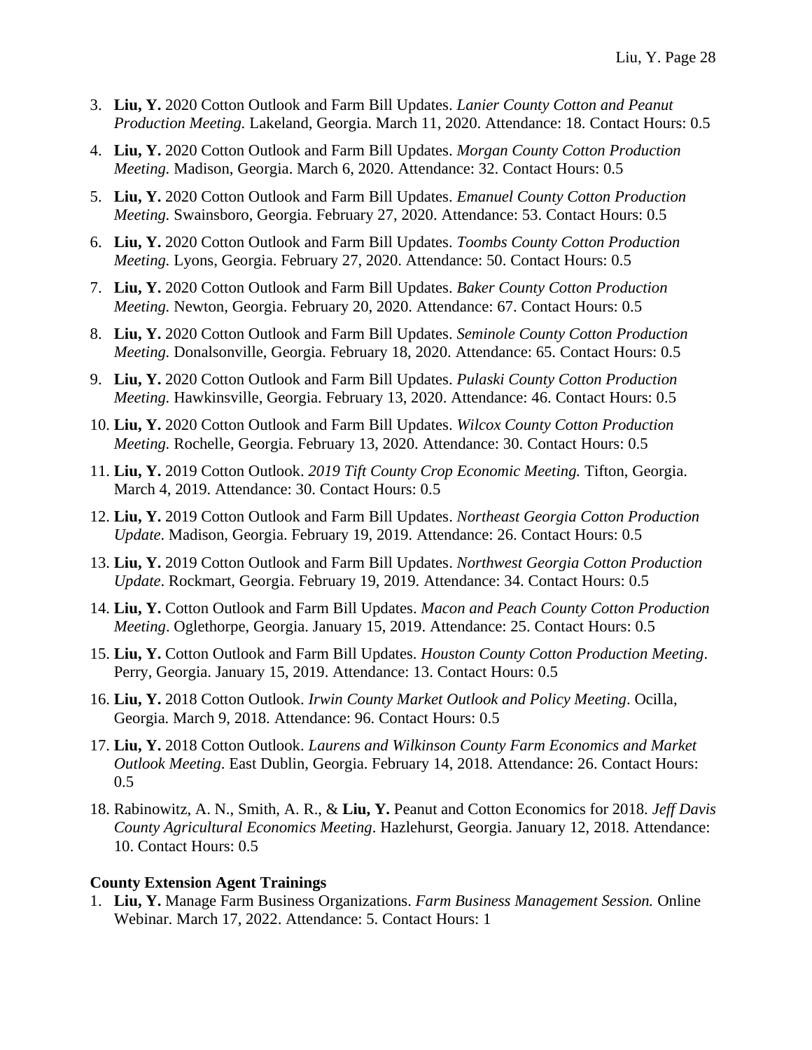3. **Liu, Y.** 2020 Cotton Outlook and Farm Bill Updates. *Lanier County Cotton and Peanut Production Meeting.* Lakeland, Georgia. March 11, 2020. Attendance: 18. Contact Hours: 0.5

4. **Liu, Y.** 2020 Cotton Outlook and Farm Bill Updates. *Morgan County Cotton Production Meeting.* Madison, Georgia. March 6, 2020. Attendance: 32. Contact Hours: 0.5

5. **Liu, Y.** 2020 Cotton Outlook and Farm Bill Updates. *Emanuel County Cotton Production Meeting.* Swainsboro, Georgia. February 27, 2020. Attendance: 53. Contact Hours: 0.5

6. **Liu, Y.** 2020 Cotton Outlook and Farm Bill Updates. *Toombs County Cotton Production Meeting.* Lyons, Georgia. February 27, 2020. Attendance: 50. Contact Hours: 0.5

7. **Liu, Y.** 2020 Cotton Outlook and Farm Bill Updates. *Baker County Cotton Production Meeting.* Newton, Georgia. February 20, 2020. Attendance: 67. Contact Hours: 0.5

8. **Liu, Y.** 2020 Cotton Outlook and Farm Bill Updates. *Seminole County Cotton Production Meeting.* Donalsonville, Georgia. February 18, 2020. Attendance: 65. Contact Hours: 0.5

9. **Liu, Y.** 2020 Cotton Outlook and Farm Bill Updates. *Pulaski County Cotton Production Meeting.* Hawkinsville, Georgia. February 13, 2020. Attendance: 46. Contact Hours: 0.5

10. **Liu, Y.** 2020 Cotton Outlook and Farm Bill Updates. *Wilcox County Cotton Production Meeting.* Rochelle, Georgia. February 13, 2020. Attendance: 30. Contact Hours: 0.5

11. **Liu, Y.** 2019 Cotton Outlook. *2019 Tift County Crop Economic Meeting.* Tifton, Georgia. March 4, 2019. Attendance: 30. Contact Hours: 0.5

12. **Liu, Y.** 2019 Cotton Outlook and Farm Bill Updates. *Northeast Georgia Cotton Production Update*. Madison, Georgia. February 19, 2019. Attendance: 26. Contact Hours: 0.5

13. **Liu, Y.** 2019 Cotton Outlook and Farm Bill Updates. *Northwest Georgia Cotton Production Update*. Rockmart, Georgia. February 19, 2019. Attendance: 34. Contact Hours: 0.5

14. **Liu, Y.** Cotton Outlook and Farm Bill Updates. *Macon and Peach County Cotton Production Meeting*. Oglethorpe, Georgia. January 15, 2019. Attendance: 25. Contact Hours: 0.5

15. **Liu, Y.** Cotton Outlook and Farm Bill Updates. *Houston County Cotton Production Meeting*. Perry, Georgia. January 15, 2019. Attendance: 13. Contact Hours: 0.5

16. **Liu, Y.** 2018 Cotton Outlook. *Irwin County Market Outlook and Policy Meeting*. Ocilla, Georgia. March 9, 2018. Attendance: 96. Contact Hours: 0.5

17. **Liu, Y.** 2018 Cotton Outlook. *Laurens and Wilkinson County Farm Economics and Market Outlook Meeting*. East Dublin, Georgia. February 14, 2018. Attendance: 26. Contact Hours: 0.5

18. Rabinowitz, A. N., Smith, A. R., & **Liu, Y.** Peanut and Cotton Economics for 2018. *Jeff Davis County Agricultural Economics Meeting*. Hazlehurst, Georgia. January 12, 2018. Attendance: 10. Contact Hours: 0.5

**County Extension Agent Trainings**

1. **Liu, Y.** Manage Farm Business Organizations. *Farm Business Management Session.* Online Webinar. March 17, 2022. Attendance: 5. Contact Hours: 1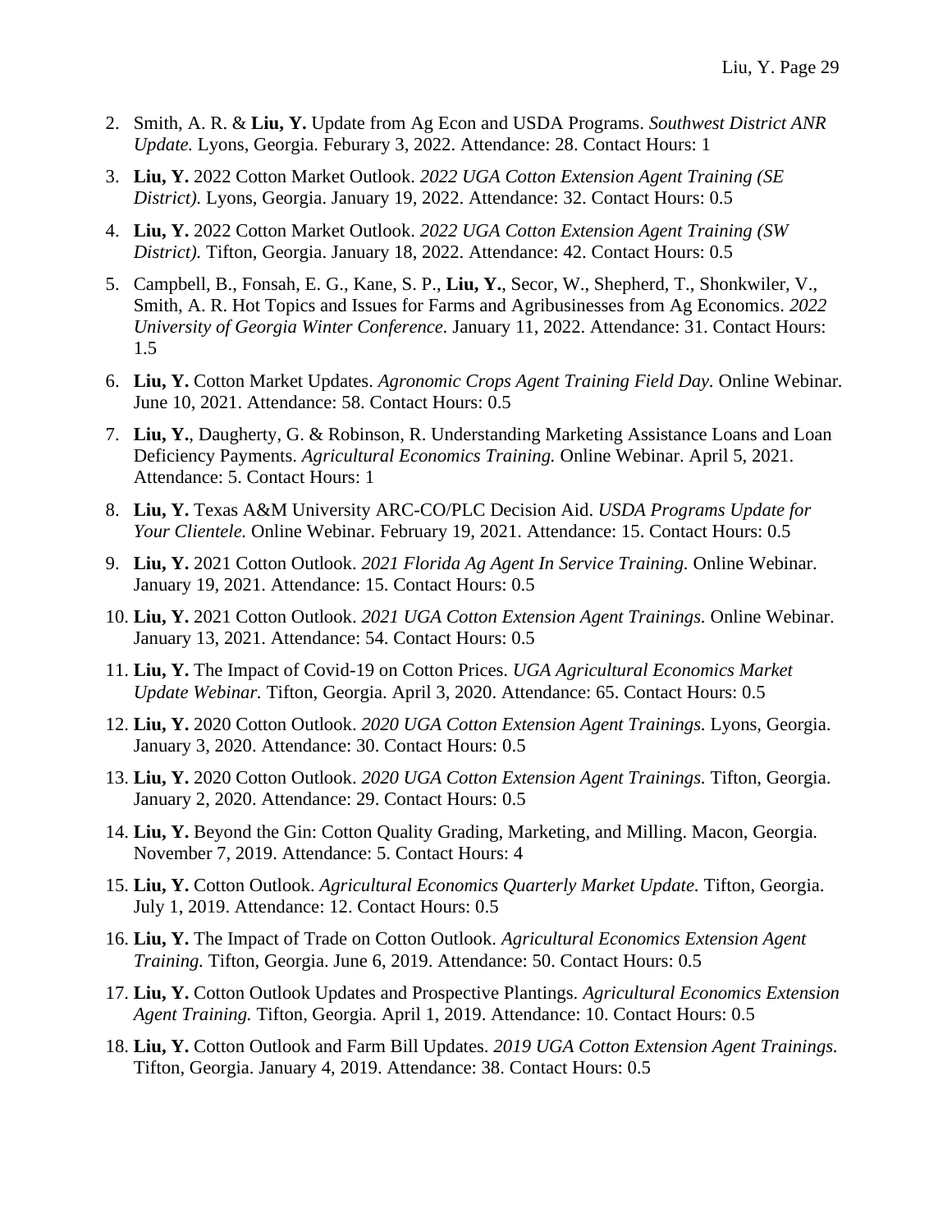2. Smith, A. R. & **Liu, Y.** Update from Ag Econ and USDA Programs. *Southwest District ANR Update.* Lyons, Georgia. Feburary 3, 2022. Attendance: 28. Contact Hours: 1
3. **Liu, Y.** 2022 Cotton Market Outlook. *2022 UGA Cotton Extension Agent Training (SE District).* Lyons, Georgia. January 19, 2022. Attendance: 32. Contact Hours: 0.5
4. **Liu, Y.** 2022 Cotton Market Outlook. *2022 UGA Cotton Extension Agent Training (SW District).* Tifton, Georgia. January 18, 2022. Attendance: 42. Contact Hours: 0.5
5. Campbell, B., Fonsah, E. G., Kane, S. P., **Liu, Y.**, Secor, W., Shepherd, T., Shonkwiler, V., Smith, A. R. Hot Topics and Issues for Farms and Agribusinesses from Ag Economics. *2022 University of Georgia Winter Conference.* January 11, 2022. Attendance: 31. Contact Hours: 1.5
6. **Liu, Y.** Cotton Market Updates. *Agronomic Crops Agent Training Field Day.* Online Webinar. June 10, 2021. Attendance: 58. Contact Hours: 0.5
7. **Liu, Y.**, Daugherty, G. & Robinson, R. Understanding Marketing Assistance Loans and Loan Deficiency Payments. *Agricultural Economics Training.* Online Webinar. April 5, 2021. Attendance: 5. Contact Hours: 1
8. **Liu, Y.** Texas A&M University ARC-CO/PLC Decision Aid. *USDA Programs Update for Your Clientele.* Online Webinar. February 19, 2021. Attendance: 15. Contact Hours: 0.5
9. **Liu, Y.** 2021 Cotton Outlook. *2021 Florida Ag Agent In Service Training.* Online Webinar. January 19, 2021. Attendance: 15. Contact Hours: 0.5
10. **Liu, Y.** 2021 Cotton Outlook. *2021 UGA Cotton Extension Agent Trainings.* Online Webinar. January 13, 2021. Attendance: 54. Contact Hours: 0.5
11. **Liu, Y.** The Impact of Covid-19 on Cotton Prices. *UGA Agricultural Economics Market Update Webinar.* Tifton, Georgia. April 3, 2020. Attendance: 65. Contact Hours: 0.5
12. **Liu, Y.** 2020 Cotton Outlook. *2020 UGA Cotton Extension Agent Trainings.* Lyons, Georgia. January 3, 2020. Attendance: 30. Contact Hours: 0.5
13. **Liu, Y.** 2020 Cotton Outlook. *2020 UGA Cotton Extension Agent Trainings.* Tifton, Georgia. January 2, 2020. Attendance: 29. Contact Hours: 0.5
14. **Liu, Y.** Beyond the Gin: Cotton Quality Grading, Marketing, and Milling. Macon, Georgia. November 7, 2019. Attendance: 5. Contact Hours: 4
15. **Liu, Y.** Cotton Outlook. *Agricultural Economics Quarterly Market Update.* Tifton, Georgia. July 1, 2019. Attendance: 12. Contact Hours: 0.5
16. **Liu, Y.** The Impact of Trade on Cotton Outlook. *Agricultural Economics Extension Agent Training.* Tifton, Georgia. June 6, 2019. Attendance: 50. Contact Hours: 0.5
17. **Liu, Y.** Cotton Outlook Updates and Prospective Plantings. *Agricultural Economics Extension Agent Training.* Tifton, Georgia. April 1, 2019. Attendance: 10. Contact Hours: 0.5
18. **Liu, Y.** Cotton Outlook and Farm Bill Updates. *2019 UGA Cotton Extension Agent Trainings.* Tifton, Georgia. January 4, 2019. Attendance: 38. Contact Hours: 0.5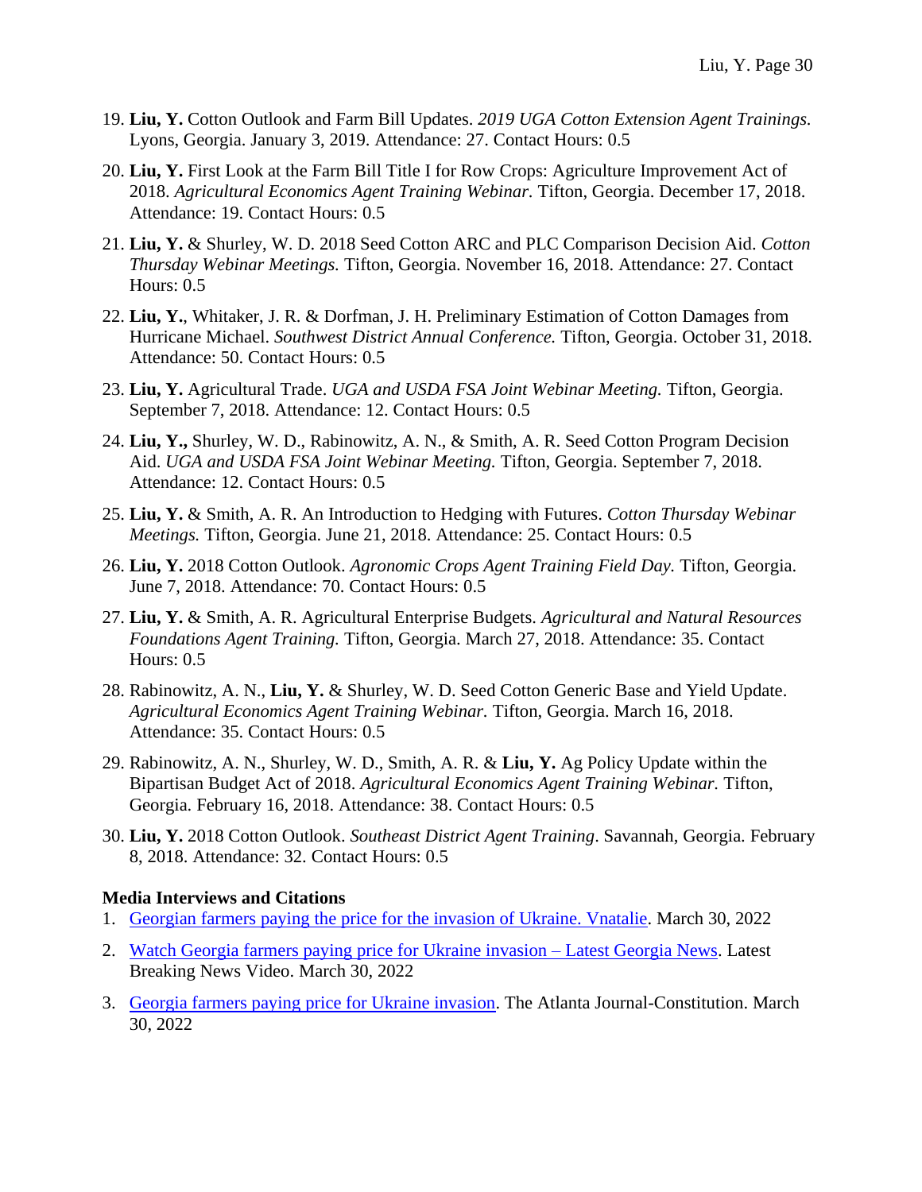19. **Liu, Y.** Cotton Outlook and Farm Bill Updates. *2019 UGA Cotton Extension Agent Trainings.* Lyons, Georgia. January 3, 2019. Attendance: 27. Contact Hours: 0.5

20. **Liu, Y.** First Look at the Farm Bill Title I for Row Crops: Agriculture Improvement Act of 2018. *Agricultural Economics Agent Training Webinar.* Tifton, Georgia. December 17, 2018. Attendance: 19. Contact Hours: 0.5

21. **Liu, Y.** & Shurley, W. D. 2018 Seed Cotton ARC and PLC Comparison Decision Aid. *Cotton Thursday Webinar Meetings.* Tifton, Georgia. November 16, 2018. Attendance: 27. Contact Hours: 0.5

22. **Liu, Y.**, Whitaker, J. R. & Dorfman, J. H. Preliminary Estimation of Cotton Damages from Hurricane Michael. *Southwest District Annual Conference.* Tifton, Georgia. October 31, 2018. Attendance: 50. Contact Hours: 0.5

23. **Liu, Y.** Agricultural Trade. *UGA and USDA FSA Joint Webinar Meeting.* Tifton, Georgia. September 7, 2018. Attendance: 12. Contact Hours: 0.5

24. **Liu, Y.,** Shurley, W. D., Rabinowitz, A. N., & Smith, A. R. Seed Cotton Program Decision Aid. *UGA and USDA FSA Joint Webinar Meeting.* Tifton, Georgia. September 7, 2018. Attendance: 12. Contact Hours: 0.5

25. **Liu, Y.** & Smith, A. R. An Introduction to Hedging with Futures. *Cotton Thursday Webinar Meetings.* Tifton, Georgia. June 21, 2018. Attendance: 25. Contact Hours: 0.5

26. **Liu, Y.** 2018 Cotton Outlook. *Agronomic Crops Agent Training Field Day.* Tifton, Georgia. June 7, 2018. Attendance: 70. Contact Hours: 0.5

27. **Liu, Y.** & Smith, A. R. Agricultural Enterprise Budgets. *Agricultural and Natural Resources Foundations Agent Training.* Tifton, Georgia. March 27, 2018. Attendance: 35. Contact Hours: 0.5

28. Rabinowitz, A. N., **Liu, Y.** & Shurley, W. D. Seed Cotton Generic Base and Yield Update. *Agricultural Economics Agent Training Webinar.* Tifton, Georgia. March 16, 2018. Attendance: 35. Contact Hours: 0.5

29. Rabinowitz, A. N., Shurley, W. D., Smith, A. R. & **Liu, Y.** Ag Policy Update within the Bipartisan Budget Act of 2018. *Agricultural Economics Agent Training Webinar.* Tifton, Georgia. February 16, 2018. Attendance: 38. Contact Hours: 0.5

30. **Liu, Y.** 2018 Cotton Outlook. *Southeast District Agent Training*. Savannah, Georgia. February 8, 2018. Attendance: 32. Contact Hours: 0.5

**Media Interviews and Citations**

1. Georgian farmers paying the price for the invasion of Ukraine. Vnatalie. March 30, 2022

2. Watch Georgia farmers paying price for Ukraine invasion – Latest Georgia News. Latest Breaking News Video. March 30, 2022

3. Georgia farmers paying price for Ukraine invasion. The Atlanta Journal-Constitution. March 30, 2022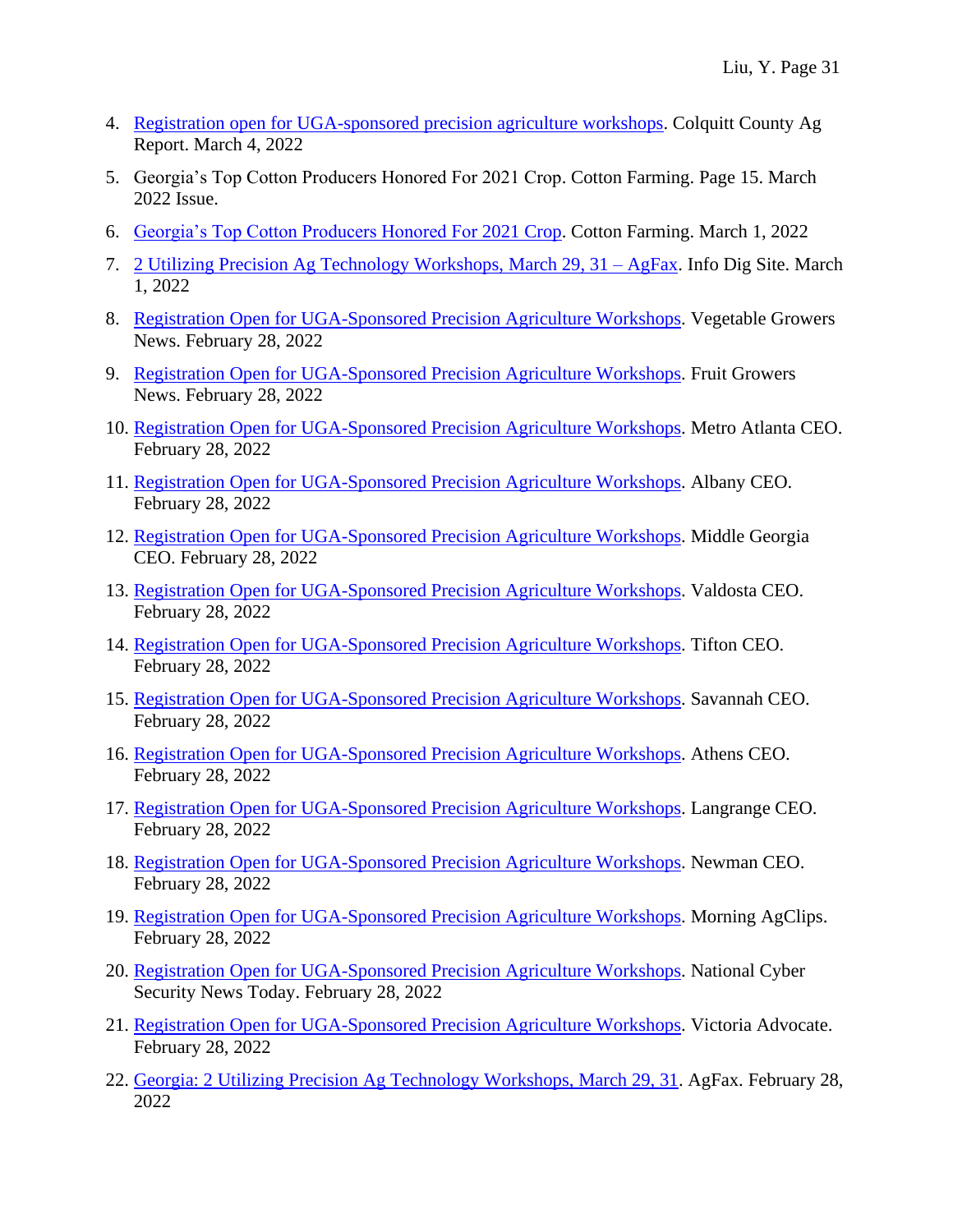4. Registration open for UGA-sponsored precision agriculture workshops. Colquitt County Ag Report. March 4, 2022
5. Georgia's Top Cotton Producers Honored For 2021 Crop. Cotton Farming. Page 15. March 2022 Issue.
6. Georgia's Top Cotton Producers Honored For 2021 Crop. Cotton Farming. March 1, 2022
7. 2 Utilizing Precision Ag Technology Workshops, March 29, 31 – AgFax. Info Dig Site. March 1, 2022
8. Registration Open for UGA-Sponsored Precision Agriculture Workshops. Vegetable Growers News. February 28, 2022
9. Registration Open for UGA-Sponsored Precision Agriculture Workshops. Fruit Growers News. February 28, 2022
10. Registration Open for UGA-Sponsored Precision Agriculture Workshops. Metro Atlanta CEO. February 28, 2022
11. Registration Open for UGA-Sponsored Precision Agriculture Workshops. Albany CEO. February 28, 2022
12. Registration Open for UGA-Sponsored Precision Agriculture Workshops. Middle Georgia CEO. February 28, 2022
13. Registration Open for UGA-Sponsored Precision Agriculture Workshops. Valdosta CEO. February 28, 2022
14. Registration Open for UGA-Sponsored Precision Agriculture Workshops. Tifton CEO. February 28, 2022
15. Registration Open for UGA-Sponsored Precision Agriculture Workshops. Savannah CEO. February 28, 2022
16. Registration Open for UGA-Sponsored Precision Agriculture Workshops. Athens CEO. February 28, 2022
17. Registration Open for UGA-Sponsored Precision Agriculture Workshops. Langrange CEO. February 28, 2022
18. Registration Open for UGA-Sponsored Precision Agriculture Workshops. Newman CEO. February 28, 2022
19. Registration Open for UGA-Sponsored Precision Agriculture Workshops. Morning AgClips. February 28, 2022
20. Registration Open for UGA-Sponsored Precision Agriculture Workshops. National Cyber Security News Today. February 28, 2022
21. Registration Open for UGA-Sponsored Precision Agriculture Workshops. Victoria Advocate. February 28, 2022
22. Georgia: 2 Utilizing Precision Ag Technology Workshops, March 29, 31. AgFax. February 28, 2022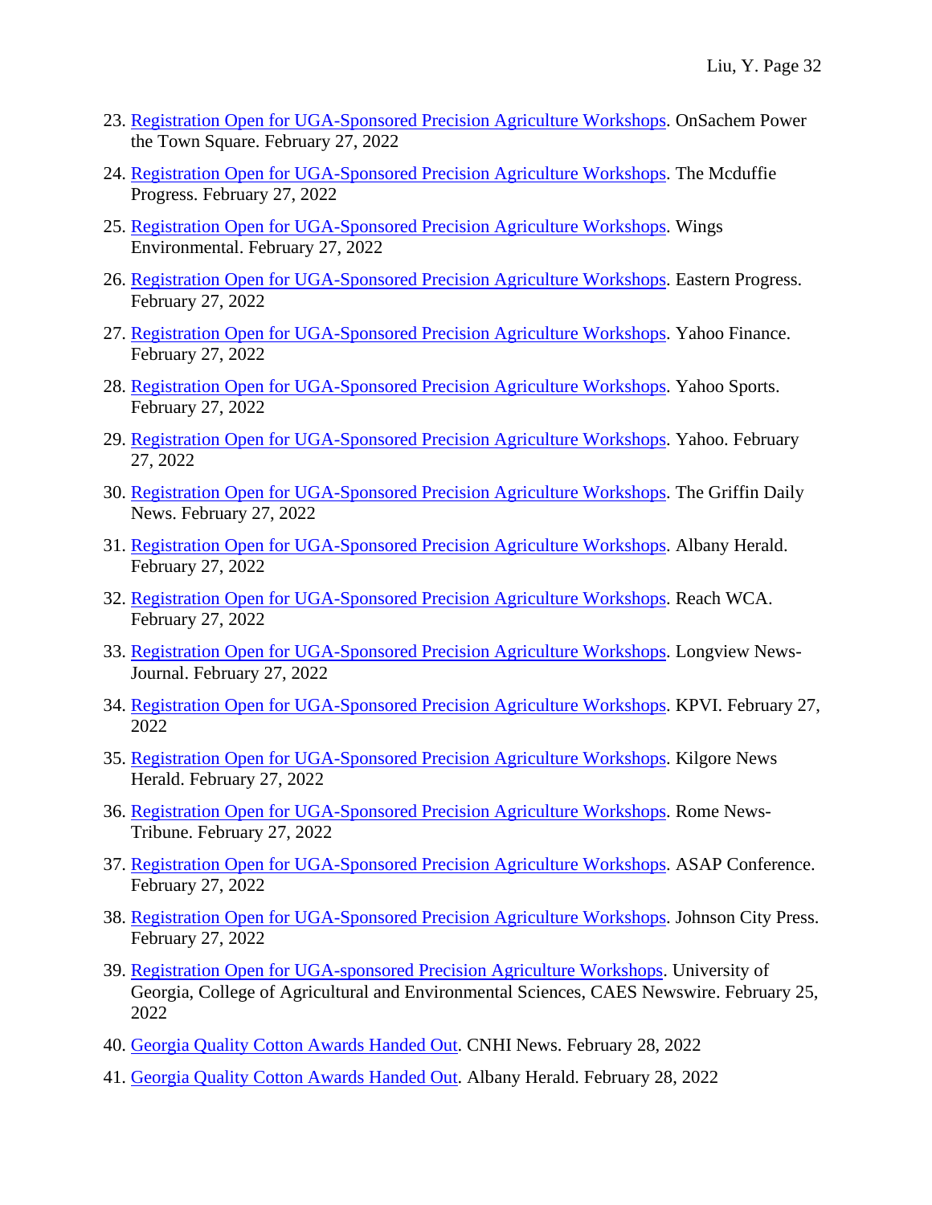23. Registration Open for UGA-Sponsored Precision Agriculture Workshops. OnSachem Power the Town Square. February 27, 2022
24. Registration Open for UGA-Sponsored Precision Agriculture Workshops. The Mcduffie Progress. February 27, 2022
25. Registration Open for UGA-Sponsored Precision Agriculture Workshops. Wings Environmental. February 27, 2022
26. Registration Open for UGA-Sponsored Precision Agriculture Workshops. Eastern Progress. February 27, 2022
27. Registration Open for UGA-Sponsored Precision Agriculture Workshops. Yahoo Finance. February 27, 2022
28. Registration Open for UGA-Sponsored Precision Agriculture Workshops. Yahoo Sports. February 27, 2022
29. Registration Open for UGA-Sponsored Precision Agriculture Workshops. Yahoo. February 27, 2022
30. Registration Open for UGA-Sponsored Precision Agriculture Workshops. The Griffin Daily News. February 27, 2022
31. Registration Open for UGA-Sponsored Precision Agriculture Workshops. Albany Herald. February 27, 2022
32. Registration Open for UGA-Sponsored Precision Agriculture Workshops. Reach WCA. February 27, 2022
33. Registration Open for UGA-Sponsored Precision Agriculture Workshops. Longview News-Journal. February 27, 2022
34. Registration Open for UGA-Sponsored Precision Agriculture Workshops. KPVI. February 27, 2022
35. Registration Open for UGA-Sponsored Precision Agriculture Workshops. Kilgore News Herald. February 27, 2022
36. Registration Open for UGA-Sponsored Precision Agriculture Workshops. Rome News-Tribune. February 27, 2022
37. Registration Open for UGA-Sponsored Precision Agriculture Workshops. ASAP Conference. February 27, 2022
38. Registration Open for UGA-Sponsored Precision Agriculture Workshops. Johnson City Press. February 27, 2022
39. Registration Open for UGA-sponsored Precision Agriculture Workshops. University of Georgia, College of Agricultural and Environmental Sciences, CAES Newswire. February 25, 2022
40. Georgia Quality Cotton Awards Handed Out. CNHI News. February 28, 2022
41. Georgia Quality Cotton Awards Handed Out. Albany Herald. February 28, 2022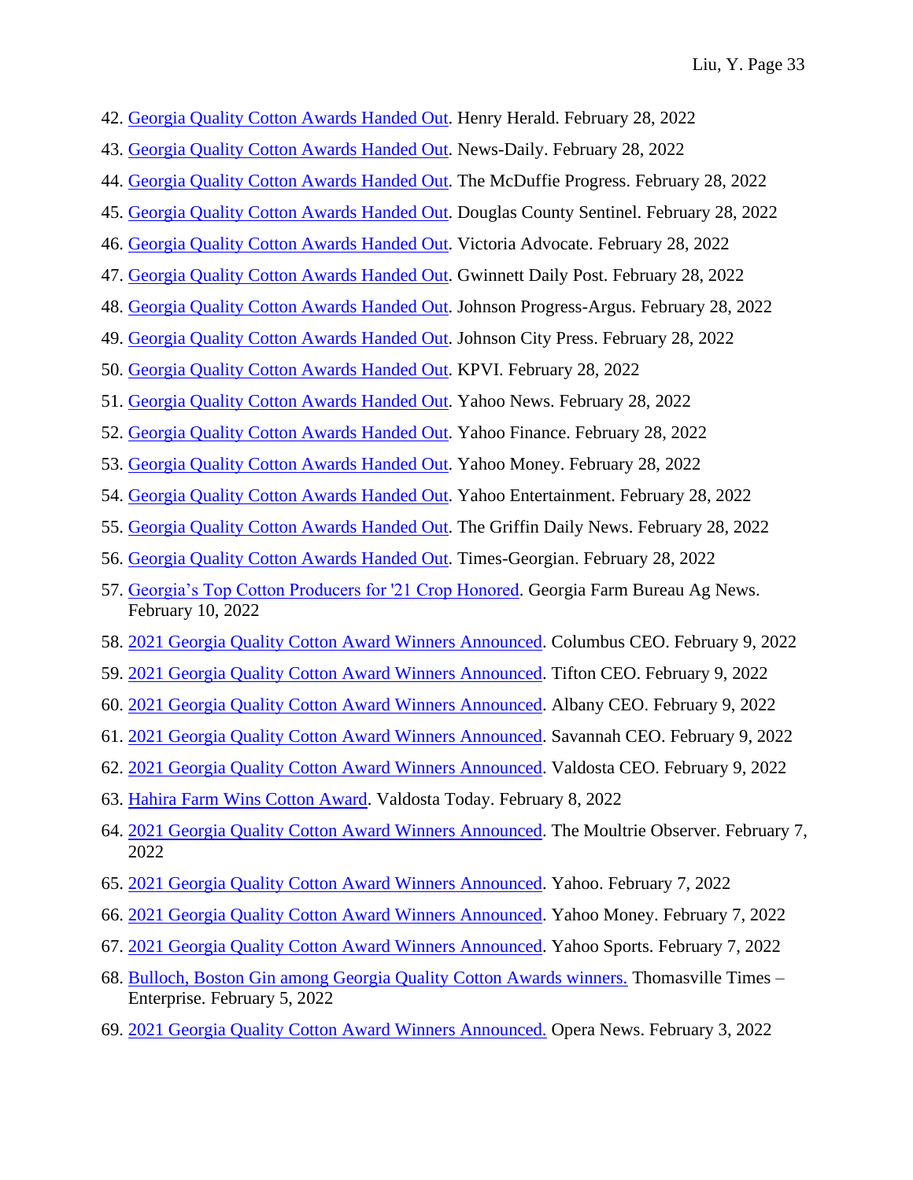42. Georgia Quality Cotton Awards Handed Out. Henry Herald. February 28, 2022
43. Georgia Quality Cotton Awards Handed Out. News-Daily. February 28, 2022
44. Georgia Quality Cotton Awards Handed Out. The McDuffie Progress. February 28, 2022
45. Georgia Quality Cotton Awards Handed Out. Douglas County Sentinel. February 28, 2022
46. Georgia Quality Cotton Awards Handed Out. Victoria Advocate. February 28, 2022
47. Georgia Quality Cotton Awards Handed Out. Gwinnett Daily Post. February 28, 2022
48. Georgia Quality Cotton Awards Handed Out. Johnson Progress-Argus. February 28, 2022
49. Georgia Quality Cotton Awards Handed Out. Johnson City Press. February 28, 2022
50. Georgia Quality Cotton Awards Handed Out. KPVI. February 28, 2022
51. Georgia Quality Cotton Awards Handed Out. Yahoo News. February 28, 2022
52. Georgia Quality Cotton Awards Handed Out. Yahoo Finance. February 28, 2022
53. Georgia Quality Cotton Awards Handed Out. Yahoo Money. February 28, 2022
54. Georgia Quality Cotton Awards Handed Out. Yahoo Entertainment. February 28, 2022
55. Georgia Quality Cotton Awards Handed Out. The Griffin Daily News. February 28, 2022
56. Georgia Quality Cotton Awards Handed Out. Times-Georgian. February 28, 2022
57. Georgia's Top Cotton Producers for '21 Crop Honored. Georgia Farm Bureau Ag News. February 10, 2022
58. 2021 Georgia Quality Cotton Award Winners Announced. Columbus CEO. February 9, 2022
59. 2021 Georgia Quality Cotton Award Winners Announced. Tifton CEO. February 9, 2022
60. 2021 Georgia Quality Cotton Award Winners Announced. Albany CEO. February 9, 2022
61. 2021 Georgia Quality Cotton Award Winners Announced. Savannah CEO. February 9, 2022
62. 2021 Georgia Quality Cotton Award Winners Announced. Valdosta CEO. February 9, 2022
63. Hahira Farm Wins Cotton Award. Valdosta Today. February 8, 2022
64. 2021 Georgia Quality Cotton Award Winners Announced. The Moultrie Observer. February 7, 2022
65. 2021 Georgia Quality Cotton Award Winners Announced. Yahoo. February 7, 2022
66. 2021 Georgia Quality Cotton Award Winners Announced. Yahoo Money. February 7, 2022
67. 2021 Georgia Quality Cotton Award Winners Announced. Yahoo Sports. February 7, 2022
68. Bulloch, Boston Gin among Georgia Quality Cotton Awards winners. Thomasville Times – Enterprise. February 5, 2022
69. 2021 Georgia Quality Cotton Award Winners Announced. Opera News. February 3, 2022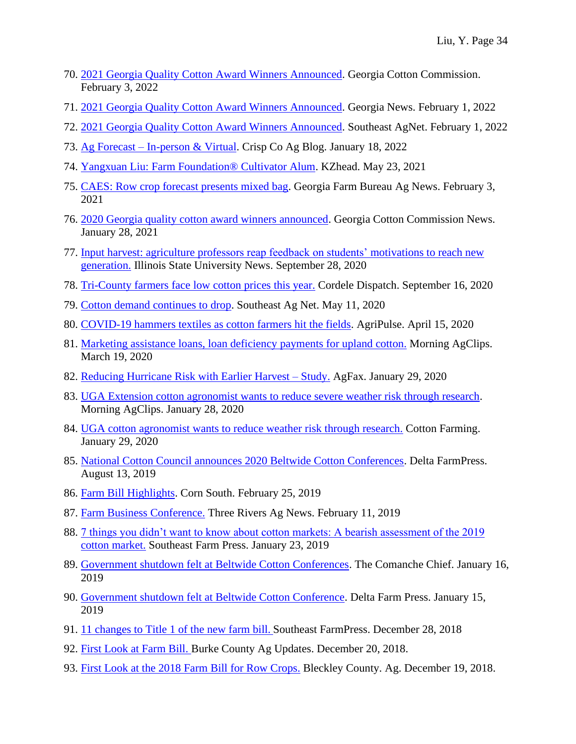70. 2021 Georgia Quality Cotton Award Winners Announced. Georgia Cotton Commission. February 3, 2022
71. 2021 Georgia Quality Cotton Award Winners Announced. Georgia News. February 1, 2022
72. 2021 Georgia Quality Cotton Award Winners Announced. Southeast AgNet. February 1, 2022
73. Ag Forecast – In-person & Virtual. Crisp Co Ag Blog. January 18, 2022
74. Yangxuan Liu: Farm Foundation® Cultivator Alum. KZhead. May 23, 2021
75. CAES: Row crop forecast presents mixed bag. Georgia Farm Bureau Ag News. February 3, 2021
76. 2020 Georgia quality cotton award winners announced. Georgia Cotton Commission News. January 28, 2021
77. Input harvest: agriculture professors reap feedback on students' motivations to reach new generation. Illinois State University News. September 28, 2020
78. Tri-County farmers face low cotton prices this year. Cordele Dispatch. September 16, 2020
79. Cotton demand continues to drop. Southeast Ag Net. May 11, 2020
80. COVID-19 hammers textiles as cotton farmers hit the fields. AgriPulse. April 15, 2020
81. Marketing assistance loans, loan deficiency payments for upland cotton. Morning AgClips. March 19, 2020
82. Reducing Hurricane Risk with Earlier Harvest – Study. AgFax. January 29, 2020
83. UGA Extension cotton agronomist wants to reduce severe weather risk through research. Morning AgClips. January 28, 2020
84. UGA cotton agronomist wants to reduce weather risk through research. Cotton Farming. January 29, 2020
85. National Cotton Council announces 2020 Beltwide Cotton Conferences. Delta FarmPress. August 13, 2019
86. Farm Bill Highlights. Corn South. February 25, 2019
87. Farm Business Conference. Three Rivers Ag News. February 11, 2019
88. 7 things you didn't want to know about cotton markets: A bearish assessment of the 2019 cotton market. Southeast Farm Press. January 23, 2019
89. Government shutdown felt at Beltwide Cotton Conferences. The Comanche Chief. January 16, 2019
90. Government shutdown felt at Beltwide Cotton Conference. Delta Farm Press. January 15, 2019
91. 11 changes to Title 1 of the new farm bill. Southeast FarmPress. December 28, 2018
92. First Look at Farm Bill. Burke County Ag Updates. December 20, 2018.
93. First Look at the 2018 Farm Bill for Row Crops. Bleckley County. Ag. December 19, 2018.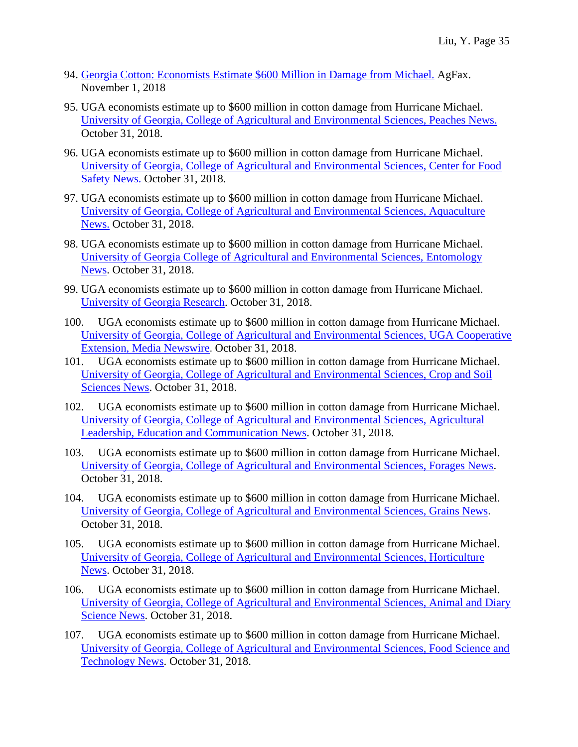94. Georgia Cotton: Economists Estimate $600 Million in Damage from Michael. AgFax. November 1, 2018
95. UGA economists estimate up to $600 million in cotton damage from Hurricane Michael. University of Georgia, College of Agricultural and Environmental Sciences, Peaches News. October 31, 2018.
96. UGA economists estimate up to $600 million in cotton damage from Hurricane Michael. University of Georgia, College of Agricultural and Environmental Sciences, Center for Food Safety News. October 31, 2018.
97. UGA economists estimate up to $600 million in cotton damage from Hurricane Michael. University of Georgia, College of Agricultural and Environmental Sciences, Aquaculture News. October 31, 2018.
98. UGA economists estimate up to $600 million in cotton damage from Hurricane Michael. University of Georgia College of Agricultural and Environmental Sciences, Entomology News. October 31, 2018.
99. UGA economists estimate up to $600 million in cotton damage from Hurricane Michael. University of Georgia Research. October 31, 2018.
100. UGA economists estimate up to $600 million in cotton damage from Hurricane Michael. University of Georgia, College of Agricultural and Environmental Sciences, UGA Cooperative Extension, Media Newswire. October 31, 2018.
101. UGA economists estimate up to $600 million in cotton damage from Hurricane Michael. University of Georgia, College of Agricultural and Environmental Sciences, Crop and Soil Sciences News. October 31, 2018.
102. UGA economists estimate up to $600 million in cotton damage from Hurricane Michael. University of Georgia, College of Agricultural and Environmental Sciences, Agricultural Leadership, Education and Communication News. October 31, 2018.
103. UGA economists estimate up to $600 million in cotton damage from Hurricane Michael. University of Georgia, College of Agricultural and Environmental Sciences, Forages News. October 31, 2018.
104. UGA economists estimate up to $600 million in cotton damage from Hurricane Michael. University of Georgia, College of Agricultural and Environmental Sciences, Grains News. October 31, 2018.
105. UGA economists estimate up to $600 million in cotton damage from Hurricane Michael. University of Georgia, College of Agricultural and Environmental Sciences, Horticulture News. October 31, 2018.
106. UGA economists estimate up to $600 million in cotton damage from Hurricane Michael. University of Georgia, College of Agricultural and Environmental Sciences, Animal and Diary Science News. October 31, 2018.
107. UGA economists estimate up to $600 million in cotton damage from Hurricane Michael. University of Georgia, College of Agricultural and Environmental Sciences, Food Science and Technology News. October 31, 2018.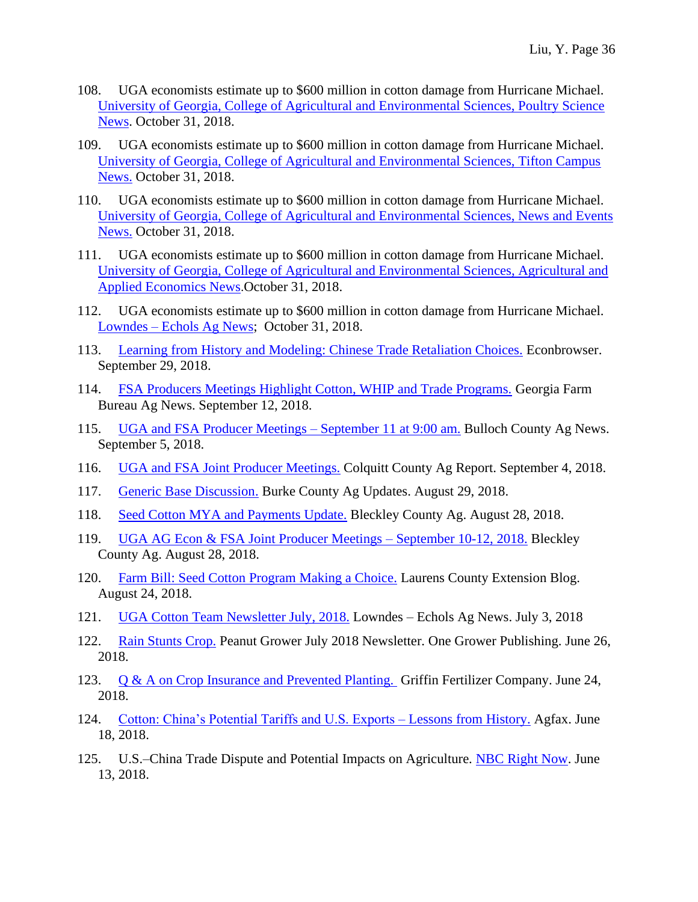108. UGA economists estimate up to $600 million in cotton damage from Hurricane Michael. University of Georgia, College of Agricultural and Environmental Sciences, Poultry Science News. October 31, 2018.

109. UGA economists estimate up to $600 million in cotton damage from Hurricane Michael. University of Georgia, College of Agricultural and Environmental Sciences, Tifton Campus News. October 31, 2018.

110. UGA economists estimate up to $600 million in cotton damage from Hurricane Michael. University of Georgia, College of Agricultural and Environmental Sciences, News and Events News. October 31, 2018.

111. UGA economists estimate up to $600 million in cotton damage from Hurricane Michael. University of Georgia, College of Agricultural and Environmental Sciences, Agricultural and Applied Economics News.October 31, 2018.

112. UGA economists estimate up to $600 million in cotton damage from Hurricane Michael. Lowndes – Echols Ag News; October 31, 2018.

113. Learning from History and Modeling: Chinese Trade Retaliation Choices. Econbrowser. September 29, 2018.

114. FSA Producers Meetings Highlight Cotton, WHIP and Trade Programs. Georgia Farm Bureau Ag News. September 12, 2018.

115. UGA and FSA Producer Meetings – September 11 at 9:00 am. Bulloch County Ag News. September 5, 2018.

116. UGA and FSA Joint Producer Meetings. Colquitt County Ag Report. September 4, 2018.

117. Generic Base Discussion. Burke County Ag Updates. August 29, 2018.

118. Seed Cotton MYA and Payments Update. Bleckley County Ag. August 28, 2018.

119. UGA AG Econ & FSA Joint Producer Meetings – September 10-12, 2018. Bleckley County Ag. August 28, 2018.

120. Farm Bill: Seed Cotton Program Making a Choice. Laurens County Extension Blog. August 24, 2018.

121. UGA Cotton Team Newsletter July, 2018. Lowndes – Echols Ag News. July 3, 2018

122. Rain Stunts Crop. Peanut Grower July 2018 Newsletter. One Grower Publishing. June 26, 2018.

123. Q & A on Crop Insurance and Prevented Planting. Griffin Fertilizer Company. June 24, 2018.

124. Cotton: China's Potential Tariffs and U.S. Exports – Lessons from History. Agfax. June 18, 2018.

125. U.S.–China Trade Dispute and Potential Impacts on Agriculture. NBC Right Now. June 13, 2018.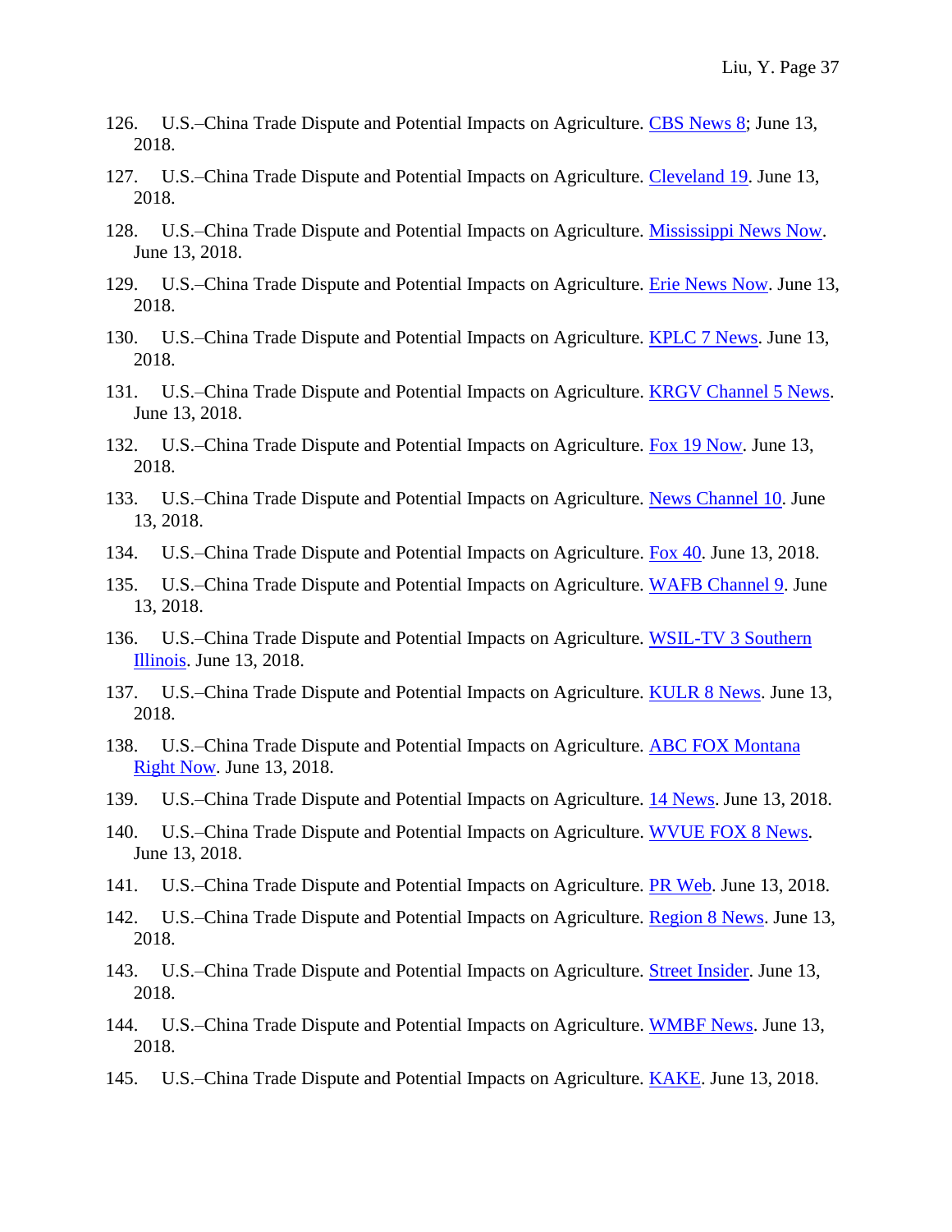126. U.S.–China Trade Dispute and Potential Impacts on Agriculture. CBS News 8; June 13, 2018.

127. U.S.–China Trade Dispute and Potential Impacts on Agriculture. Cleveland 19. June 13, 2018.

128. U.S.–China Trade Dispute and Potential Impacts on Agriculture. Mississippi News Now. June 13, 2018.

129. U.S.–China Trade Dispute and Potential Impacts on Agriculture. Erie News Now. June 13, 2018.

130. U.S.–China Trade Dispute and Potential Impacts on Agriculture. KPLC 7 News. June 13, 2018.

131. U.S.–China Trade Dispute and Potential Impacts on Agriculture. KRGV Channel 5 News. June 13, 2018.

132. U.S.–China Trade Dispute and Potential Impacts on Agriculture. Fox 19 Now. June 13, 2018.

133. U.S.–China Trade Dispute and Potential Impacts on Agriculture. News Channel 10. June 13, 2018.

134. U.S.–China Trade Dispute and Potential Impacts on Agriculture. Fox 40. June 13, 2018.

135. U.S.–China Trade Dispute and Potential Impacts on Agriculture. WAFB Channel 9. June 13, 2018.

136. U.S.–China Trade Dispute and Potential Impacts on Agriculture. WSIL-TV 3 Southern Illinois. June 13, 2018.

137. U.S.–China Trade Dispute and Potential Impacts on Agriculture. KULR 8 News. June 13, 2018.

138. U.S.–China Trade Dispute and Potential Impacts on Agriculture. ABC FOX Montana Right Now. June 13, 2018.

139. U.S.–China Trade Dispute and Potential Impacts on Agriculture. 14 News. June 13, 2018.

140. U.S.–China Trade Dispute and Potential Impacts on Agriculture. WVUE FOX 8 News. June 13, 2018.

141. U.S.–China Trade Dispute and Potential Impacts on Agriculture. PR Web. June 13, 2018.

142. U.S.–China Trade Dispute and Potential Impacts on Agriculture. Region 8 News. June 13, 2018.

143. U.S.–China Trade Dispute and Potential Impacts on Agriculture. Street Insider. June 13, 2018.

144. U.S.–China Trade Dispute and Potential Impacts on Agriculture. WMBF News. June 13, 2018.

145. U.S.–China Trade Dispute and Potential Impacts on Agriculture. KAKE. June 13, 2018.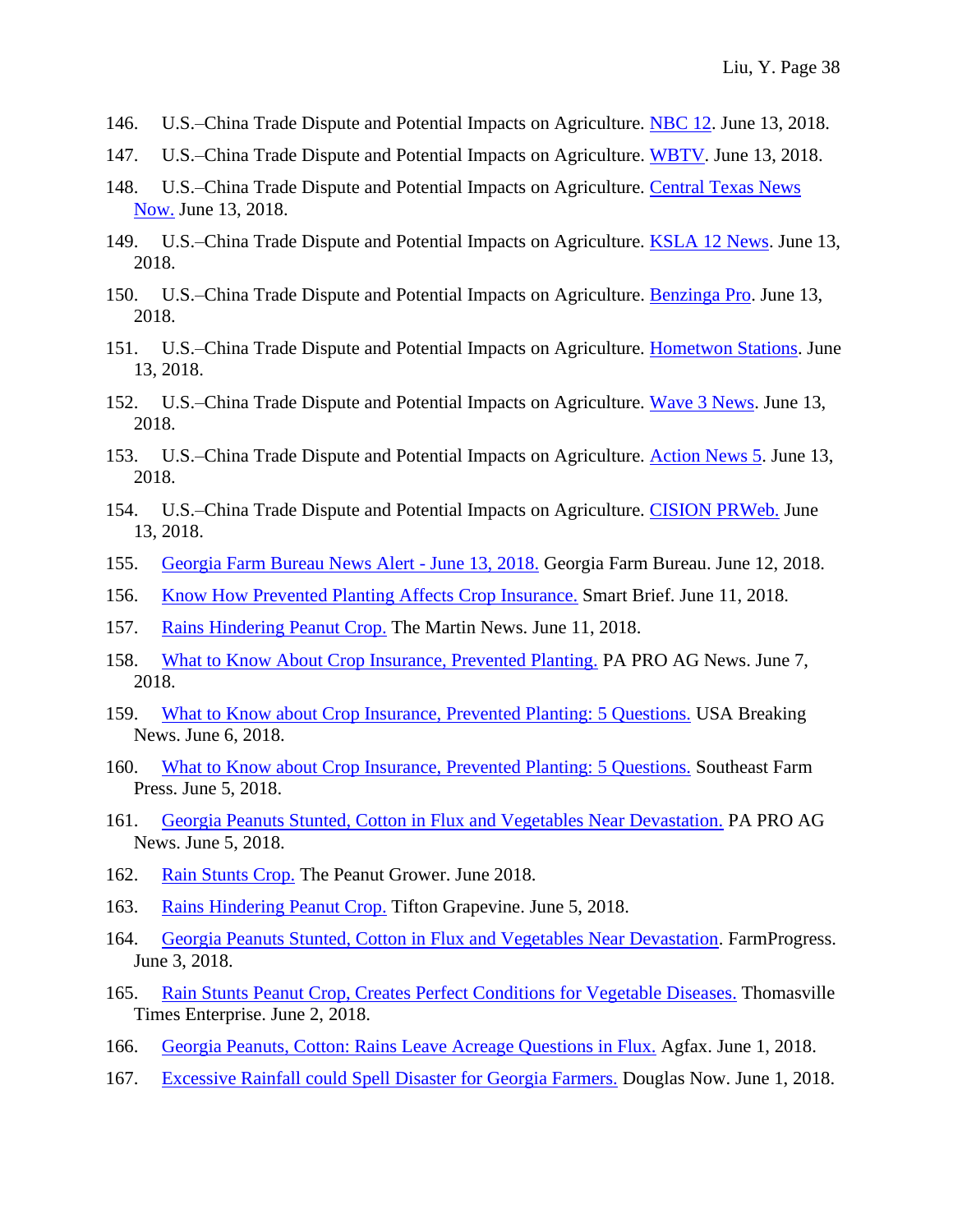146. U.S.–China Trade Dispute and Potential Impacts on Agriculture. NBC 12. June 13, 2018.

147. U.S.–China Trade Dispute and Potential Impacts on Agriculture. WBTV. June 13, 2018.

148. U.S.–China Trade Dispute and Potential Impacts on Agriculture. Central Texas News Now. June 13, 2018.

149. U.S.–China Trade Dispute and Potential Impacts on Agriculture. KSLA 12 News. June 13, 2018.

150. U.S.–China Trade Dispute and Potential Impacts on Agriculture. Benzinga Pro. June 13, 2018.

151. U.S.–China Trade Dispute and Potential Impacts on Agriculture. Hometwon Stations. June 13, 2018.

152. U.S.–China Trade Dispute and Potential Impacts on Agriculture. Wave 3 News. June 13, 2018.

153. U.S.–China Trade Dispute and Potential Impacts on Agriculture. Action News 5. June 13, 2018.

154. U.S.–China Trade Dispute and Potential Impacts on Agriculture. CISION PRWeb. June 13, 2018.

155. Georgia Farm Bureau News Alert - June 13, 2018. Georgia Farm Bureau. June 12, 2018.

156. Know How Prevented Planting Affects Crop Insurance. Smart Brief. June 11, 2018.

157. Rains Hindering Peanut Crop. The Martin News. June 11, 2018.

158. What to Know About Crop Insurance, Prevented Planting. PA PRO AG News. June 7, 2018.

159. What to Know about Crop Insurance, Prevented Planting: 5 Questions. USA Breaking News. June 6, 2018.

160. What to Know about Crop Insurance, Prevented Planting: 5 Questions. Southeast Farm Press. June 5, 2018.

161. Georgia Peanuts Stunted, Cotton in Flux and Vegetables Near Devastation. PA PRO AG News. June 5, 2018.

162. Rain Stunts Crop. The Peanut Grower. June 2018.

163. Rains Hindering Peanut Crop. Tifton Grapevine. June 5, 2018.

164. Georgia Peanuts Stunted, Cotton in Flux and Vegetables Near Devastation. FarmProgress. June 3, 2018.

165. Rain Stunts Peanut Crop, Creates Perfect Conditions for Vegetable Diseases. Thomasville Times Enterprise. June 2, 2018.

166. Georgia Peanuts, Cotton: Rains Leave Acreage Questions in Flux. Agfax. June 1, 2018.

167. Excessive Rainfall could Spell Disaster for Georgia Farmers. Douglas Now. June 1, 2018.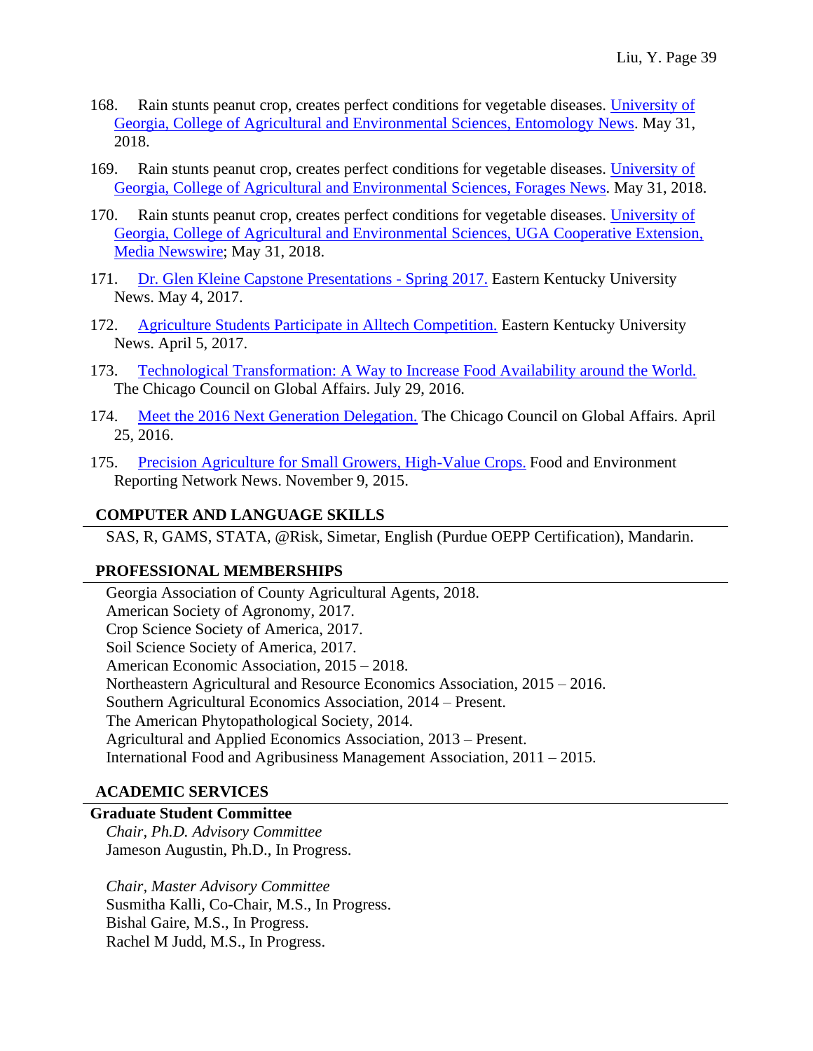168. Rain stunts peanut crop, creates perfect conditions for vegetable diseases. University of Georgia, College of Agricultural and Environmental Sciences, Entomology News. May 31, 2018.

169. Rain stunts peanut crop, creates perfect conditions for vegetable diseases. University of Georgia, College of Agricultural and Environmental Sciences, Forages News. May 31, 2018.

170. Rain stunts peanut crop, creates perfect conditions for vegetable diseases. University of Georgia, College of Agricultural and Environmental Sciences, UGA Cooperative Extension, Media Newswire; May 31, 2018.

171. Dr. Glen Kleine Capstone Presentations - Spring 2017. Eastern Kentucky University News. May 4, 2017.

172. Agriculture Students Participate in Alltech Competition. Eastern Kentucky University News. April 5, 2017.

173. Technological Transformation: A Way to Increase Food Availability around the World. The Chicago Council on Global Affairs. July 29, 2016.

174. Meet the 2016 Next Generation Delegation. The Chicago Council on Global Affairs. April 25, 2016.

175. Precision Agriculture for Small Growers, High-Value Crops. Food and Environment Reporting Network News. November 9, 2015.

## COMPUTER AND LANGUAGE SKILLS

SAS, R, GAMS, STATA, @Risk, Simetar, English (Purdue OEPP Certification), Mandarin.

## PROFESSIONAL MEMBERSHIPS

Georgia Association of County Agricultural Agents, 2018.
American Society of Agronomy, 2017.
Crop Science Society of America, 2017.
Soil Science Society of America, 2017.
American Economic Association, 2015 – 2018.
Northeastern Agricultural and Resource Economics Association, 2015 – 2016.
Southern Agricultural Economics Association, 2014 – Present.
The American Phytopathological Society, 2014.
Agricultural and Applied Economics Association, 2013 – Present.
International Food and Agribusiness Management Association, 2011 – 2015.

## ACADEMIC SERVICES

### Graduate Student Committee

*Chair, Ph.D. Advisory Committee*
Jameson Augustin, Ph.D., In Progress.

*Chair, Master Advisory Committee*
Susmitha Kalli, Co-Chair, M.S., In Progress.
Bishal Gaire, M.S., In Progress.
Rachel M Judd, M.S., In Progress.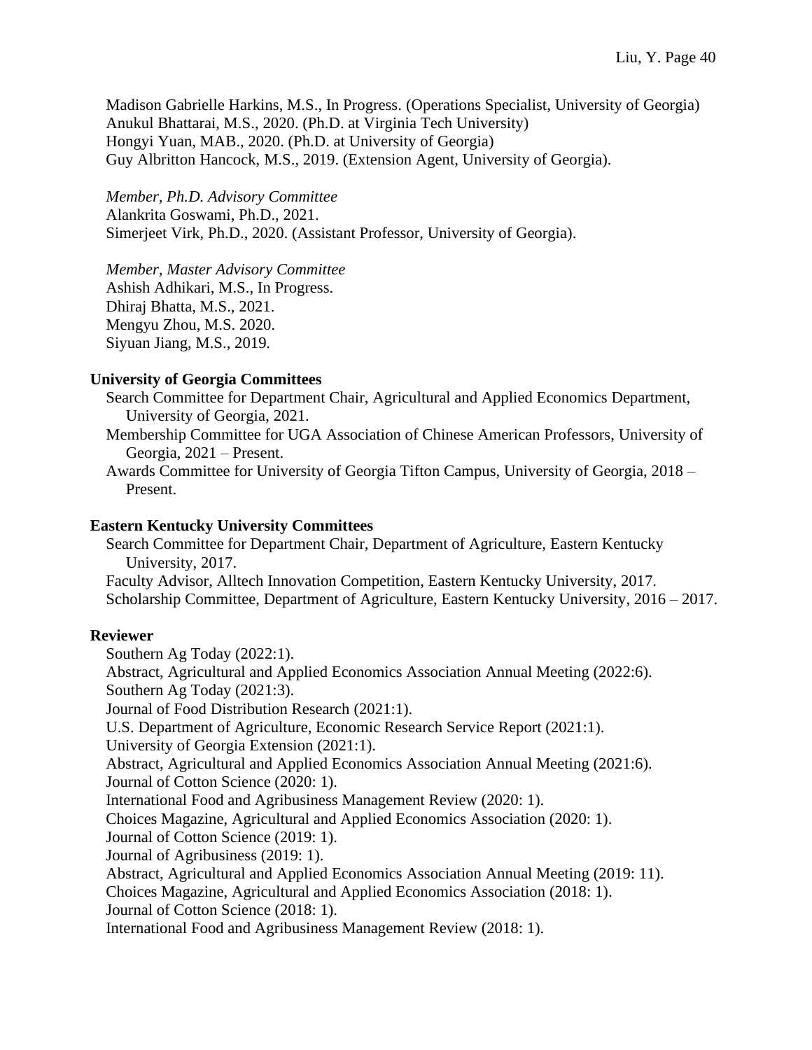Madison Gabrielle Harkins, M.S., In Progress. (Operations Specialist, University of Georgia)
Anukul Bhattarai, M.S., 2020. (Ph.D. at Virginia Tech University)
Hongyi Yuan, MAB., 2020. (Ph.D. at University of Georgia)
Guy Albritton Hancock, M.S., 2019. (Extension Agent, University of Georgia).

*Member, Ph.D. Advisory Committee*
Alankrita Goswami, Ph.D., 2021.
Simerjeet Virk, Ph.D., 2020. (Assistant Professor, University of Georgia).

*Member, Master Advisory Committee*
Ashish Adhikari, M.S., In Progress.
Dhiraj Bhatta, M.S., 2021.
Mengyu Zhou, M.S. 2020.
Siyuan Jiang, M.S., 2019.

**University of Georgia Committees**

Search Committee for Department Chair, Agricultural and Applied Economics Department, University of Georgia, 2021.
Membership Committee for UGA Association of Chinese American Professors, University of Georgia, 2021 – Present.
Awards Committee for University of Georgia Tifton Campus, University of Georgia, 2018 – Present.

**Eastern Kentucky University Committees**

Search Committee for Department Chair, Department of Agriculture, Eastern Kentucky University, 2017.
Faculty Advisor, Alltech Innovation Competition, Eastern Kentucky University, 2017.
Scholarship Committee, Department of Agriculture, Eastern Kentucky University, 2016 – 2017.

**Reviewer**

Southern Ag Today (2022:1).
Abstract, Agricultural and Applied Economics Association Annual Meeting (2022:6).
Southern Ag Today (2021:3).
Journal of Food Distribution Research (2021:1).
U.S. Department of Agriculture, Economic Research Service Report (2021:1).
University of Georgia Extension (2021:1).
Abstract, Agricultural and Applied Economics Association Annual Meeting (2021:6).
Journal of Cotton Science (2020: 1).
International Food and Agribusiness Management Review (2020: 1).
Choices Magazine, Agricultural and Applied Economics Association (2020: 1).
Journal of Cotton Science (2019: 1).
Journal of Agribusiness (2019: 1).
Abstract, Agricultural and Applied Economics Association Annual Meeting (2019: 11).
Choices Magazine, Agricultural and Applied Economics Association (2018: 1).
Journal of Cotton Science (2018: 1).
International Food and Agribusiness Management Review (2018: 1).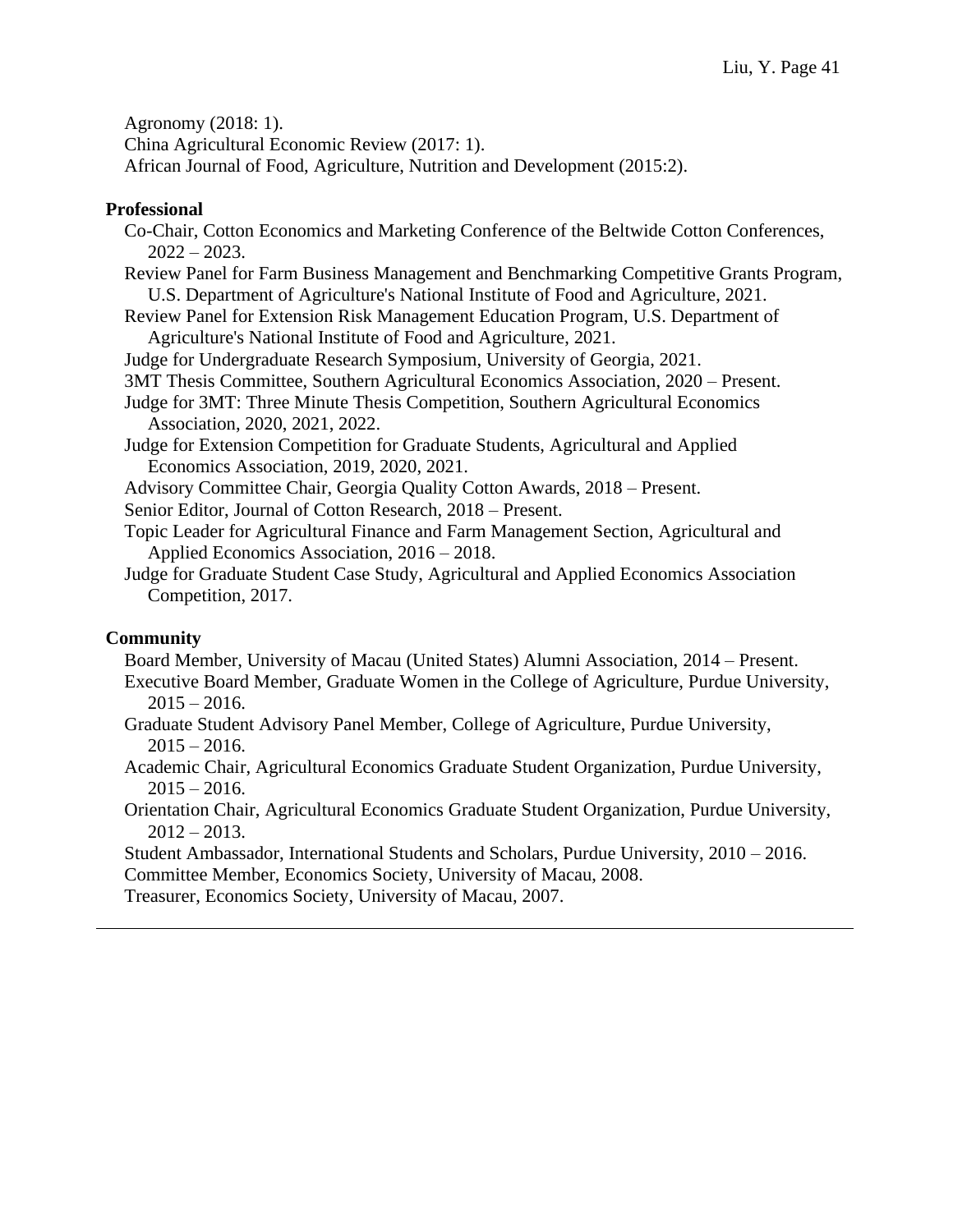Agronomy (2018: 1).
China Agricultural Economic Review (2017: 1).
African Journal of Food, Agriculture, Nutrition and Development (2015:2).

**Professional**

Co-Chair, Cotton Economics and Marketing Conference of the Beltwide Cotton Conferences, 2022 – 2023.
Review Panel for Farm Business Management and Benchmarking Competitive Grants Program, U.S. Department of Agriculture's National Institute of Food and Agriculture, 2021.
Review Panel for Extension Risk Management Education Program, U.S. Department of Agriculture's National Institute of Food and Agriculture, 2021.
Judge for Undergraduate Research Symposium, University of Georgia, 2021.
3MT Thesis Committee, Southern Agricultural Economics Association, 2020 – Present.
Judge for 3MT: Three Minute Thesis Competition, Southern Agricultural Economics Association, 2020, 2021, 2022.
Judge for Extension Competition for Graduate Students, Agricultural and Applied Economics Association, 2019, 2020, 2021.
Advisory Committee Chair, Georgia Quality Cotton Awards, 2018 – Present.
Senior Editor, Journal of Cotton Research, 2018 – Present.
Topic Leader for Agricultural Finance and Farm Management Section, Agricultural and Applied Economics Association, 2016 – 2018.
Judge for Graduate Student Case Study, Agricultural and Applied Economics Association Competition, 2017.

**Community**

Board Member, University of Macau (United States) Alumni Association, 2014 – Present.
Executive Board Member, Graduate Women in the College of Agriculture, Purdue University, 2015 – 2016.
Graduate Student Advisory Panel Member, College of Agriculture, Purdue University, 2015 – 2016.
Academic Chair, Agricultural Economics Graduate Student Organization, Purdue University, 2015 – 2016.
Orientation Chair, Agricultural Economics Graduate Student Organization, Purdue University, 2012 – 2013.
Student Ambassador, International Students and Scholars, Purdue University, 2010 – 2016.
Committee Member, Economics Society, University of Macau, 2008.
Treasurer, Economics Society, University of Macau, 2007.